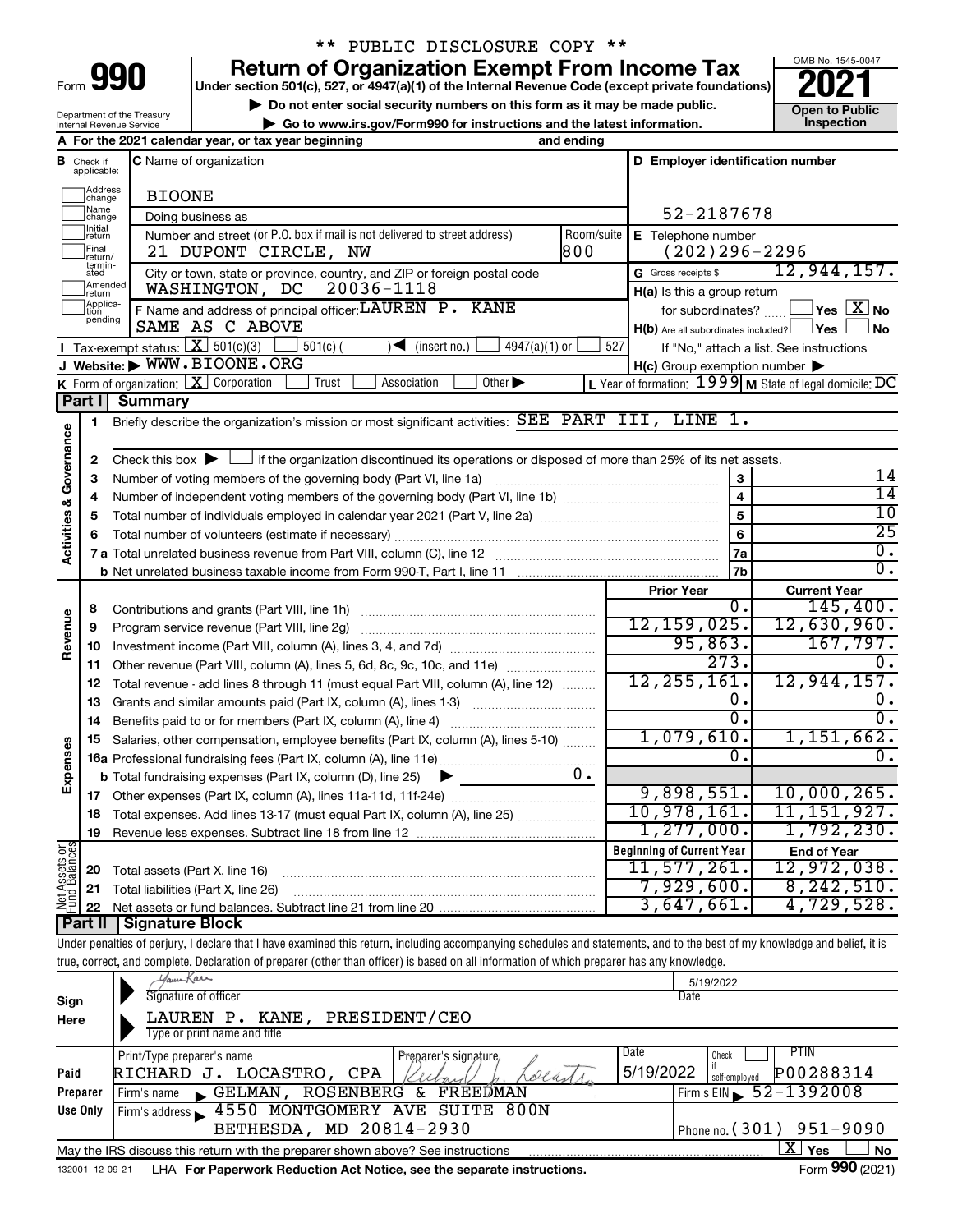** PUBLIC DISCLOSURE COPY **

Form **990**

# Return of Organization Exempt From Income Tax

**Under section 501(c), 527, or 4947(a)(1) of the Internal Revenue Code (except private foundations)**

▶ Do not enter social security numbers on this form as it may be made public.

▶ Go to www.irs.gov/Form990 for instructions and the latest information.

OMB No. 1545-0047

**2021**

**Open to Public Inspection**

Department of the Treasury
Internal Revenue Service

**A** For the 2021 calendar year, or tax year beginning and ending

**B** Check if applicable: Address change, Name change, Initial return, Final return/terminated, Amended return, Application pending

**C** Name of organization: BIOONE

Doing business as

Number and street (or P.O. box if mail is not delivered to street address): 21 DUPONT CIRCLE, NW — Room/suite: 800

City or town, state or province, country, and ZIP or foreign postal code: WASHINGTON, DC 20036-1118

**D** Employer identification number: 52-2187678

**E** Telephone number: (202)296-2296

**G** Gross receipts $ 12,944,157.

**F** Name and address of principal officer: LAUREN P. KANE, SAME AS C ABOVE

**H(a)** Is this a group return for subordinates? ☐ Yes ☒ No

**H(b)** Are all subordinates included? ☐ Yes ☐ No — If "No," attach a list. See instructions

**H(c)** Group exemption number ▶

**I** Tax-exempt status: ☒ 501(c)(3) ☐ 501(c) ( ) ◀ (insert no.) ☐ 4947(a)(1) or ☐ 527

**J** Website: ▶ WWW.BIOONE.ORG

**K** Form of organization: ☒ Corporation ☐ Trust ☐ Association ☐ Other ▶

**L** Year of formation: 1999 **M** State of legal domicile: DC

## Part I Summary

**Activities & Governance**

1 Briefly describe the organization's mission or most significant activities: SEE PART III, LINE 1.

2 Check this box ▶ ☐ if the organization discontinued its operations or disposed of more than 25% of its net assets.

| | | | |
|---|---|---|---|
| 3 | Number of voting members of the governing body (Part VI, line 1a) | 3 | 14 |
| 4 | Number of independent voting members of the governing body (Part VI, line 1b) | 4 | 14 |
| 5 | Total number of individuals employed in calendar year 2021 (Part V, line 2a) | 5 | 10 |
| 6 | Total number of volunteers (estimate if necessary) | 6 | 25 |
| 7a | Total unrelated business revenue from Part VIII, column (C), line 12 | 7a | 0. |
| b | Net unrelated business taxable income from Form 990-T, Part I, line 11 | 7b | 0. |

| | | | Prior Year | Current Year |
|---|---|---|---|---|
| **Revenue** | 8 | Contributions and grants (Part VIII, line 1h) | 0. | 145,400. |
| | 9 | Program service revenue (Part VIII, line 2g) | 12,159,025. | 12,630,960. |
| | 10 | Investment income (Part VIII, column (A), lines 3, 4, and 7d) | 95,863. | 167,797. |
| | 11 | Other revenue (Part VIII, column (A), lines 5, 6d, 8c, 9c, 10c, and 11e) | 273. | 0. |
| | 12 | Total revenue - add lines 8 through 11 (must equal Part VIII, column (A), line 12) | 12,255,161. | 12,944,157. |
| **Expenses** | 13 | Grants and similar amounts paid (Part IX, column (A), lines 1-3) | 0. | 0. |
| | 14 | Benefits paid to or for members (Part IX, column (A), line 4) | 0. | 0. |
| | 15 | Salaries, other compensation, employee benefits (Part IX, column (A), lines 5-10) | 1,079,610. | 1,151,662. |
| | 16a | Professional fundraising fees (Part IX, column (A), line 11e) | 0. | 0. |
| | b | Total fundraising expenses (Part IX, column (D), line 25) ▶ 0. | | |
| | 17 | Other expenses (Part IX, column (A), lines 11a-11d, 11f-24e) | 9,898,551. | 10,000,265. |
| | 18 | Total expenses. Add lines 13-17 (must equal Part IX, column (A), line 25) | 10,978,161. | 11,151,927. |
| | 19 | Revenue less expenses. Subtract line 18 from line 12 | 1,277,000. | 1,792,230. |
| | | | **Beginning of Current Year** | **End of Year** |
| **Net Assets or Fund Balances** | 20 | Total assets (Part X, line 16) | 11,577,261. | 12,972,038. |
| | 21 | Total liabilities (Part X, line 26) | 7,929,600. | 8,242,510. |
| | 22 | Net assets or fund balances. Subtract line 21 from line 20 | 3,647,661. | 4,729,528. |

## Part II Signature Block

Under penalties of perjury, I declare that I have examined this return, including accompanying schedules and statements, and to the best of my knowledge and belief, it is true, correct, and complete. Declaration of preparer (other than officer) is based on all information of which preparer has any knowledge.

**Sign Here**

Signature of officer: Lauren Kane — Date: 5/19/2022

LAUREN P. KANE, PRESIDENT/CEO
Type or print name and title

**Paid Preparer Use Only**

| Print/Type preparer's name | Preparer's signature | Date | Check if self-employed | PTIN |
|---|---|---|---|---|
| RICHARD J. LOCASTRO, CPA | Richard J. Locastro | 5/19/2022 | ☐ | P00288314 |

Firm's name ▶ GELMAN, ROSENBERG & FREEDMAN — Firm's EIN ▶ 52-1392008

Firm's address ▶ 4550 MONTGOMERY AVE SUITE 800N, BETHESDA, MD 20814-2930 — Phone no. (301) 951-9090

May the IRS discuss this return with the preparer shown above? See instructions ☒ Yes ☐ No

132001 12-09-21 LHA For Paperwork Reduction Act Notice, see the separate instructions. Form **990** (2021)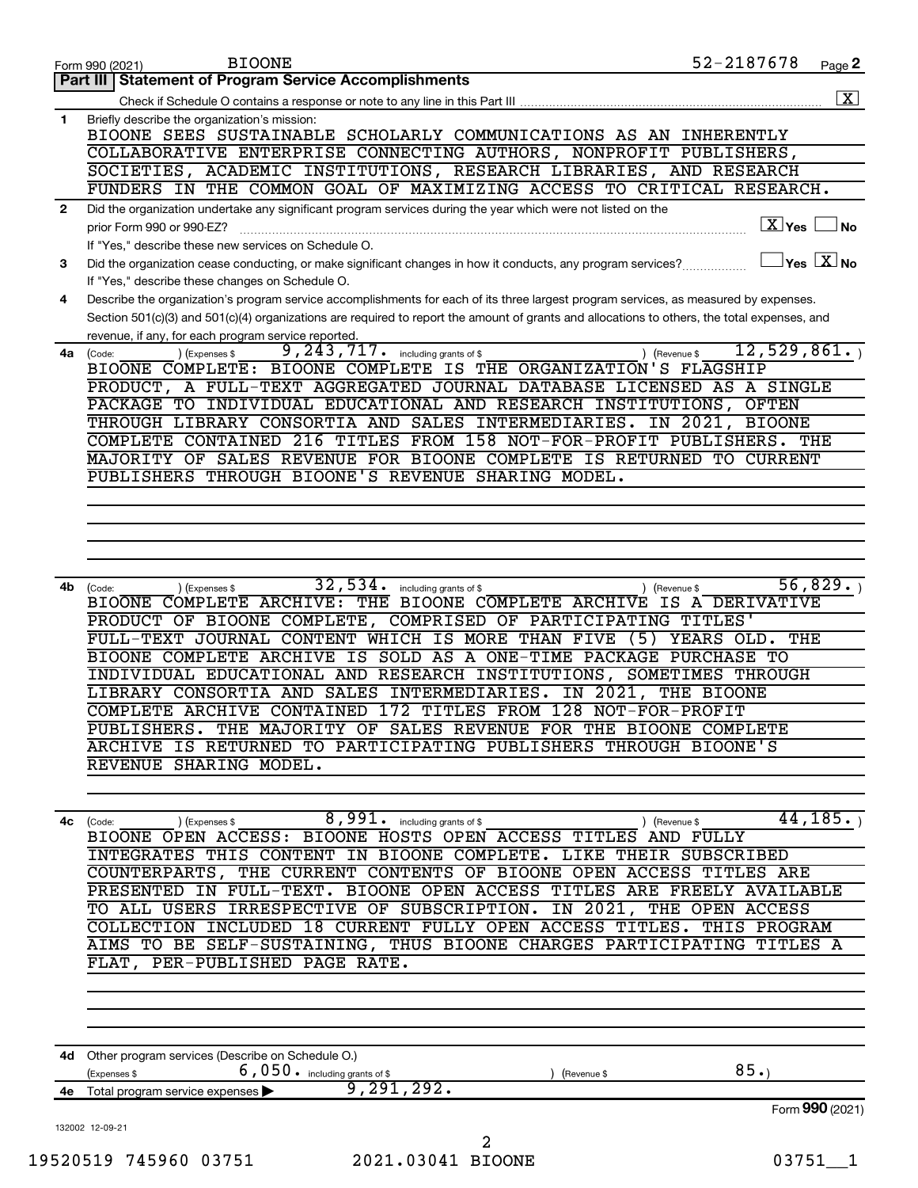Form 990 (2021) BIOONE 52-2187678 Page **2**

## Part III | Statement of Program Service Accomplishments

Check if Schedule O contains a response or note to any line in this Part III .......... [X]

**1** Briefly describe the organization's mission:

BIOONE SEES SUSTAINABLE SCHOLARLY COMMUNICATIONS AS AN INHERENTLY COLLABORATIVE ENTERPRISE CONNECTING AUTHORS, NONPROFIT PUBLISHERS, SOCIETIES, ACADEMIC INSTITUTIONS, RESEARCH LIBRARIES, AND RESEARCH FUNDERS IN THE COMMON GOAL OF MAXIMIZING ACCESS TO CRITICAL RESEARCH.

**2** Did the organization undertake any significant program services during the year which were not listed on the prior Form 990 or 990-EZ? .......... [X] Yes [ ] No

If "Yes," describe these new services on Schedule O.

**3** Did the organization cease conducting, or make significant changes in how it conducts, any program services? .......... [ ] Yes [X] No

If "Yes," describe these changes on Schedule O.

**4** Describe the organization's program service accomplishments for each of its three largest program services, as measured by expenses. Section 501(c)(3) and 501(c)(4) organizations are required to report the amount of grants and allocations to others, the total expenses, and revenue, if any, for each program service reported.

**4a** (Code: ) (Expenses $ 9,243,717. including grants of $ ) (Revenue $ 12,529,861. )

BIOONE COMPLETE: BIOONE COMPLETE IS THE ORGANIZATION'S FLAGSHIP PRODUCT, A FULL-TEXT AGGREGATED JOURNAL DATABASE LICENSED AS A SINGLE PACKAGE TO INDIVIDUAL EDUCATIONAL AND RESEARCH INSTITUTIONS, OFTEN THROUGH LIBRARY CONSORTIA AND SALES INTERMEDIARIES. IN 2021, BIOONE COMPLETE CONTAINED 216 TITLES FROM 158 NOT-FOR-PROFIT PUBLISHERS. THE MAJORITY OF SALES REVENUE FOR BIOONE COMPLETE IS RETURNED TO CURRENT PUBLISHERS THROUGH BIOONE'S REVENUE SHARING MODEL.

**4b** (Code: ) (Expenses $ 32,534. including grants of $ ) (Revenue $ 56,829. )

BIOONE COMPLETE ARCHIVE: THE BIOONE COMPLETE ARCHIVE IS A DERIVATIVE PRODUCT OF BIOONE COMPLETE, COMPRISED OF PARTICIPATING TITLES' FULL-TEXT JOURNAL CONTENT WHICH IS MORE THAN FIVE (5) YEARS OLD. THE BIOONE COMPLETE ARCHIVE IS SOLD AS A ONE-TIME PACKAGE PURCHASE TO INDIVIDUAL EDUCATIONAL AND RESEARCH INSTITUTIONS, SOMETIMES THROUGH LIBRARY CONSORTIA AND SALES INTERMEDIARIES. IN 2021, THE BIOONE COMPLETE ARCHIVE CONTAINED 172 TITLES FROM 128 NOT-FOR-PROFIT PUBLISHERS. THE MAJORITY OF SALES REVENUE FOR THE BIOONE COMPLETE ARCHIVE IS RETURNED TO PARTICIPATING PUBLISHERS THROUGH BIOONE'S REVENUE SHARING MODEL.

**4c** (Code: ) (Expenses $ 8,991. including grants of $ ) (Revenue $ 44,185. )

BIOONE OPEN ACCESS: BIOONE HOSTS OPEN ACCESS TITLES AND FULLY INTEGRATES THIS CONTENT IN BIOONE COMPLETE. LIKE THEIR SUBSCRIBED COUNTERPARTS, THE CURRENT CONTENTS OF BIOONE OPEN ACCESS TITLES ARE PRESENTED IN FULL-TEXT. BIOONE OPEN ACCESS TITLES ARE FREELY AVAILABLE TO ALL USERS IRRESPECTIVE OF SUBSCRIPTION. IN 2021, THE OPEN ACCESS COLLECTION INCLUDED 18 CURRENT FULLY OPEN ACCESS TITLES. THIS PROGRAM AIMS TO BE SELF-SUSTAINING, THUS BIOONE CHARGES PARTICIPATING TITLES A FLAT, PER-PUBLISHED PAGE RATE.

**4d** Other program services (Describe on Schedule O.)

(Expenses $ 6,050. including grants of $ ) (Revenue $ 85.)

**4e** Total program service expenses ▶ 9,291,292.

Form **990** (2021)

132002 12-09-21

19520519 745960 03751 2021.03041 BIOONE 03751__1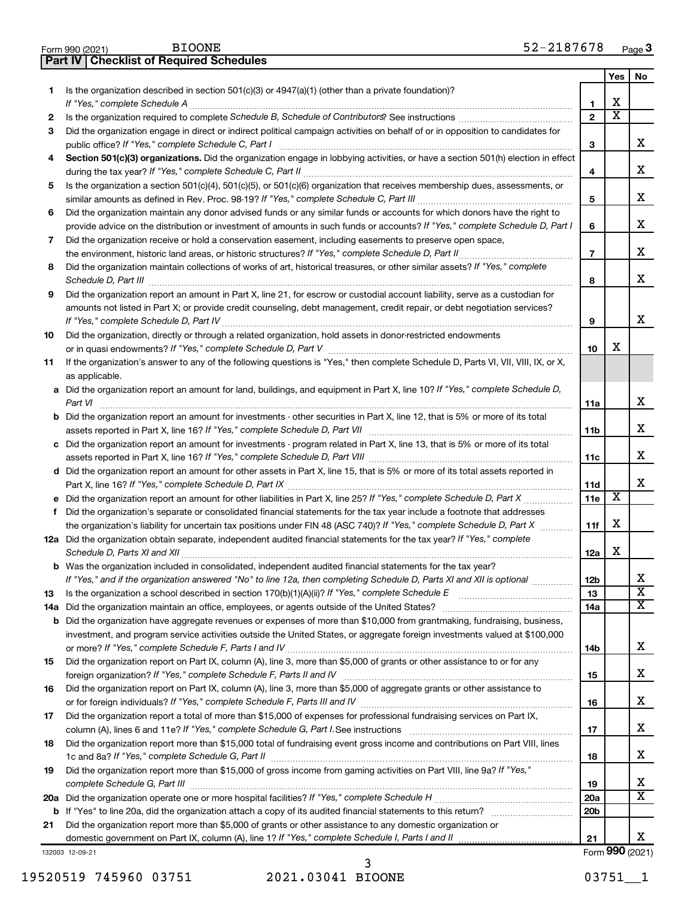Form 990 (2021) BIOONE 52-2187678 Page 3

**Part IV | Checklist of Required Schedules**

| | | | Yes | No |
|---|---|---|---|---|
| 1 | Is the organization described in section 501(c)(3) or 4947(a)(1) (other than a private foundation)? *If "Yes," complete Schedule A* | 1 | X | |
| 2 | Is the organization required to complete *Schedule B, Schedule of Contributors*? See instructions | 2 | X | |
| 3 | Did the organization engage in direct or indirect political campaign activities on behalf of or in opposition to candidates for public office? *If "Yes," complete Schedule C, Part I* | 3 | | X |
| 4 | **Section 501(c)(3) organizations.** Did the organization engage in lobbying activities, or have a section 501(h) election in effect during the tax year? *If "Yes," complete Schedule C, Part II* | 4 | | X |
| 5 | Is the organization a section 501(c)(4), 501(c)(5), or 501(c)(6) organization that receives membership dues, assessments, or similar amounts as defined in Rev. Proc. 98-19? *If "Yes," complete Schedule C, Part III* | 5 | | X |
| 6 | Did the organization maintain any donor advised funds or any similar funds or accounts for which donors have the right to provide advice on the distribution or investment of amounts in such funds or accounts? *If "Yes," complete Schedule D, Part I* | 6 | | X |
| 7 | Did the organization receive or hold a conservation easement, including easements to preserve open space, the environment, historic land areas, or historic structures? *If "Yes," complete Schedule D, Part II* | 7 | | X |
| 8 | Did the organization maintain collections of works of art, historical treasures, or other similar assets? *If "Yes," complete Schedule D, Part III* | 8 | | X |
| 9 | Did the organization report an amount in Part X, line 21, for escrow or custodial account liability, serve as a custodian for amounts not listed in Part X; or provide credit counseling, debt management, credit repair, or debt negotiation services? *If "Yes," complete Schedule D, Part IV* | 9 | | X |
| 10 | Did the organization, directly or through a related organization, hold assets in donor-restricted endowments or in quasi endowments? *If "Yes," complete Schedule D, Part V* | 10 | X | |
| 11 | If the organization's answer to any of the following questions is "Yes," then complete Schedule D, Parts VI, VII, VIII, IX, or X, as applicable. | | | |
| a | Did the organization report an amount for land, buildings, and equipment in Part X, line 10? *If "Yes," complete Schedule D, Part VI* | 11a | | X |
| b | Did the organization report an amount for investments - other securities in Part X, line 12, that is 5% or more of its total assets reported in Part X, line 16? *If "Yes," complete Schedule D, Part VII* | 11b | | X |
| c | Did the organization report an amount for investments - program related in Part X, line 13, that is 5% or more of its total assets reported in Part X, line 16? *If "Yes," complete Schedule D, Part VIII* | 11c | | X |
| d | Did the organization report an amount for other assets in Part X, line 15, that is 5% or more of its total assets reported in Part X, line 16? *If "Yes," complete Schedule D, Part IX* | 11d | | X |
| e | Did the organization report an amount for other liabilities in Part X, line 25? *If "Yes," complete Schedule D, Part X* | 11e | X | |
| f | Did the organization's separate or consolidated financial statements for the tax year include a footnote that addresses the organization's liability for uncertain tax positions under FIN 48 (ASC 740)? *If "Yes," complete Schedule D, Part X* | 11f | X | |
| 12a | Did the organization obtain separate, independent audited financial statements for the tax year? *If "Yes," complete Schedule D, Parts XI and XII* | 12a | X | |
| b | Was the organization included in consolidated, independent audited financial statements for the tax year? *If "Yes," and if the organization answered "No" to line 12a, then completing Schedule D, Parts XI and XII is optional* | 12b | | X |
| 13 | Is the organization a school described in section 170(b)(1)(A)(ii)? *If "Yes," complete Schedule E* | 13 | | X |
| 14a | Did the organization maintain an office, employees, or agents outside of the United States? | 14a | | X |
| b | Did the organization have aggregate revenues or expenses of more than $10,000 from grantmaking, fundraising, business, investment, and program service activities outside the United States, or aggregate foreign investments valued at $100,000 or more? *If "Yes," complete Schedule F, Parts I and IV* | 14b | | X |
| 15 | Did the organization report on Part IX, column (A), line 3, more than $5,000 of grants or other assistance to or for any foreign organization? *If "Yes," complete Schedule F, Parts II and IV* | 15 | | X |
| 16 | Did the organization report on Part IX, column (A), line 3, more than $5,000 of aggregate grants or other assistance to or for foreign individuals? *If "Yes," complete Schedule F, Parts III and IV* | 16 | | X |
| 17 | Did the organization report a total of more than $15,000 of expenses for professional fundraising services on Part IX, column (A), lines 6 and 11e? *If "Yes," complete Schedule G, Part I.* See instructions | 17 | | X |
| 18 | Did the organization report more than $15,000 total of fundraising event gross income and contributions on Part VIII, lines 1c and 8a? *If "Yes," complete Schedule G, Part II* | 18 | | X |
| 19 | Did the organization report more than $15,000 of gross income from gaming activities on Part VIII, line 9a? *If "Yes," complete Schedule G, Part III* | 19 | | X |
| 20a | Did the organization operate one or more hospital facilities? *If "Yes," complete Schedule H* | 20a | | X |
| b | If "Yes" to line 20a, did the organization attach a copy of its audited financial statements to this return? | 20b | | |
| 21 | Did the organization report more than $5,000 of grants or other assistance to any domestic organization or domestic government on Part IX, column (A), line 1? *If "Yes," complete Schedule I, Parts I and II* | 21 | | X |

132003 12-09-21 Form **990** (2021)

19520519 745960 03751 2021.03041 BIOONE 03751__1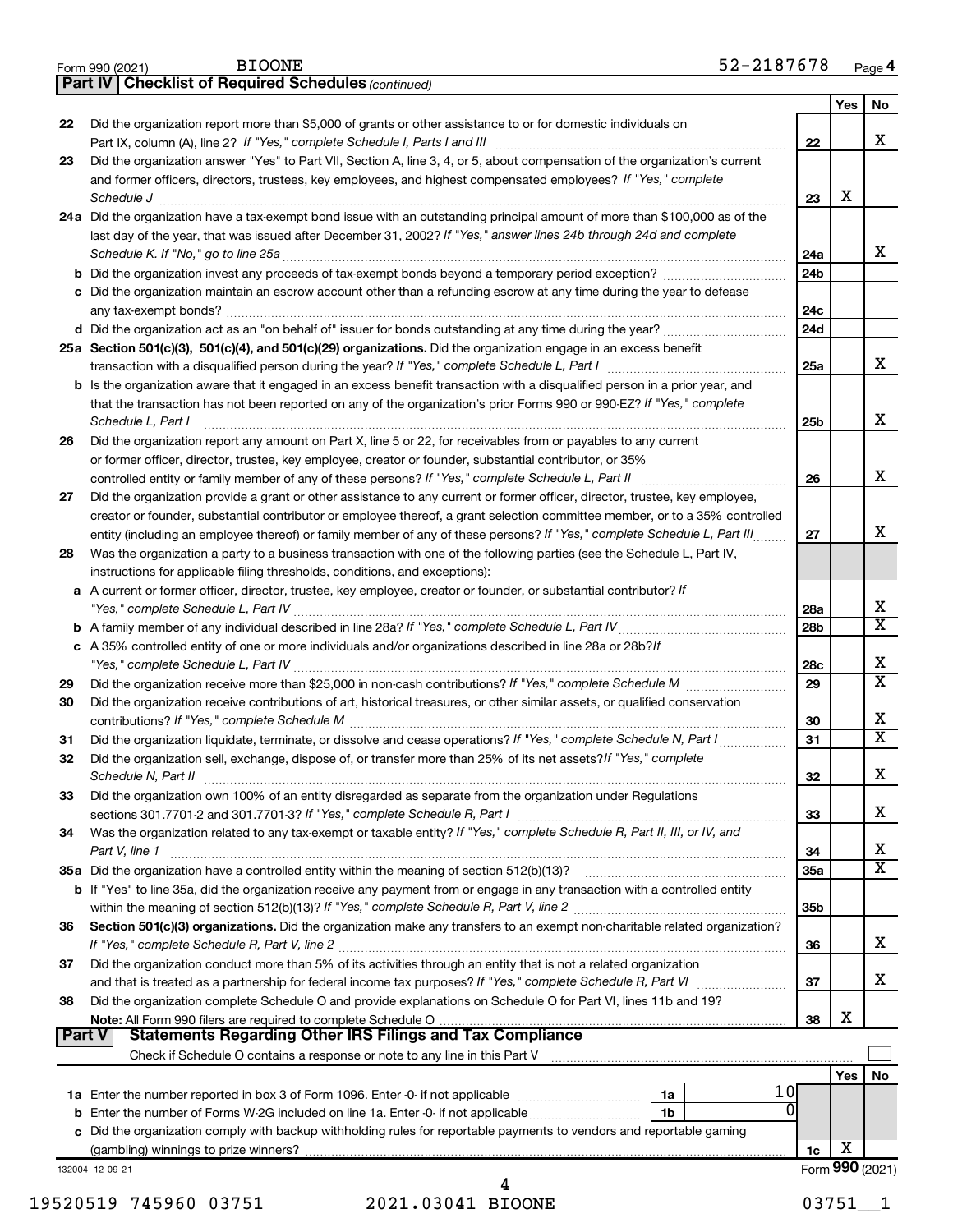Form 990 (2021) BIOONE 52-2187678 Page 4

**Part IV Checklist of Required Schedules** *(continued)*

| | | | Yes | No |
|---|---|---|---|---|
| 22 | Did the organization report more than $5,000 of grants or other assistance to or for domestic individuals on Part IX, column (A), line 2? *If "Yes," complete Schedule I, Parts I and III* | 22 | | X |
| 23 | Did the organization answer "Yes" to Part VII, Section A, line 3, 4, or 5, about compensation of the organization's current and former officers, directors, trustees, key employees, and highest compensated employees? *If "Yes," complete Schedule J* | 23 | X | |
| 24a | Did the organization have a tax-exempt bond issue with an outstanding principal amount of more than $100,000 as of the last day of the year, that was issued after December 31, 2002? *If "Yes," answer lines 24b through 24d and complete Schedule K. If "No," go to line 25a* | 24a | | X |
| b | Did the organization invest any proceeds of tax-exempt bonds beyond a temporary period exception? | 24b | | |
| c | Did the organization maintain an escrow account other than a refunding escrow at any time during the year to defease any tax-exempt bonds? | 24c | | |
| d | Did the organization act as an "on behalf of" issuer for bonds outstanding at any time during the year? | 24d | | |
| 25a | **Section 501(c)(3), 501(c)(4), and 501(c)(29) organizations.** Did the organization engage in an excess benefit transaction with a disqualified person during the year? *If "Yes," complete Schedule L, Part I* | 25a | | X |
| b | Is the organization aware that it engaged in an excess benefit transaction with a disqualified person in a prior year, and that the transaction has not been reported on any of the organization's prior Forms 990 or 990-EZ? *If "Yes," complete Schedule L, Part I* | 25b | | X |
| 26 | Did the organization report any amount on Part X, line 5 or 22, for receivables from or payables to any current or former officer, director, trustee, key employee, creator or founder, substantial contributor, or 35% controlled entity or family member of any of these persons? *If "Yes," complete Schedule L, Part II* | 26 | | X |
| 27 | Did the organization provide a grant or other assistance to any current or former officer, director, trustee, key employee, creator or founder, substantial contributor or employee thereof, a grant selection committee member, or to a 35% controlled entity (including an employee thereof) or family member of any of these persons? *If "Yes," complete Schedule L, Part III* | 27 | | X |
| 28 | Was the organization a party to a business transaction with one of the following parties (see the Schedule L, Part IV, instructions for applicable filing thresholds, conditions, and exceptions): | | | |
| a | A current or former officer, director, trustee, key employee, creator or founder, or substantial contributor? *If "Yes," complete Schedule L, Part IV* | 28a | | X |
| b | A family member of any individual described in line 28a? *If "Yes," complete Schedule L, Part IV* | 28b | | X |
| c | A 35% controlled entity of one or more individuals and/or organizations described in line 28a or 28b? *If "Yes," complete Schedule L, Part IV* | 28c | | X |
| 29 | Did the organization receive more than $25,000 in non-cash contributions? *If "Yes," complete Schedule M* | 29 | | X |
| 30 | Did the organization receive contributions of art, historical treasures, or other similar assets, or qualified conservation contributions? *If "Yes," complete Schedule M* | 30 | | X |
| 31 | Did the organization liquidate, terminate, or dissolve and cease operations? *If "Yes," complete Schedule N, Part I* | 31 | | X |
| 32 | Did the organization sell, exchange, dispose of, or transfer more than 25% of its net assets? *If "Yes," complete Schedule N, Part II* | 32 | | X |
| 33 | Did the organization own 100% of an entity disregarded as separate from the organization under Regulations sections 301.7701-2 and 301.7701-3? *If "Yes," complete Schedule R, Part I* | 33 | | X |
| 34 | Was the organization related to any tax-exempt or taxable entity? *If "Yes," complete Schedule R, Part II, III, or IV, and Part V, line 1* | 34 | | X |
| 35a | Did the organization have a controlled entity within the meaning of section 512(b)(13)? | 35a | | X |
| b | If "Yes" to line 35a, did the organization receive any payment from or engage in any transaction with a controlled entity within the meaning of section 512(b)(13)? *If "Yes," complete Schedule R, Part V, line 2* | 35b | | |
| 36 | **Section 501(c)(3) organizations.** Did the organization make any transfers to an exempt non-charitable related organization? *If "Yes," complete Schedule R, Part V, line 2* | 36 | | X |
| 37 | Did the organization conduct more than 5% of its activities through an entity that is not a related organization and that is treated as a partnership for federal income tax purposes? *If "Yes," complete Schedule R, Part VI* | 37 | | X |
| 38 | Did the organization complete Schedule O and provide explanations on Schedule O for Part VI, lines 11b and 19? **Note:** All Form 990 filers are required to complete Schedule O | 38 | X | |

**Part V Statements Regarding Other IRS Filings and Tax Compliance**

Check if Schedule O contains a response or note to any line in this Part V ☐

| | | | | | Yes | No |
|---|---|---|---|---|---|---|
| 1a | Enter the number reported in box 3 of Form 1096. Enter -0- if not applicable | 1a | 10 | | | |
| b | Enter the number of Forms W-2G included on line 1a. Enter -0- if not applicable | 1b | 0 | | | |
| c | Did the organization comply with backup withholding rules for reportable payments to vendors and reportable gaming (gambling) winnings to prize winners? | | | 1c | X | |

132004 12-09-21

Form **990** (2021)

19520519 745960 03751 2021.03041 BIOONE 03751__1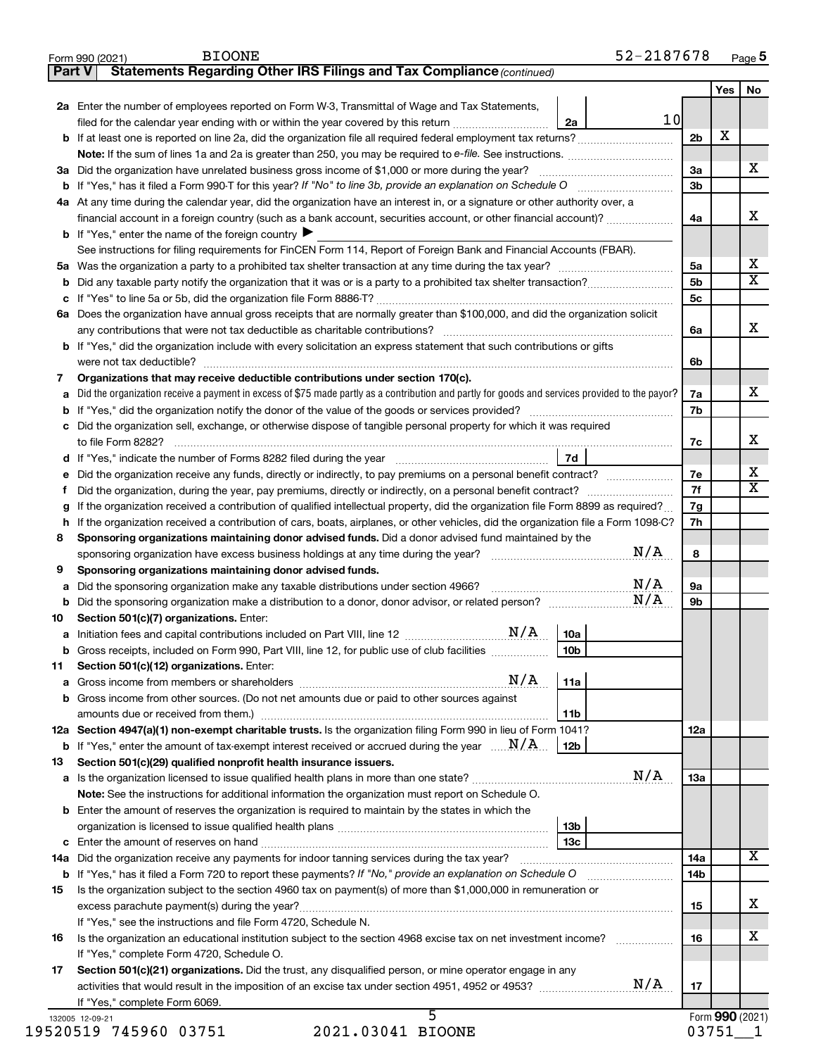Form 990 (2021) BIOONE 52-2187678 Page 5

**Part V Statements Regarding Other IRS Filings and Tax Compliance** *(continued)*

| | | | | | Yes | No |
|---|---|---|---|---|---|---|
| **2a** | Enter the number of employees reported on Form W-3, Transmittal of Wage and Tax Statements, filed for the calendar year ending with or within the year covered by this return | 2a | 10 | | | |
| **b** | If at least one is reported on line 2a, did the organization file all required federal employment tax returns? | | | 2b | X | |
| | **Note:** If the sum of lines 1a and 2a is greater than 250, you may be required to *e-file*. See instructions. | | | | | |
| **3a** | Did the organization have unrelated business gross income of $1,000 or more during the year? | | | 3a | | X |
| **b** | If "Yes," has it filed a Form 990-T for this year? *If "No" to line 3b, provide an explanation on Schedule O* | | | 3b | | |
| **4a** | At any time during the calendar year, did the organization have an interest in, or a signature or other authority over, a financial account in a foreign country (such as a bank account, securities account, or other financial account)? | | | 4a | | X |
| **b** | If "Yes," enter the name of the foreign country ▶ | | | | | |
| | See instructions for filing requirements for FinCEN Form 114, Report of Foreign Bank and Financial Accounts (FBAR). | | | | | |
| **5a** | Was the organization a party to a prohibited tax shelter transaction at any time during the tax year? | | | 5a | | X |
| **b** | Did any taxable party notify the organization that it was or is a party to a prohibited tax shelter transaction? | | | 5b | | X |
| **c** | If "Yes" to line 5a or 5b, did the organization file Form 8886-T? | | | 5c | | |
| **6a** | Does the organization have annual gross receipts that are normally greater than $100,000, and did the organization solicit any contributions that were not tax deductible as charitable contributions? | | | 6a | | X |
| **b** | If "Yes," did the organization include with every solicitation an express statement that such contributions or gifts were not tax deductible? | | | 6b | | |
| **7** | **Organizations that may receive deductible contributions under section 170(c).** | | | | | |
| **a** | Did the organization receive a payment in excess of $75 made partly as a contribution and partly for goods and services provided to the payor? | | | 7a | | X |
| **b** | If "Yes," did the organization notify the donor of the value of the goods or services provided? | | | 7b | | |
| **c** | Did the organization sell, exchange, or otherwise dispose of tangible personal property for which it was required to file Form 8282? | | | 7c | | X |
| **d** | If "Yes," indicate the number of Forms 8282 filed during the year | 7d | | | | |
| **e** | Did the organization receive any funds, directly or indirectly, to pay premiums on a personal benefit contract? | | | 7e | | X |
| **f** | Did the organization, during the year, pay premiums, directly or indirectly, on a personal benefit contract? | | | 7f | | X |
| **g** | If the organization received a contribution of qualified intellectual property, did the organization file Form 8899 as required? | | | 7g | | |
| **h** | If the organization received a contribution of cars, boats, airplanes, or other vehicles, did the organization file a Form 1098-C? | | | 7h | | |
| **8** | **Sponsoring organizations maintaining donor advised funds.** Did a donor advised fund maintained by the sponsoring organization have excess business holdings at any time during the year? N/A | | | 8 | | |
| **9** | **Sponsoring organizations maintaining donor advised funds.** | | | | | |
| **a** | Did the sponsoring organization make any taxable distributions under section 4966? N/A | | | 9a | | |
| **b** | Did the sponsoring organization make a distribution to a donor, donor advisor, or related person? N/A | | | 9b | | |
| **10** | **Section 501(c)(7) organizations.** Enter: | | | | | |
| **a** | Initiation fees and capital contributions included on Part VIII, line 12 N/A | 10a | | | | |
| **b** | Gross receipts, included on Form 990, Part VIII, line 12, for public use of club facilities | 10b | | | | |
| **11** | **Section 501(c)(12) organizations.** Enter: | | | | | |
| **a** | Gross income from members or shareholders N/A | 11a | | | | |
| **b** | Gross income from other sources. (Do not net amounts due or paid to other sources against amounts due or received from them.) | 11b | | | | |
| **12a** | **Section 4947(a)(1) non-exempt charitable trusts.** Is the organization filing Form 990 in lieu of Form 1041? | | | 12a | | |
| **b** | If "Yes," enter the amount of tax-exempt interest received or accrued during the year N/A | 12b | | | | |
| **13** | **Section 501(c)(29) qualified nonprofit health insurance issuers.** | | | | | |
| **a** | Is the organization licensed to issue qualified health plans in more than one state? N/A | | | 13a | | |
| | **Note:** See the instructions for additional information the organization must report on Schedule O. | | | | | |
| **b** | Enter the amount of reserves the organization is required to maintain by the states in which the organization is licensed to issue qualified health plans | 13b | | | | |
| **c** | Enter the amount of reserves on hand | 13c | | | | |
| **14a** | Did the organization receive any payments for indoor tanning services during the tax year? | | | 14a | | X |
| **b** | If "Yes," has it filed a Form 720 to report these payments? *If "No," provide an explanation on Schedule O* | | | 14b | | |
| **15** | Is the organization subject to the section 4960 tax on payment(s) of more than $1,000,000 in remuneration or excess parachute payment(s) during the year? | | | 15 | | X |
| | If "Yes," see the instructions and file Form 4720, Schedule N. | | | | | |
| **16** | Is the organization an educational institution subject to the section 4968 excise tax on net investment income? | | | 16 | | X |
| | If "Yes," complete Form 4720, Schedule O. | | | | | |
| **17** | **Section 501(c)(21) organizations.** Did the trust, any disqualified person, or mine operator engage in any activities that would result in the imposition of an excise tax under section 4951, 4952 or 4953? N/A | | | 17 | | |
| | If "Yes," complete Form 6069. | | | | | |

Form **990** (2021)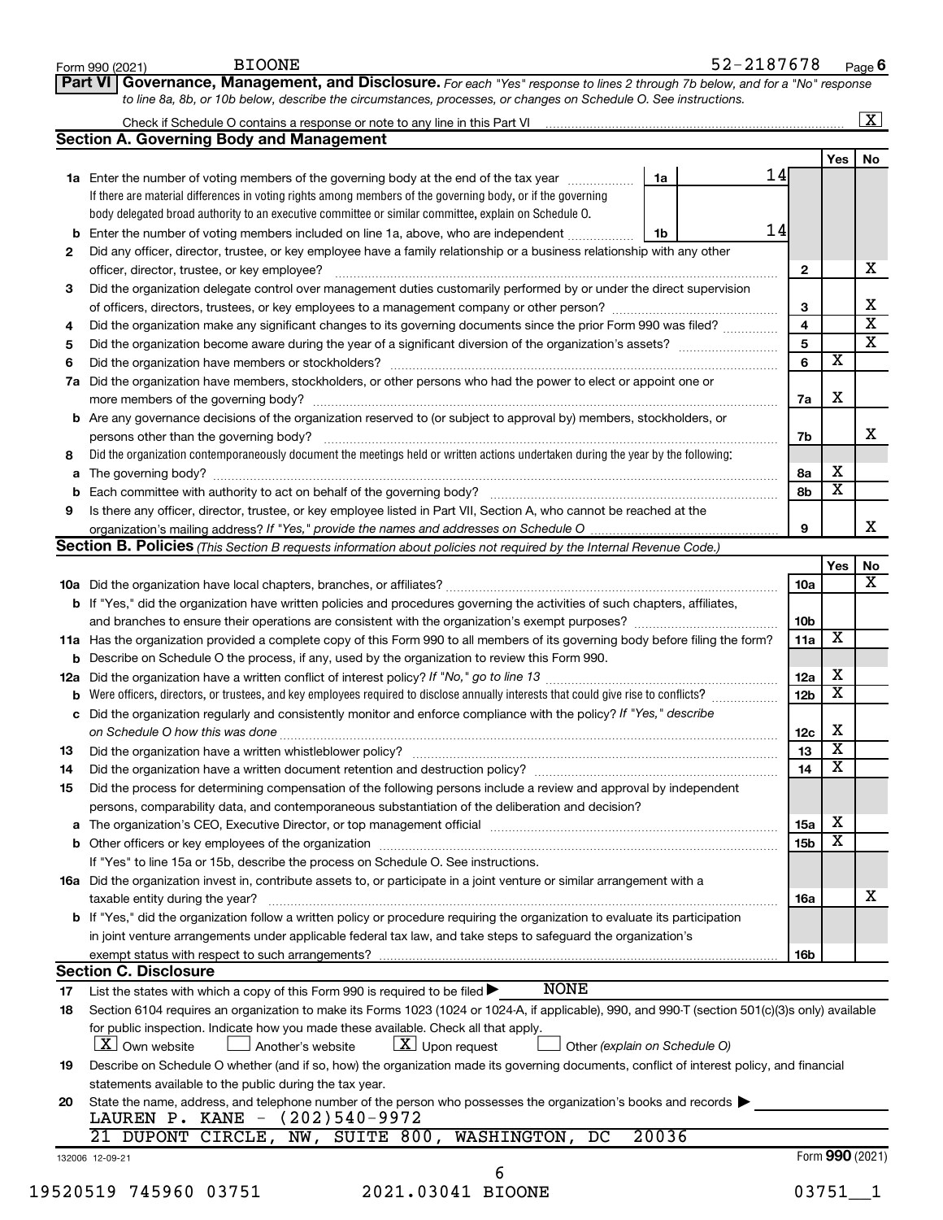Form 990 (2021) BIOONE 52-2187678 Page **6**

**Part VI Governance, Management, and Disclosure.** *For each "Yes" response to lines 2 through 7b below, and for a "No" response to line 8a, 8b, or 10b below, describe the circumstances, processes, or changes on Schedule O. See instructions.*

Check if Schedule O contains a response or note to any line in this Part VI [X]

## Section A. Governing Body and Management

| | | | | Yes | No |
|---|---|---|---|---|---|
| **1a** | Enter the number of voting members of the governing body at the end of the tax year. If there are material differences in voting rights among members of the governing body, or if the governing body delegated broad authority to an executive committee or similar committee, explain on Schedule O. | 1a: 14 | | | |
| **b** | Enter the number of voting members included on line 1a, above, who are independent | 1b: 14 | | | |
| **2** | Did any officer, director, trustee, or key employee have a family relationship or a business relationship with any other officer, director, trustee, or key employee? | | 2 | | X |
| **3** | Did the organization delegate control over management duties customarily performed by or under the direct supervision of officers, directors, trustees, or key employees to a management company or other person? | | 3 | | X |
| **4** | Did the organization make any significant changes to its governing documents since the prior Form 990 was filed? | | 4 | | X |
| **5** | Did the organization become aware during the year of a significant diversion of the organization's assets? | | 5 | | X |
| **6** | Did the organization have members or stockholders? | | 6 | X | |
| **7a** | Did the organization have members, stockholders, or other persons who had the power to elect or appoint one or more members of the governing body? | | 7a | X | |
| **b** | Are any governance decisions of the organization reserved to (or subject to approval by) members, stockholders, or persons other than the governing body? | | 7b | | X |
| **8** | Did the organization contemporaneously document the meetings held or written actions undertaken during the year by the following: | | | | |
| **a** | The governing body? | | 8a | X | |
| **b** | Each committee with authority to act on behalf of the governing body? | | 8b | X | |
| **9** | Is there any officer, director, trustee, or key employee listed in Part VII, Section A, who cannot be reached at the organization's mailing address? *If "Yes," provide the names and addresses on Schedule O* | | 9 | | X |

## Section B. Policies *(This Section B requests information about policies not required by the Internal Revenue Code.)*

| | | | Yes | No |
|---|---|---|---|---|
| **10a** | Did the organization have local chapters, branches, or affiliates? | 10a | | X |
| **b** | If "Yes," did the organization have written policies and procedures governing the activities of such chapters, affiliates, and branches to ensure their operations are consistent with the organization's exempt purposes? | 10b | | |
| **11a** | Has the organization provided a complete copy of this Form 990 to all members of its governing body before filing the form? | 11a | X | |
| **b** | Describe on Schedule O the process, if any, used by the organization to review this Form 990. | | | |
| **12a** | Did the organization have a written conflict of interest policy? *If "No," go to line 13* | 12a | X | |
| **b** | Were officers, directors, or trustees, and key employees required to disclose annually interests that could give rise to conflicts? | 12b | X | |
| **c** | Did the organization regularly and consistently monitor and enforce compliance with the policy? *If "Yes," describe on Schedule O how this was done* | 12c | X | |
| **13** | Did the organization have a written whistleblower policy? | 13 | X | |
| **14** | Did the organization have a written document retention and destruction policy? | 14 | X | |
| **15** | Did the process for determining compensation of the following persons include a review and approval by independent persons, comparability data, and contemporaneous substantiation of the deliberation and decision? | | | |
| **a** | The organization's CEO, Executive Director, or top management official | 15a | X | |
| **b** | Other officers or key employees of the organization | 15b | X | |
| | If "Yes" to line 15a or 15b, describe the process on Schedule O. See instructions. | | | |
| **16a** | Did the organization invest in, contribute assets to, or participate in a joint venture or similar arrangement with a taxable entity during the year? | 16a | | X |
| **b** | If "Yes," did the organization follow a written policy or procedure requiring the organization to evaluate its participation in joint venture arrangements under applicable federal tax law, and take steps to safeguard the organization's exempt status with respect to such arrangements? | 16b | | |

## Section C. Disclosure

**17** List the states with which a copy of this Form 990 is required to be filed ▶ NONE

**18** Section 6104 requires an organization to make its Forms 1023 (1024 or 1024-A, if applicable), 990, and 990-T (section 501(c)(3)s only) available for public inspection. Indicate how you made these available. Check all that apply.

[X] Own website [ ] Another's website [X] Upon request [ ] Other *(explain on Schedule O)*

**19** Describe on Schedule O whether (and if so, how) the organization made its governing documents, conflict of interest policy, and financial statements available to the public during the tax year.

**20** State the name, address, and telephone number of the person who possesses the organization's books and records ▶

LAUREN P. KANE - (202)540-9972
21 DUPONT CIRCLE, NW, SUITE 800, WASHINGTON, DC 20036

132006 12-09-21 Form **990** (2021)

19520519 745960 03751 2021.03041 BIOONE 03751__1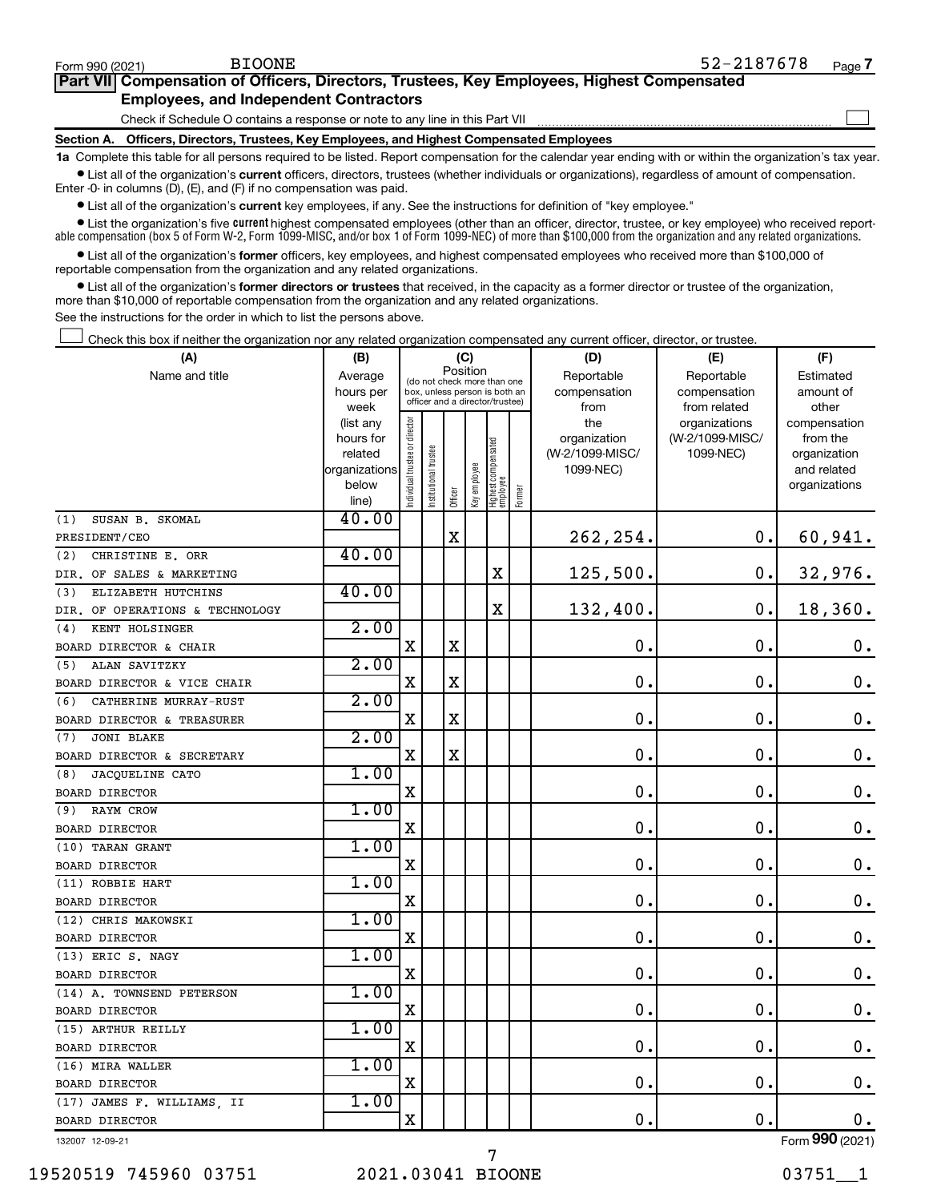Form 990 (2021) BIOONE 52-2187678 Page 7

## Part VII Compensation of Officers, Directors, Trustees, Key Employees, Highest Compensated Employees, and Independent Contractors

Check if Schedule O contains a response or note to any line in this Part VII ☐

### Section A. Officers, Directors, Trustees, Key Employees, and Highest Compensated Employees

**1a** Complete this table for all persons required to be listed. Report compensation for the calendar year ending with or within the organization's tax year.

- List all of the organization's **current** officers, directors, trustees (whether individuals or organizations), regardless of amount of compensation. Enter -0- in columns (D), (E), and (F) if no compensation was paid.
- List all of the organization's **current** key employees, if any. See the instructions for definition of "key employee."
- List the organization's five **current** highest compensated employees (other than an officer, director, trustee, or key employee) who received reportable compensation (box 5 of Form W-2, Form 1099-MISC, and/or box 1 of Form 1099-NEC) of more than $100,000 from the organization and any related organizations.
- List all of the organization's **former** officers, key employees, and highest compensated employees who received more than $100,000 of reportable compensation from the organization and any related organizations.
- List all of the organization's **former directors or trustees** that received, in the capacity as a former director or trustee of the organization, more than $10,000 of reportable compensation from the organization and any related organizations.

See the instructions for the order in which to list the persons above.

☐ Check this box if neither the organization nor any related organization compensated any current officer, director, or trustee.

| (A) Name and title | (B) Average hours per week (list any hours for related organizations below line) | (C) Position: Individual trustee or director | Institutional trustee | Officer | Key employee | Highest compensated employee | Former | (D) Reportable compensation from the organization (W-2/1099-MISC/ 1099-NEC) | (E) Reportable compensation from related organizations (W-2/1099-MISC/ 1099-NEC) | (F) Estimated amount of other compensation from the organization and related organizations |
|---|---|---|---|---|---|---|---|---|---|---|
| (1) SUSAN B. SKOMAL<br>PRESIDENT/CEO | 40.00 | | | X | | | | 262,254. | 0. | 60,941. |
| (2) CHRISTINE E. ORR<br>DIR. OF SALES & MARKETING | 40.00 | | | | | X | | 125,500. | 0. | 32,976. |
| (3) ELIZABETH HUTCHINS<br>DIR. OF OPERATIONS & TECHNOLOGY | 40.00 | | | | | X | | 132,400. | 0. | 18,360. |
| (4) KENT HOLSINGER<br>BOARD DIRECTOR & CHAIR | 2.00 | X | | X | | | | 0. | 0. | 0. |
| (5) ALAN SAVITZKY<br>BOARD DIRECTOR & VICE CHAIR | 2.00 | X | | X | | | | 0. | 0. | 0. |
| (6) CATHERINE MURRAY-RUST<br>BOARD DIRECTOR & TREASURER | 2.00 | X | | X | | | | 0. | 0. | 0. |
| (7) JONI BLAKE<br>BOARD DIRECTOR & SECRETARY | 2.00 | X | | X | | | | 0. | 0. | 0. |
| (8) JACQUELINE CATO<br>BOARD DIRECTOR | 1.00 | X | | | | | | 0. | 0. | 0. |
| (9) RAYM CROW<br>BOARD DIRECTOR | 1.00 | X | | | | | | 0. | 0. | 0. |
| (10) TARAN GRANT<br>BOARD DIRECTOR | 1.00 | X | | | | | | 0. | 0. | 0. |
| (11) ROBBIE HART<br>BOARD DIRECTOR | 1.00 | X | | | | | | 0. | 0. | 0. |
| (12) CHRIS MAKOWSKI<br>BOARD DIRECTOR | 1.00 | X | | | | | | 0. | 0. | 0. |
| (13) ERIC S. NAGY<br>BOARD DIRECTOR | 1.00 | X | | | | | | 0. | 0. | 0. |
| (14) A. TOWNSEND PETERSON<br>BOARD DIRECTOR | 1.00 | X | | | | | | 0. | 0. | 0. |
| (15) ARTHUR REILLY<br>BOARD DIRECTOR | 1.00 | X | | | | | | 0. | 0. | 0. |
| (16) MIRA WALLER<br>BOARD DIRECTOR | 1.00 | X | | | | | | 0. | 0. | 0. |
| (17) JAMES F. WILLIAMS, II<br>BOARD DIRECTOR | 1.00 | X | | | | | | 0. | 0. | 0. |

132007 12-09-21 Form 990 (2021)

19520519 745960 03751 2021.03041 BIOONE 03751__1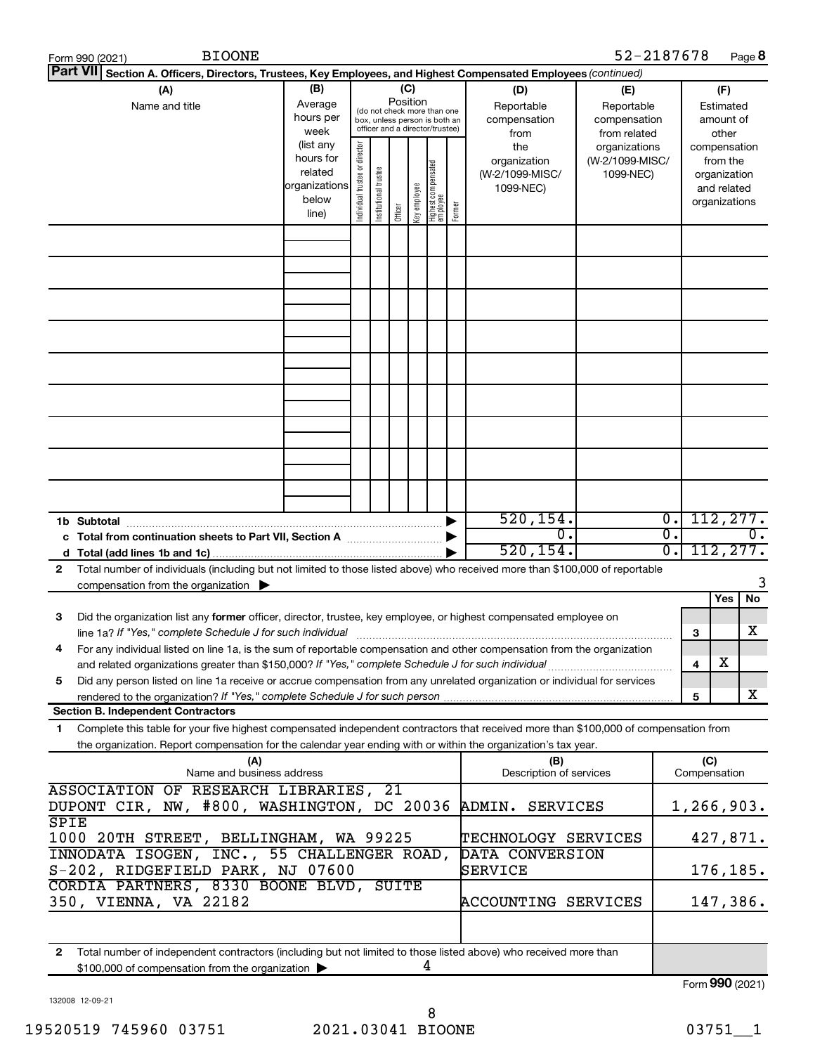Form 990 (2021) BIOONE 52-2187678 Page **8**

**Part VII** **Section A. Officers, Directors, Trustees, Key Employees, and Highest Compensated Employees** *(continued)*

| (A) Name and title | (B) Average hours per week (list any hours for related organizations below line) | (C) Position: Individual trustee or director | Institutional trustee | Officer | Key employee | Highest compensated employee | Former | (D) Reportable compensation from the organization (W-2/1099-MISC/1099-NEC) | (E) Reportable compensation from related organizations (W-2/1099-MISC/1099-NEC) | (F) Estimated amount of other compensation from the organization and related organizations |
|---|---|---|---|---|---|---|---|---|---|---|
| | | | | | | | | | | |
| **1b Subtotal** | | | | | | | | 520,154. | 0. | 112,277. |
| **c Total from continuation sheets to Part VII, Section A** | | | | | | | | 0. | 0. | 0. |
| **d Total (add lines 1b and 1c)** | | | | | | | | 520,154. | 0. | 112,277. |

**2** Total number of individuals (including but not limited to those listed above) who received more than $100,000 of reportable compensation from the organization ▶ 3

| | | Yes | No |
|---|---|---|---|
| **3** Did the organization list any **former** officer, director, trustee, key employee, or highest compensated employee on line 1a? *If "Yes," complete Schedule J for such individual* | 3 | | X |
| **4** For any individual listed on line 1a, is the sum of reportable compensation and other compensation from the organization and related organizations greater than $150,000? *If "Yes," complete Schedule J for such individual* | 4 | X | |
| **5** Did any person listed on line 1a receive or accrue compensation from any unrelated organization or individual for services rendered to the organization? *If "Yes," complete Schedule J for such person* | 5 | | X |

**Section B. Independent Contractors**

**1** Complete this table for your five highest compensated independent contractors that received more than $100,000 of compensation from the organization. Report compensation for the calendar year ending with or within the organization's tax year.

| (A) Name and business address | (B) Description of services | (C) Compensation |
|---|---|---|
| ASSOCIATION OF RESEARCH LIBRARIES, 21 DUPONT CIR, NW, #800, WASHINGTON, DC 20036 | ADMIN. SERVICES | 1,266,903. |
| SPIE 1000 20TH STREET, BELLINGHAM, WA 99225 | TECHNOLOGY SERVICES | 427,871. |
| INNODATA ISOGEN, INC., 55 CHALLENGER ROAD, S-202, RIDGEFIELD PARK, NJ 07600 | DATA CONVERSION SERVICE | 176,185. |
| CORDIA PARTNERS, 8330 BOONE BLVD, SUITE 350, VIENNA, VA 22182 | ACCOUNTING SERVICES | 147,386. |
| | | |

**2** Total number of independent contractors (including but not limited to those listed above) who received more than $100,000 of compensation from the organization ▶ 4

Form **990** (2021)

132008 12-09-21

19520519 745960 03751 2021.03041 BIOONE 03751__1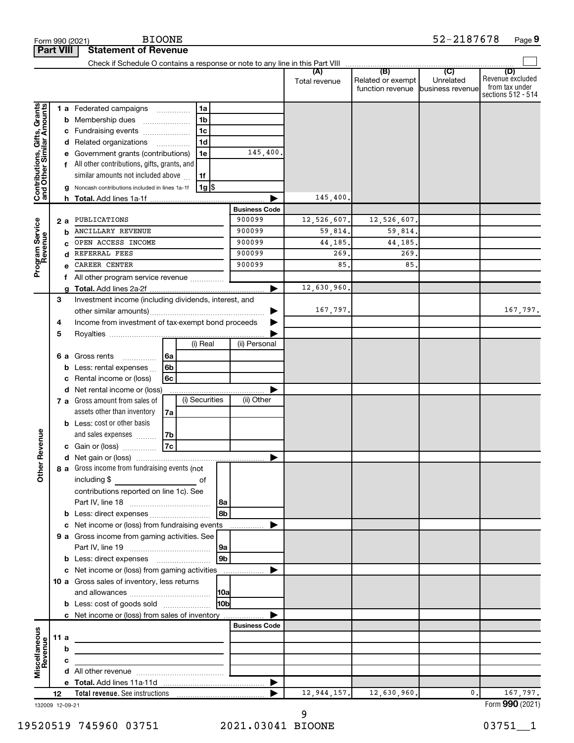Form 990 (2021) BIOONE 52-2187678 Page 9

## Part VIII Statement of Revenue

Check if Schedule O contains a response or note to any line in this Part VIII

| | | | | (A) Total revenue | (B) Related or exempt function revenue | (C) Unrelated business revenue | (D) Revenue excluded from tax under sections 512 - 514 |
|---|---|---|---|---|---|---|---|
| **Contributions, Gifts, Grants and Other Similar Amounts** | 1 a | Federated campaigns | 1a | | | | |
| | b | Membership dues | 1b | | | | |
| | c | Fundraising events | 1c | | | | |
| | d | Related organizations | 1d | | | | |
| | e | Government grants (contributions) | 1e 145,400. | | | | |
| | f | All other contributions, gifts, grants, and similar amounts not included above | 1f | | | | |
| | g | Noncash contributions included in lines 1a-1f | 1g $ | | | | |
| | h | **Total.** Add lines 1a-1f | | 145,400. | | | |
| | | | **Business Code** | | | | |
| **Program Service Revenue** | 2 a | PUBLICATIONS | 900099 | 12,526,607. | 12,526,607. | | |
| | b | ANCILLARY REVENUE | 900099 | 59,814. | 59,814. | | |
| | c | OPEN ACCESS INCOME | 900099 | 44,185. | 44,185. | | |
| | d | REFERRAL FEES | 900099 | 269. | 269. | | |
| | e | CAREER CENTER | 900099 | 85. | 85. | | |
| | f | All other program service revenue | | | | | |
| | g | **Total.** Add lines 2a-2f | | 12,630,960. | | | |
| **Other Revenue** | 3 | Investment income (including dividends, interest, and other similar amounts) | | 167,797. | | | 167,797. |
| | 4 | Income from investment of tax-exempt bond proceeds | | | | | |
| | 5 | Royalties | | | | | |
| | | | (i) Real / (ii) Personal | | | | |
| | 6 a | Gross rents | 6a | | | | |
| | b | Less: rental expenses | 6b | | | | |
| | c | Rental income or (loss) | 6c | | | | |
| | d | Net rental income or (loss) | | | | | |
| | | | (i) Securities / (ii) Other | | | | |
| | 7 a | Gross amount from sales of assets other than inventory | 7a | | | | |
| | b | Less: cost or other basis and sales expenses | 7b | | | | |
| | c | Gain or (loss) | 7c | | | | |
| | d | Net gain or (loss) | | | | | |
| | 8 a | Gross income from fundraising events (not including $ ___ of contributions reported on line 1c). See Part IV, line 18 | 8a | | | | |
| | b | Less: direct expenses | 8b | | | | |
| | c | Net income or (loss) from fundraising events | | | | | |
| | 9 a | Gross income from gaming activities. See Part IV, line 19 | 9a | | | | |
| | b | Less: direct expenses | 9b | | | | |
| | c | Net income or (loss) from gaming activities | | | | | |
| | 10 a | Gross sales of inventory, less returns and allowances | 10a | | | | |
| | b | Less: cost of goods sold | 10b | | | | |
| | c | Net income or (loss) from sales of inventory | | | | | |
| | | | **Business Code** | | | | |
| **Miscellaneous Revenue** | 11 a | | | | | | |
| | b | | | | | | |
| | c | | | | | | |
| | d | All other revenue | | | | | |
| | e | **Total.** Add lines 11a-11d | | | | | |
| | 12 | **Total revenue.** See instructions | | 12,944,157. | 12,630,960. | 0. | 167,797. |

132009 12-09-21 Form **990** (2021)

19520519 745960 03751 2021.03041 BIOONE 03751__1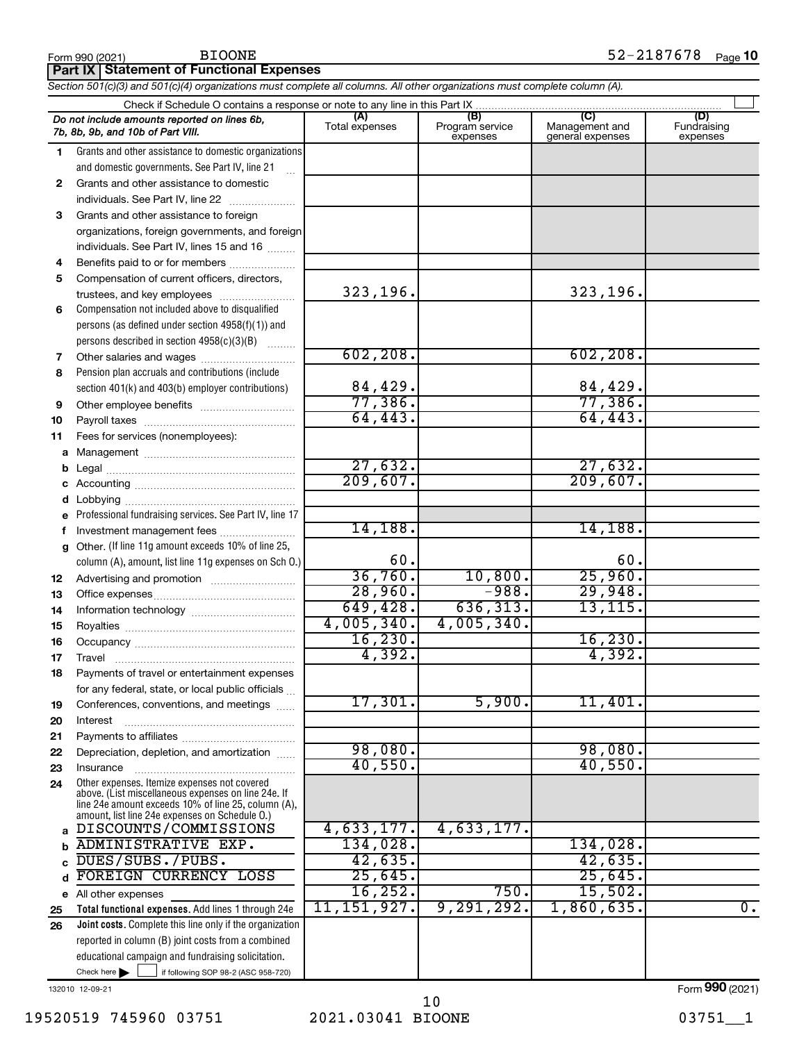Form 990 (2021) BIOONE 52-2187678 Page 10

**Part IX | Statement of Functional Expenses**

*Section 501(c)(3) and 501(c)(4) organizations must complete all columns. All other organizations must complete column (A).*

Check if Schedule O contains a response or note to any line in this Part IX

| *Do not include amounts reported on lines 6b, 7b, 8b, 9b, and 10b of Part VIII.* | (A) Total expenses | (B) Program service expenses | (C) Management and general expenses | (D) Fundraising expenses |
|---|---|---|---|---|
| 1 Grants and other assistance to domestic organizations and domestic governments. See Part IV, line 21 | | | | |
| 2 Grants and other assistance to domestic individuals. See Part IV, line 22 | | | | |
| 3 Grants and other assistance to foreign organizations, foreign governments, and foreign individuals. See Part IV, lines 15 and 16 | | | | |
| 4 Benefits paid to or for members | | | | |
| 5 Compensation of current officers, directors, trustees, and key employees | 323,196. | | 323,196. | |
| 6 Compensation not included above to disqualified persons (as defined under section 4958(f)(1)) and persons described in section 4958(c)(3)(B) | | | | |
| 7 Other salaries and wages | 602,208. | | 602,208. | |
| 8 Pension plan accruals and contributions (include section 401(k) and 403(b) employer contributions) | 84,429. | | 84,429. | |
| 9 Other employee benefits | 77,386. | | 77,386. | |
| 10 Payroll taxes | 64,443. | | 64,443. | |
| 11 Fees for services (nonemployees): | | | | |
| a Management | | | | |
| b Legal | 27,632. | | 27,632. | |
| c Accounting | 209,607. | | 209,607. | |
| d Lobbying | | | | |
| e Professional fundraising services. See Part IV, line 17 | | | | |
| f Investment management fees | 14,188. | | 14,188. | |
| g Other. (If line 11g amount exceeds 10% of line 25, column (A), amount, list line 11g expenses on Sch O.) | 60. | | 60. | |
| 12 Advertising and promotion | 36,760. | 10,800. | 25,960. | |
| 13 Office expenses | 28,960. | -988. | 29,948. | |
| 14 Information technology | 649,428. | 636,313. | 13,115. | |
| 15 Royalties | 4,005,340. | 4,005,340. | | |
| 16 Occupancy | 16,230. | | 16,230. | |
| 17 Travel | 4,392. | | 4,392. | |
| 18 Payments of travel or entertainment expenses for any federal, state, or local public officials | | | | |
| 19 Conferences, conventions, and meetings | 17,301. | 5,900. | 11,401. | |
| 20 Interest | | | | |
| 21 Payments to affiliates | | | | |
| 22 Depreciation, depletion, and amortization | 98,080. | | 98,080. | |
| 23 Insurance | 40,550. | | 40,550. | |
| 24 Other expenses. Itemize expenses not covered above. (List miscellaneous expenses on line 24e. If line 24e amount exceeds 10% of line 25, column (A), amount, list line 24e expenses on Schedule O.) | | | | |
| a DISCOUNTS/COMMISSIONS | 4,633,177. | 4,633,177. | | |
| b ADMINISTRATIVE EXP. | 134,028. | | 134,028. | |
| c DUES/SUBS./PUBS. | 42,635. | | 42,635. | |
| d FOREIGN CURRENCY LOSS | 25,645. | | 25,645. | |
| e All other expenses | 16,252. | 750. | 15,502. | |
| 25 **Total functional expenses.** Add lines 1 through 24e | 11,151,927. | 9,291,292. | 1,860,635. | 0. |
| 26 **Joint costs.** Complete this line only if the organization reported in column (B) joint costs from a combined educational campaign and fundraising solicitation. Check here ☐ if following SOP 98-2 (ASC 958-720) | | | | |

132010 12-09-21

Form **990** (2021)

19520519 745960 03751 2021.03041 BIOONE 03751__1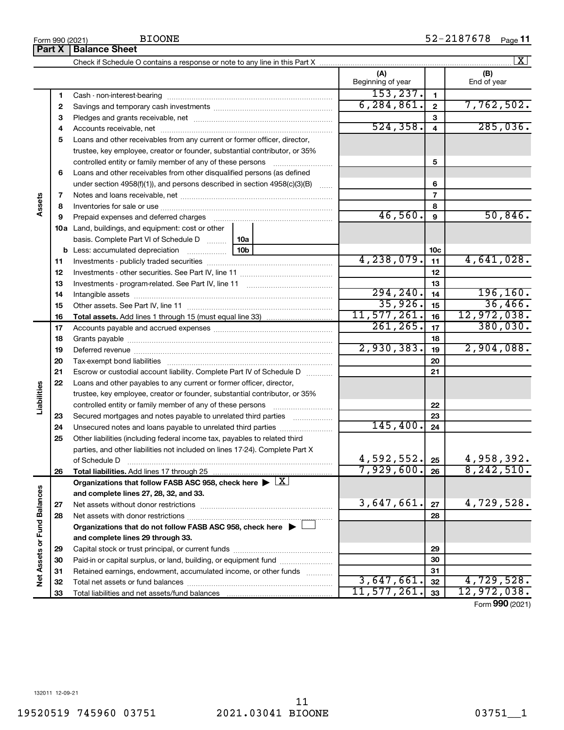Form 990 (2021) BIOONE 52-2187678 Page 11

## Part X Balance Sheet

Check if Schedule O contains a response or note to any line in this Part X .......... [X]

| | | | (A) Beginning of year | | (B) End of year |
|---|---|---|---|---|---|
| **Assets** | 1 | Cash - non-interest-bearing | 153,237. | 1 | |
| | 2 | Savings and temporary cash investments | 6,284,861. | 2 | 7,762,502. |
| | 3 | Pledges and grants receivable, net | | 3 | |
| | 4 | Accounts receivable, net | 524,358. | 4 | 285,036. |
| | 5 | Loans and other receivables from any current or former officer, director, trustee, key employee, creator or founder, substantial contributor, or 35% controlled entity or family member of any of these persons | | 5 | |
| | 6 | Loans and other receivables from other disqualified persons (as defined under section 4958(f)(1)), and persons described in section 4958(c)(3)(B) | | 6 | |
| | 7 | Notes and loans receivable, net | | 7 | |
| | 8 | Inventories for sale or use | | 8 | |
| | 9 | Prepaid expenses and deferred charges | 46,560. | 9 | 50,846. |
| | 10a | Land, buildings, and equipment: cost or other basis. Complete Part VI of Schedule D ... 10a | | | |
| | b | Less: accumulated depreciation ... 10b | | 10c | |
| | 11 | Investments - publicly traded securities | 4,238,079. | 11 | 4,641,028. |
| | 12 | Investments - other securities. See Part IV, line 11 | | 12 | |
| | 13 | Investments - program-related. See Part IV, line 11 | | 13 | |
| | 14 | Intangible assets | 294,240. | 14 | 196,160. |
| | 15 | Other assets. See Part IV, line 11 | 35,926. | 15 | 36,466. |
| | 16 | **Total assets.** Add lines 1 through 15 (must equal line 33) | 11,577,261. | 16 | 12,972,038. |
| **Liabilities** | 17 | Accounts payable and accrued expenses | 261,265. | 17 | 380,030. |
| | 18 | Grants payable | | 18 | |
| | 19 | Deferred revenue | 2,930,383. | 19 | 2,904,088. |
| | 20 | Tax-exempt bond liabilities | | 20 | |
| | 21 | Escrow or custodial account liability. Complete Part IV of Schedule D | | 21 | |
| | 22 | Loans and other payables to any current or former officer, director, trustee, key employee, creator or founder, substantial contributor, or 35% controlled entity or family member of any of these persons | | 22 | |
| | 23 | Secured mortgages and notes payable to unrelated third parties | | 23 | |
| | 24 | Unsecured notes and loans payable to unrelated third parties | 145,400. | 24 | |
| | 25 | Other liabilities (including federal income tax, payables to related third parties, and other liabilities not included on lines 17-24). Complete Part X of Schedule D | 4,592,552. | 25 | 4,958,392. |
| | 26 | **Total liabilities.** Add lines 17 through 25 | 7,929,600. | 26 | 8,242,510. |
| **Net Assets or Fund Balances** | | **Organizations that follow FASB ASC 958, check here ▶ [X] and complete lines 27, 28, 32, and 33.** | | | |
| | 27 | Net assets without donor restrictions | 3,647,661. | 27 | 4,729,528. |
| | 28 | Net assets with donor restrictions | | 28 | |
| | | **Organizations that do not follow FASB ASC 958, check here ▶ [ ] and complete lines 29 through 33.** | | | |
| | 29 | Capital stock or trust principal, or current funds | | 29 | |
| | 30 | Paid-in or capital surplus, or land, building, or equipment fund | | 30 | |
| | 31 | Retained earnings, endowment, accumulated income, or other funds | | 31 | |
| | 32 | Total net assets or fund balances | 3,647,661. | 32 | 4,729,528. |
| | 33 | Total liabilities and net assets/fund balances | 11,577,261. | 33 | 12,972,038. |

Form **990** (2021)

132011 12-09-21

19520519 745960 03751 2021.03041 BIOONE 03751__1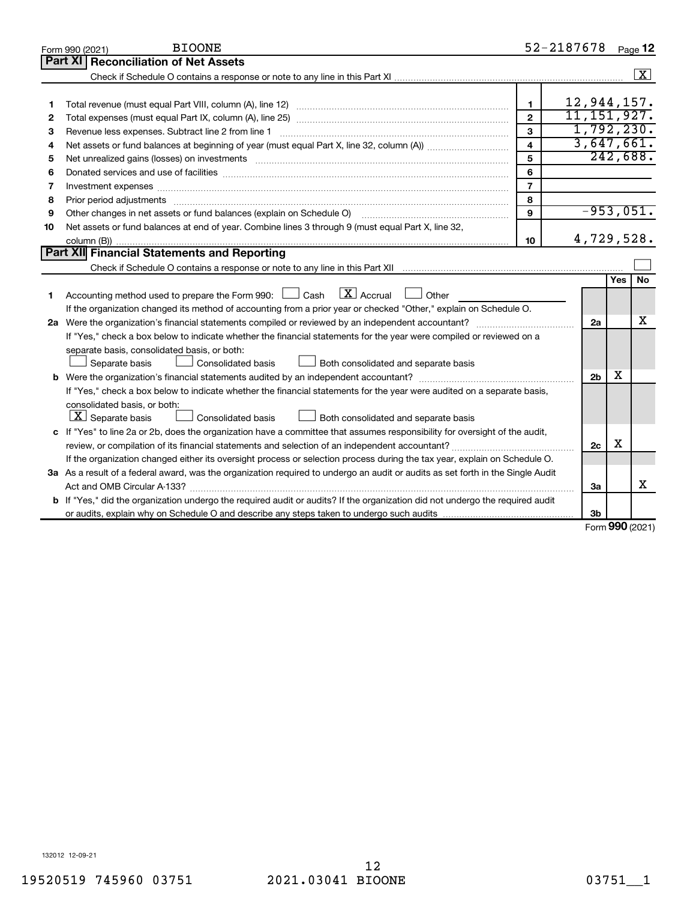Form 990 (2021) BIOONE 52-2187678 Page 12

## Part XI Reconciliation of Net Assets

Check if Schedule O contains a response or note to any line in this Part XI .......... [X]

| | | | |
|---|---|---|---|
| 1 | Total revenue (must equal Part VIII, column (A), line 12) | 1 | 12,944,157. |
| 2 | Total expenses (must equal Part IX, column (A), line 25) | 2 | 11,151,927. |
| 3 | Revenue less expenses. Subtract line 2 from line 1 | 3 | 1,792,230. |
| 4 | Net assets or fund balances at beginning of year (must equal Part X, line 32, column (A)) | 4 | 3,647,661. |
| 5 | Net unrealized gains (losses) on investments | 5 | 242,688. |
| 6 | Donated services and use of facilities | 6 | |
| 7 | Investment expenses | 7 | |
| 8 | Prior period adjustments | 8 | |
| 9 | Other changes in net assets or fund balances (explain on Schedule O) | 9 | -953,051. |
| 10 | Net assets or fund balances at end of year. Combine lines 3 through 9 (must equal Part X, line 32, column (B)) | 10 | 4,729,528. |

## Part XII Financial Statements and Reporting

Check if Schedule O contains a response or note to any line in this Part XII .......... [ ]

| | | | Yes | No |
|---|---|---|---|---|
| 1 | Accounting method used to prepare the Form 990: [ ] Cash [X] Accrual [ ] Other<br>If the organization changed its method of accounting from a prior year or checked "Other," explain on Schedule O. | | | |
| 2a | Were the organization's financial statements compiled or reviewed by an independent accountant?<br>If "Yes," check a box below to indicate whether the financial statements for the year were compiled or reviewed on a separate basis, consolidated basis, or both:<br>[ ] Separate basis [ ] Consolidated basis [ ] Both consolidated and separate basis | 2a | | X |
| b | Were the organization's financial statements audited by an independent accountant?<br>If "Yes," check a box below to indicate whether the financial statements for the year were audited on a separate basis, consolidated basis, or both:<br>[X] Separate basis [ ] Consolidated basis [ ] Both consolidated and separate basis | 2b | X | |
| c | If "Yes" to line 2a or 2b, does the organization have a committee that assumes responsibility for oversight of the audit, review, or compilation of its financial statements and selection of an independent accountant?<br>If the organization changed either its oversight process or selection process during the tax year, explain on Schedule O. | 2c | X | |
| 3a | As a result of a federal award, was the organization required to undergo an audit or audits as set forth in the Single Audit Act and OMB Circular A-133? | 3a | | X |
| b | If "Yes," did the organization undergo the required audit or audits? If the organization did not undergo the required audit or audits, explain why on Schedule O and describe any steps taken to undergo such audits | 3b | | |

Form **990** (2021)

132012 12-09-21

19520519 745960 03751 2021.03041 BIOONE 03751__1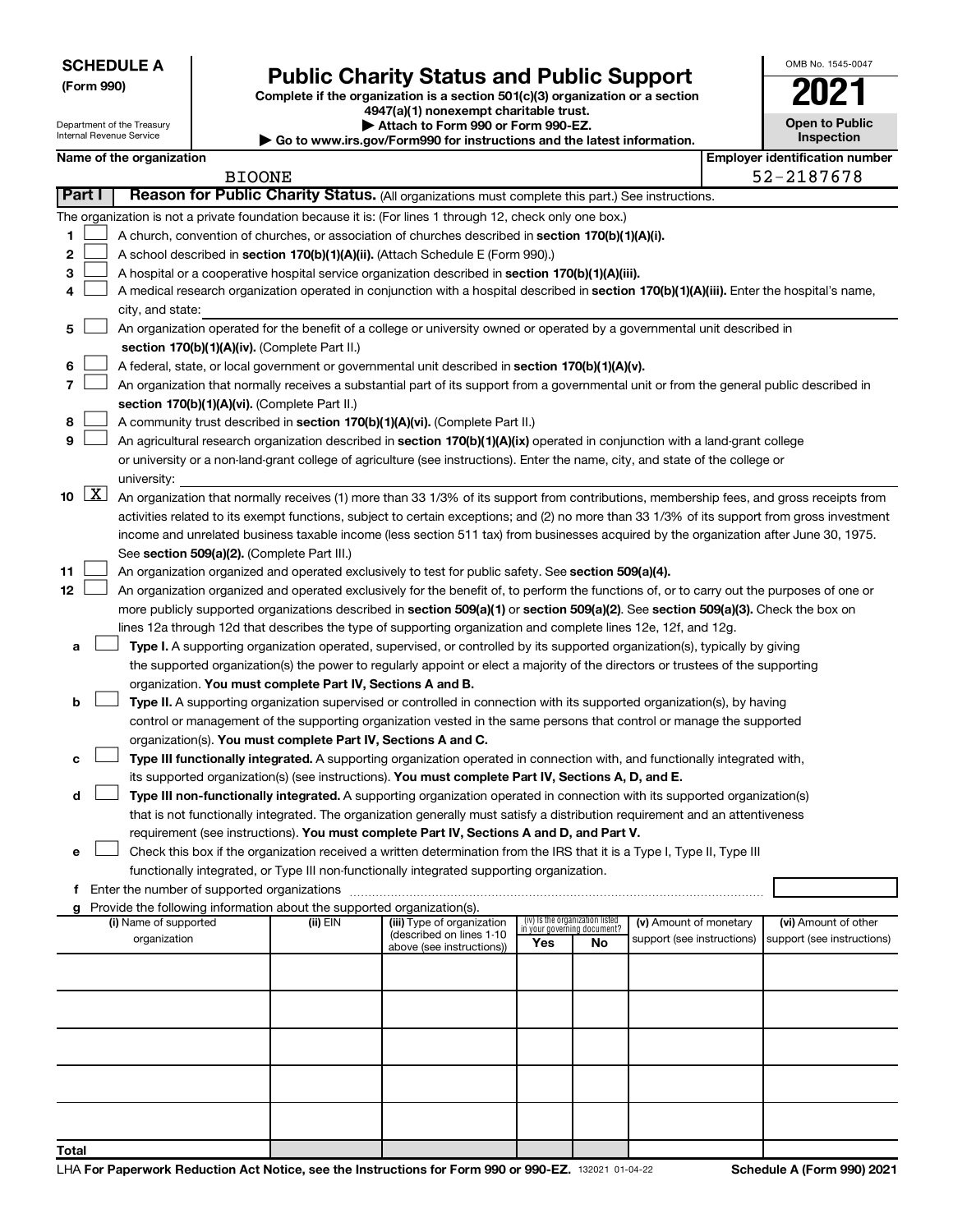**SCHEDULE A**
**(Form 990)**

Department of the Treasury
Internal Revenue Service

# Public Charity Status and Public Support

**Complete if the organization is a section 501(c)(3) organization or a section 4947(a)(1) nonexempt charitable trust.**
**▶ Attach to Form 990 or Form 990-EZ.**
**▶ Go to www.irs.gov/Form990 for instructions and the latest information.**

OMB No. 1545-0047

**2021**

**Open to Public Inspection**

**Name of the organization**
BIOONE

**Employer identification number**
52-2187678

**Part I** **Reason for Public Charity Status.** (All organizations must complete this part.) See instructions.

The organization is not a private foundation because it is: (For lines 1 through 12, check only one box.)

1 ☐ A church, convention of churches, or association of churches described in **section 170(b)(1)(A)(i).**

2 ☐ A school described in **section 170(b)(1)(A)(ii).** (Attach Schedule E (Form 990).)

3 ☐ A hospital or a cooperative hospital service organization described in **section 170(b)(1)(A)(iii).**

4 ☐ A medical research organization operated in conjunction with a hospital described in **section 170(b)(1)(A)(iii).** Enter the hospital's name, city, and state:

5 ☐ An organization operated for the benefit of a college or university owned or operated by a governmental unit described in **section 170(b)(1)(A)(iv).** (Complete Part II.)

6 ☐ A federal, state, or local government or governmental unit described in **section 170(b)(1)(A)(v).**

7 ☐ An organization that normally receives a substantial part of its support from a governmental unit or from the general public described in **section 170(b)(1)(A)(vi).** (Complete Part II.)

8 ☐ A community trust described in **section 170(b)(1)(A)(vi).** (Complete Part II.)

9 ☐ An agricultural research organization described in **section 170(b)(1)(A)(ix)** operated in conjunction with a land-grant college or university or a non-land-grant college of agriculture (see instructions). Enter the name, city, and state of the college or university:

10 ☒ An organization that normally receives (1) more than 33 1/3% of its support from contributions, membership fees, and gross receipts from activities related to its exempt functions, subject to certain exceptions; and (2) no more than 33 1/3% of its support from gross investment income and unrelated business taxable income (less section 511 tax) from businesses acquired by the organization after June 30, 1975. See **section 509(a)(2).** (Complete Part III.)

11 ☐ An organization organized and operated exclusively to test for public safety. See **section 509(a)(4).**

12 ☐ An organization organized and operated exclusively for the benefit of, to perform the functions of, or to carry out the purposes of one or more publicly supported organizations described in **section 509(a)(1)** or **section 509(a)(2).** See **section 509(a)(3).** Check the box on lines 12a through 12d that describes the type of supporting organization and complete lines 12e, 12f, and 12g.

a ☐ **Type I.** A supporting organization operated, supervised, or controlled by its supported organization(s), typically by giving the supported organization(s) the power to regularly appoint or elect a majority of the directors or trustees of the supporting organization. **You must complete Part IV, Sections A and B.**

b ☐ **Type II.** A supporting organization supervised or controlled in connection with its supported organization(s), by having control or management of the supporting organization vested in the same persons that control or manage the supported organization(s). **You must complete Part IV, Sections A and C.**

c ☐ **Type III functionally integrated.** A supporting organization operated in connection with, and functionally integrated with, its supported organization(s) (see instructions). **You must complete Part IV, Sections A, D, and E.**

d ☐ **Type III non-functionally integrated.** A supporting organization operated in connection with its supported organization(s) that is not functionally integrated. The organization generally must satisfy a distribution requirement and an attentiveness requirement (see instructions). **You must complete Part IV, Sections A and D, and Part V.**

e ☐ Check this box if the organization received a written determination from the IRS that it is a Type I, Type II, Type III functionally integrated, or Type III non-functionally integrated supporting organization.

f Enter the number of supported organizations

g Provide the following information about the supported organization(s).

| (i) Name of supported organization | (ii) EIN | (iii) Type of organization (described on lines 1-10 above (see instructions)) | (iv) Is the organization listed in your governing document? Yes | No | (v) Amount of monetary support (see instructions) | (vi) Amount of other support (see instructions) |
|---|---|---|---|---|---|---|
| | | | | | | |
| | | | | | | |
| | | | | | | |
| | | | | | | |
| | | | | | | |
| **Total** | | | | | | |

LHA **For Paperwork Reduction Act Notice, see the Instructions for Form 990 or 990-EZ.** 132021 01-04-22 **Schedule A (Form 990) 2021**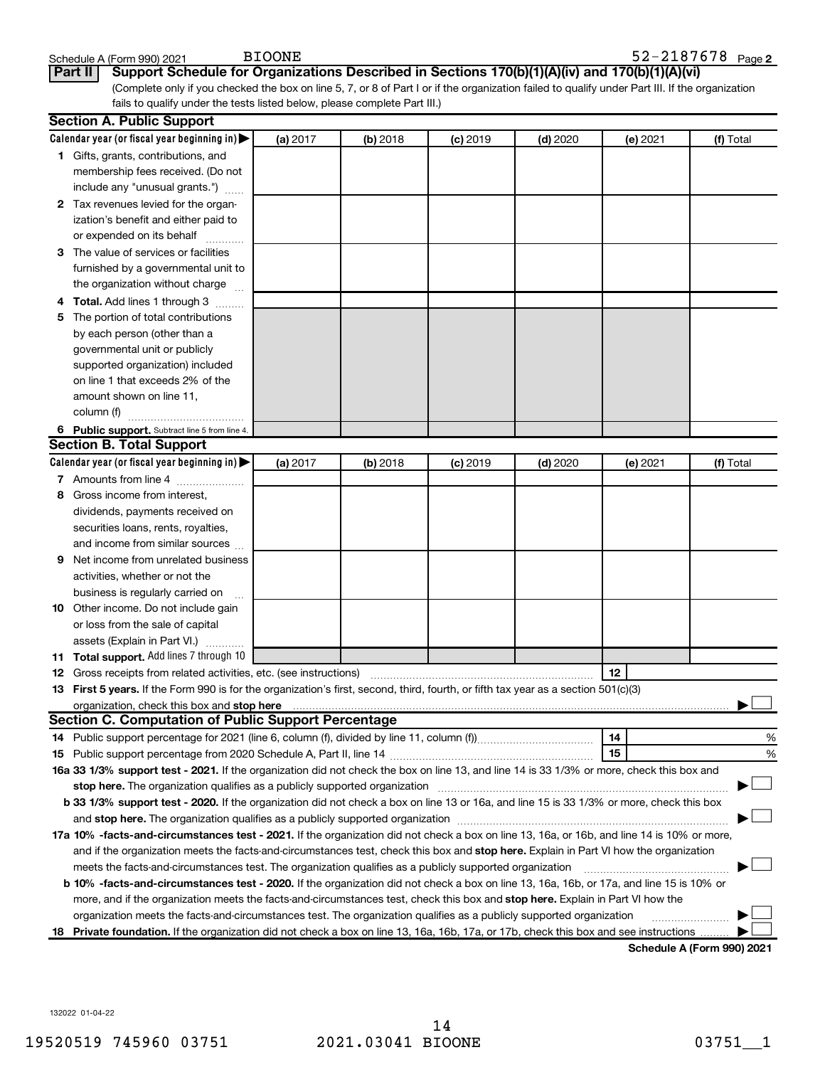Schedule A (Form 990) 2021 BIOONE 52-2187678 Page 2

**Part II Support Schedule for Organizations Described in Sections 170(b)(1)(A)(iv) and 170(b)(1)(A)(vi)**

(Complete only if you checked the box on line 5, 7, or 8 of Part I or if the organization failed to qualify under Part III. If the organization fails to qualify under the tests listed below, please complete Part III.)

## Section A. Public Support

| Calendar year (or fiscal year beginning in) ▶ | (a) 2017 | (b) 2018 | (c) 2019 | (d) 2020 | (e) 2021 | (f) Total |
|---|---|---|---|---|---|---|
| 1 Gifts, grants, contributions, and membership fees received. (Do not include any "unusual grants.") | | | | | | |
| 2 Tax revenues levied for the organization's benefit and either paid to or expended on its behalf | | | | | | |
| 3 The value of services or facilities furnished by a governmental unit to the organization without charge | | | | | | |
| 4 **Total.** Add lines 1 through 3 | | | | | | |
| 5 The portion of total contributions by each person (other than a governmental unit or publicly supported organization) included on line 1 that exceeds 2% of the amount shown on line 11, column (f) | | | | | | |
| 6 **Public support.** Subtract line 5 from line 4. | | | | | | |

## Section B. Total Support

| Calendar year (or fiscal year beginning in) ▶ | (a) 2017 | (b) 2018 | (c) 2019 | (d) 2020 | (e) 2021 | (f) Total |
|---|---|---|---|---|---|---|
| 7 Amounts from line 4 | | | | | | |
| 8 Gross income from interest, dividends, payments received on securities loans, rents, royalties, and income from similar sources | | | | | | |
| 9 Net income from unrelated business activities, whether or not the business is regularly carried on | | | | | | |
| 10 Other income. Do not include gain or loss from the sale of capital assets (Explain in Part VI.) | | | | | | |
| 11 **Total support.** Add lines 7 through 10 | | | | | | |

12 Gross receipts from related activities, etc. (see instructions) 12

13 **First 5 years.** If the Form 990 is for the organization's first, second, third, fourth, or fifth tax year as a section 501(c)(3) organization, check this box and **stop here** ▶ ☐

## Section C. Computation of Public Support Percentage

14 Public support percentage for 2021 (line 6, column (f), divided by line 11, column (f)) 14 %

15 Public support percentage from 2020 Schedule A, Part II, line 14 15 %

**16a 33 1/3% support test - 2021.** If the organization did not check the box on line 13, and line 14 is 33 1/3% or more, check this box and **stop here.** The organization qualifies as a publicly supported organization ▶ ☐

**b 33 1/3% support test - 2020.** If the organization did not check a box on line 13 or 16a, and line 15 is 33 1/3% or more, check this box and **stop here.** The organization qualifies as a publicly supported organization ▶ ☐

**17a 10% -facts-and-circumstances test - 2021.** If the organization did not check a box on line 13, 16a, or 16b, and line 14 is 10% or more, and if the organization meets the facts-and-circumstances test, check this box and **stop here.** Explain in Part VI how the organization meets the facts-and-circumstances test. The organization qualifies as a publicly supported organization ▶ ☐

**b 10% -facts-and-circumstances test - 2020.** If the organization did not check a box on line 13, 16a, 16b, or 17a, and line 15 is 10% or more, and if the organization meets the facts-and-circumstances test, check this box and **stop here.** Explain in Part VI how the organization meets the facts-and-circumstances test. The organization qualifies as a publicly supported organization ▶ ☐

**18 Private foundation.** If the organization did not check a box on line 13, 16a, 16b, 17a, or 17b, check this box and see instructions ▶ ☐

**Schedule A (Form 990) 2021**

132022 01-04-22

19520519 745960 03751 2021.03041 BIOONE 03751__1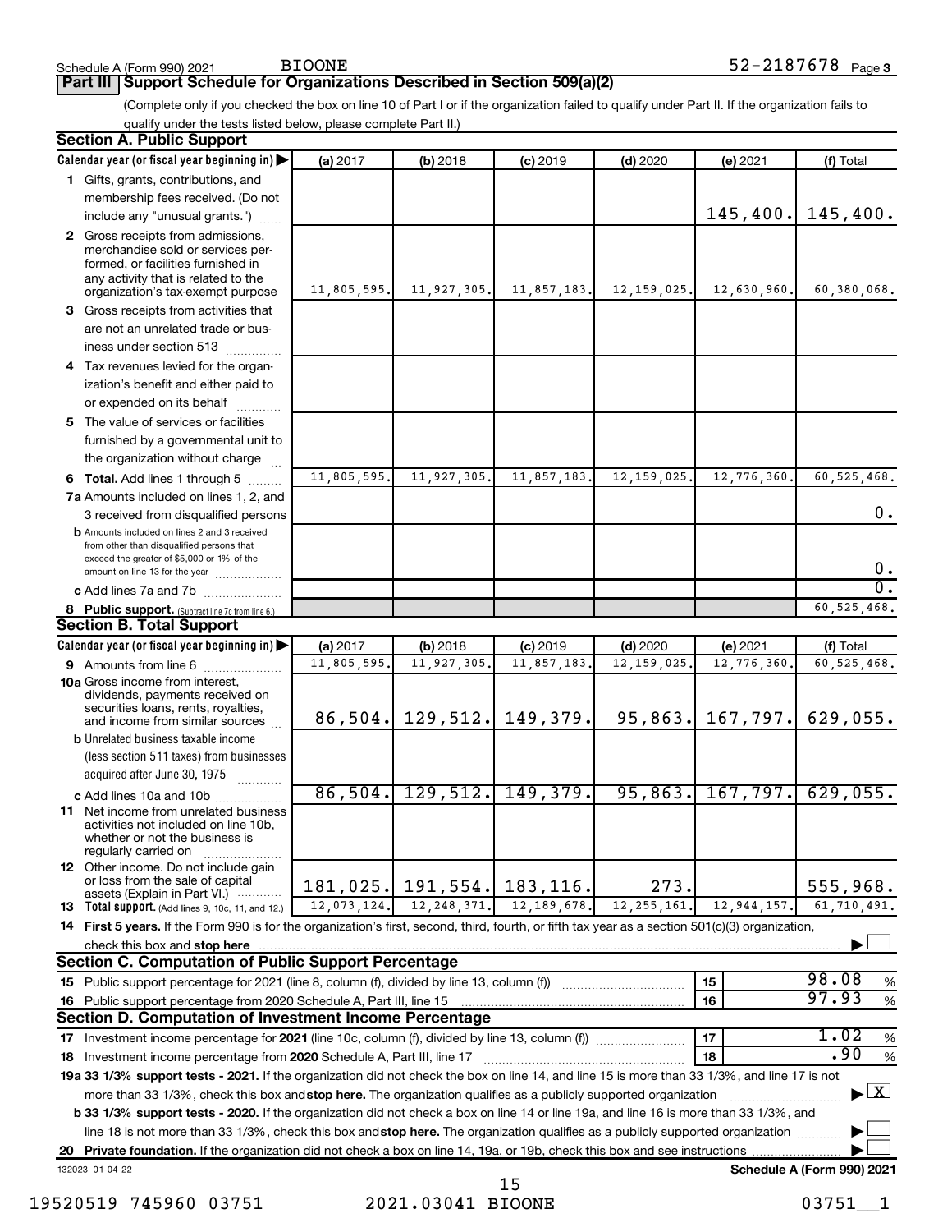Schedule A (Form 990) 2021 BIOONE 52-2187678 Page 3

## Part III Support Schedule for Organizations Described in Section 509(a)(2)

(Complete only if you checked the box on line 10 of Part I or if the organization failed to qualify under Part II. If the organization fails to qualify under the tests listed below, please complete Part II.)

### Section A. Public Support

| Calendar year (or fiscal year beginning in) | (a) 2017 | (b) 2018 | (c) 2019 | (d) 2020 | (e) 2021 | (f) Total |
|---|---|---|---|---|---|---|
| 1 Gifts, grants, contributions, and membership fees received. (Do not include any "unusual grants.") | | | | | 145,400. | 145,400. |
| 2 Gross receipts from admissions, merchandise sold or services performed, or facilities furnished in any activity that is related to the organization's tax-exempt purpose | 11,805,595. | 11,927,305. | 11,857,183. | 12,159,025. | 12,630,960. | 60,380,068. |
| 3 Gross receipts from activities that are not an unrelated trade or business under section 513 | | | | | | |
| 4 Tax revenues levied for the organization's benefit and either paid to or expended on its behalf | | | | | | |
| 5 The value of services or facilities furnished by a governmental unit to the organization without charge | | | | | | |
| 6 Total. Add lines 1 through 5 | 11,805,595. | 11,927,305. | 11,857,183. | 12,159,025. | 12,776,360. | 60,525,468. |
| 7a Amounts included on lines 1, 2, and 3 received from disqualified persons | | | | | | 0. |
| b Amounts included on lines 2 and 3 received from other than disqualified persons that exceed the greater of $5,000 or 1% of the amount on line 13 for the year | | | | | | 0. |
| c Add lines 7a and 7b | | | | | | 0. |
| 8 Public support. (Subtract line 7c from line 6.) | | | | | | 60,525,468. |

### Section B. Total Support

| Calendar year (or fiscal year beginning in) | (a) 2017 | (b) 2018 | (c) 2019 | (d) 2020 | (e) 2021 | (f) Total |
|---|---|---|---|---|---|---|
| 9 Amounts from line 6 | 11,805,595. | 11,927,305. | 11,857,183. | 12,159,025. | 12,776,360. | 60,525,468. |
| 10a Gross income from interest, dividends, payments received on securities loans, rents, royalties, and income from similar sources | 86,504. | 129,512. | 149,379. | 95,863. | 167,797. | 629,055. |
| b Unrelated business taxable income (less section 511 taxes) from businesses acquired after June 30, 1975 | | | | | | |
| c Add lines 10a and 10b | 86,504. | 129,512. | 149,379. | 95,863. | 167,797. | 629,055. |
| 11 Net income from unrelated business activities not included on line 10b, whether or not the business is regularly carried on | | | | | | |
| 12 Other income. Do not include gain or loss from the sale of capital assets (Explain in Part VI.) | 181,025. | 191,554. | 183,116. | 273. | | 555,968. |
| 13 Total support. (Add lines 9, 10c, 11, and 12.) | 12,073,124. | 12,248,371. | 12,189,678. | 12,255,161. | 12,944,157. | 61,710,491. |

14 First 5 years. If the Form 990 is for the organization's first, second, third, fourth, or fifth tax year as a 501(c)(3) organization, check this box and stop here ☐

### Section C. Computation of Public Support Percentage

| | | |
|---|---|---|
| 15 Public support percentage for 2021 (line 8, column (f), divided by line 13, column (f)) | 15 | 98.08 % |
| 16 Public support percentage from 2020 Schedule A, Part III, line 15 | 16 | 97.93 % |

### Section D. Computation of Investment Income Percentage

| | | |
|---|---|---|
| 17 Investment income percentage for 2021 (line 10c, column (f), divided by line 13, column (f)) | 17 | 1.02 % |
| 18 Investment income percentage from 2020 Schedule A, Part III, line 17 | 18 | .90 % |

19a 33 1/3% support tests - 2021. If the organization did not check the box on line 14, and line 15 is more than 33 1/3%, and line 17 is not more than 33 1/3%, check this box and stop here. The organization qualifies as a publicly supported organization ☒

b 33 1/3% support tests - 2020. If the organization did not check a box on line 14 or line 19a, and line 16 is more than 33 1/3%, and line 18 is not more than 33 1/3%, check this box and stop here. The organization qualifies as a publicly supported organization ☐

20 Private foundation. If the organization did not check a box on line 14, 19a, or 19b, check this box and see instructions ☐

132023 01-04-22 Schedule A (Form 990) 2021

19520519 745960 03751 2021.03041 BIOONE 03751__1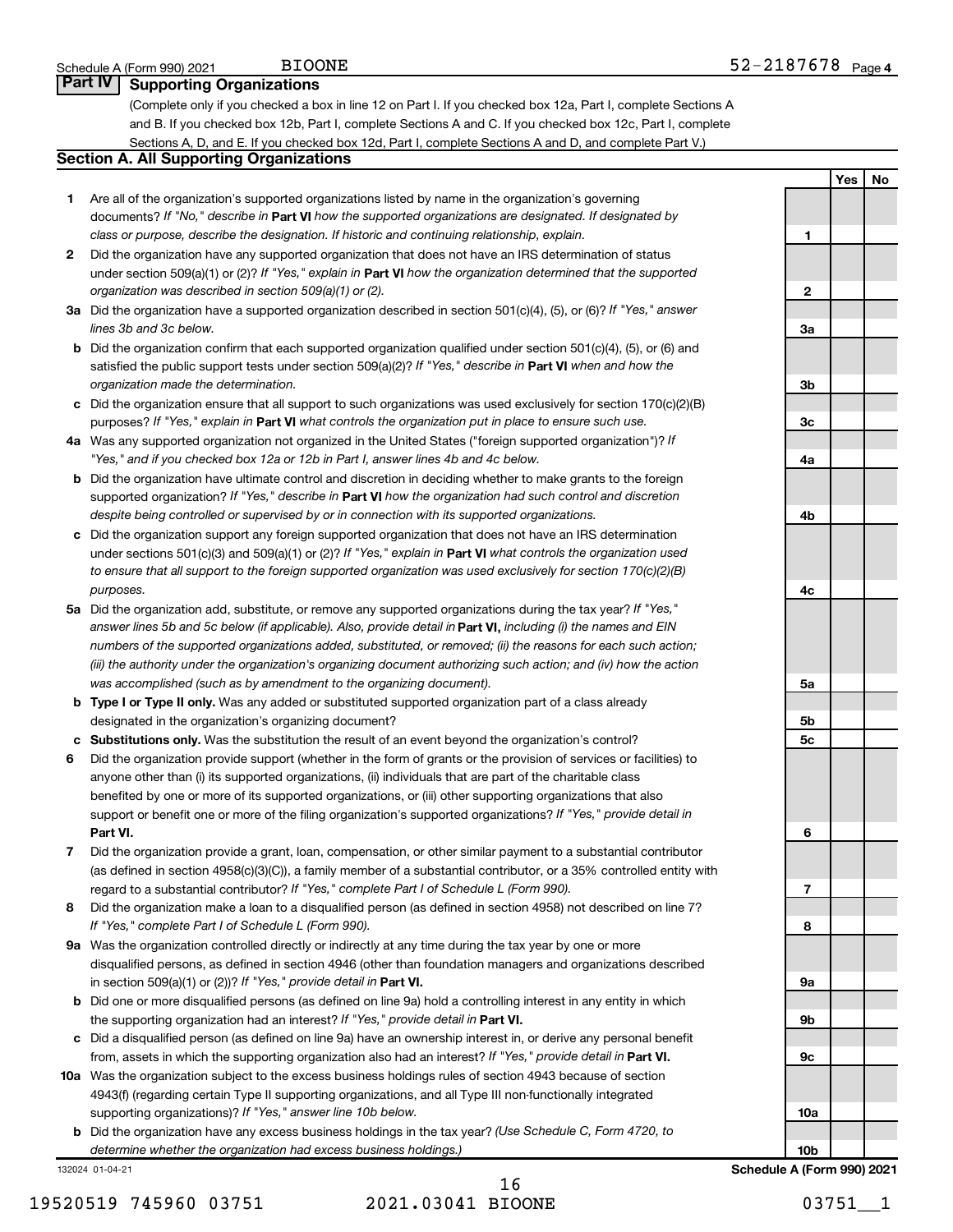Schedule A (Form 990) 2021 BIOONE 52-2187678 Page 4

## Part IV Supporting Organizations

(Complete only if you checked a box in line 12 on Part I. If you checked box 12a, Part I, complete Sections A and B. If you checked box 12b, Part I, complete Sections A and C. If you checked box 12c, Part I, complete Sections A, D, and E. If you checked box 12d, Part I, complete Sections A and D, and complete Part V.)

### Section A. All Supporting Organizations

| | | | Yes | No |
|---|---|---|---|---|
| **1** | Are all of the organization's supported organizations listed by name in the organization's governing documents? *If "No," describe in* **Part VI** *how the supported organizations are designated. If designated by class or purpose, describe the designation. If historic and continuing relationship, explain.* | 1 | | |
| **2** | Did the organization have any supported organization that does not have an IRS determination of status under section 509(a)(1) or (2)? *If "Yes," explain in* **Part VI** *how the organization determined that the supported organization was described in section 509(a)(1) or (2).* | 2 | | |
| **3a** | Did the organization have a supported organization described in section 501(c)(4), (5), or (6)? *If "Yes," answer lines 3b and 3c below.* | 3a | | |
| **b** | Did the organization confirm that each supported organization qualified under section 501(c)(4), (5), or (6) and satisfied the public support tests under section 509(a)(2)? *If "Yes," describe in* **Part VI** *when and how the organization made the determination.* | 3b | | |
| **c** | Did the organization ensure that all support to such organizations was used exclusively for section 170(c)(2)(B) purposes? *If "Yes," explain in* **Part VI** *what controls the organization put in place to ensure such use.* | 3c | | |
| **4a** | Was any supported organization not organized in the United States ("foreign supported organization")? *If "Yes," and if you checked box 12a or 12b in Part I, answer lines 4b and 4c below.* | 4a | | |
| **b** | Did the organization have ultimate control and discretion in deciding whether to make grants to the foreign supported organization? *If "Yes," describe in* **Part VI** *how the organization had such control and discretion despite being controlled or supervised by or in connection with its supported organizations.* | 4b | | |
| **c** | Did the organization support any foreign supported organization that does not have an IRS determination under sections 501(c)(3) and 509(a)(1) or (2)? *If "Yes," explain in* **Part VI** *what controls the organization used to ensure that all support to the foreign supported organization was used exclusively for section 170(c)(2)(B) purposes.* | 4c | | |
| **5a** | Did the organization add, substitute, or remove any supported organizations during the tax year? *If "Yes," answer lines 5b and 5c below (if applicable). Also, provide detail in* **Part VI,** *including (i) the names and EIN numbers of the supported organizations added, substituted, or removed; (ii) the reasons for each such action; (iii) the authority under the organization's organizing document authorizing such action; and (iv) how the action was accomplished (such as by amendment to the organizing document).* | 5a | | |
| **b** | **Type I or Type II only.** Was any added or substituted supported organization part of a class already designated in the organization's organizing document? | 5b | | |
| **c** | **Substitutions only.** Was the substitution the result of an event beyond the organization's control? | 5c | | |
| **6** | Did the organization provide support (whether in the form of grants or the provision of services or facilities) to anyone other than (i) its supported organizations, (ii) individuals that are part of the charitable class benefited by one or more of its supported organizations, or (iii) other supporting organizations that also support or benefit one or more of the filing organization's supported organizations? *If "Yes," provide detail in* **Part VI.** | 6 | | |
| **7** | Did the organization provide a grant, loan, compensation, or other similar payment to a substantial contributor (as defined in section 4958(c)(3)(C)), a family member of a substantial contributor, or a 35% controlled entity with regard to a substantial contributor? *If "Yes," complete Part I of Schedule L (Form 990).* | 7 | | |
| **8** | Did the organization make a loan to a disqualified person (as defined in section 4958) not described on line 7? *If "Yes," complete Part I of Schedule L (Form 990).* | 8 | | |
| **9a** | Was the organization controlled directly or indirectly at any time during the tax year by one or more disqualified persons, as defined in section 4946 (other than foundation managers and organizations described in section 509(a)(1) or (2))? *If "Yes," provide detail in* **Part VI.** | 9a | | |
| **b** | Did one or more disqualified persons (as defined on line 9a) hold a controlling interest in any entity in which the supporting organization had an interest? *If "Yes," provide detail in* **Part VI.** | 9b | | |
| **c** | Did a disqualified person (as defined on line 9a) have an ownership interest in, or derive any personal benefit from, assets in which the supporting organization also had an interest? *If "Yes," provide detail in* **Part VI.** | 9c | | |
| **10a** | Was the organization subject to the excess business holdings rules of section 4943 because of section 4943(f) (regarding certain Type II supporting organizations, and all Type III non-functionally integrated supporting organizations)? *If "Yes," answer line 10b below.* | 10a | | |
| **b** | Did the organization have any excess business holdings in the tax year? *(Use Schedule C, Form 4720, to determine whether the organization had excess business holdings.)* | 10b | | |

132024 01-04-21 **Schedule A (Form 990) 2021**

19520519 745960 03751 2021.03041 BIOONE 03751__1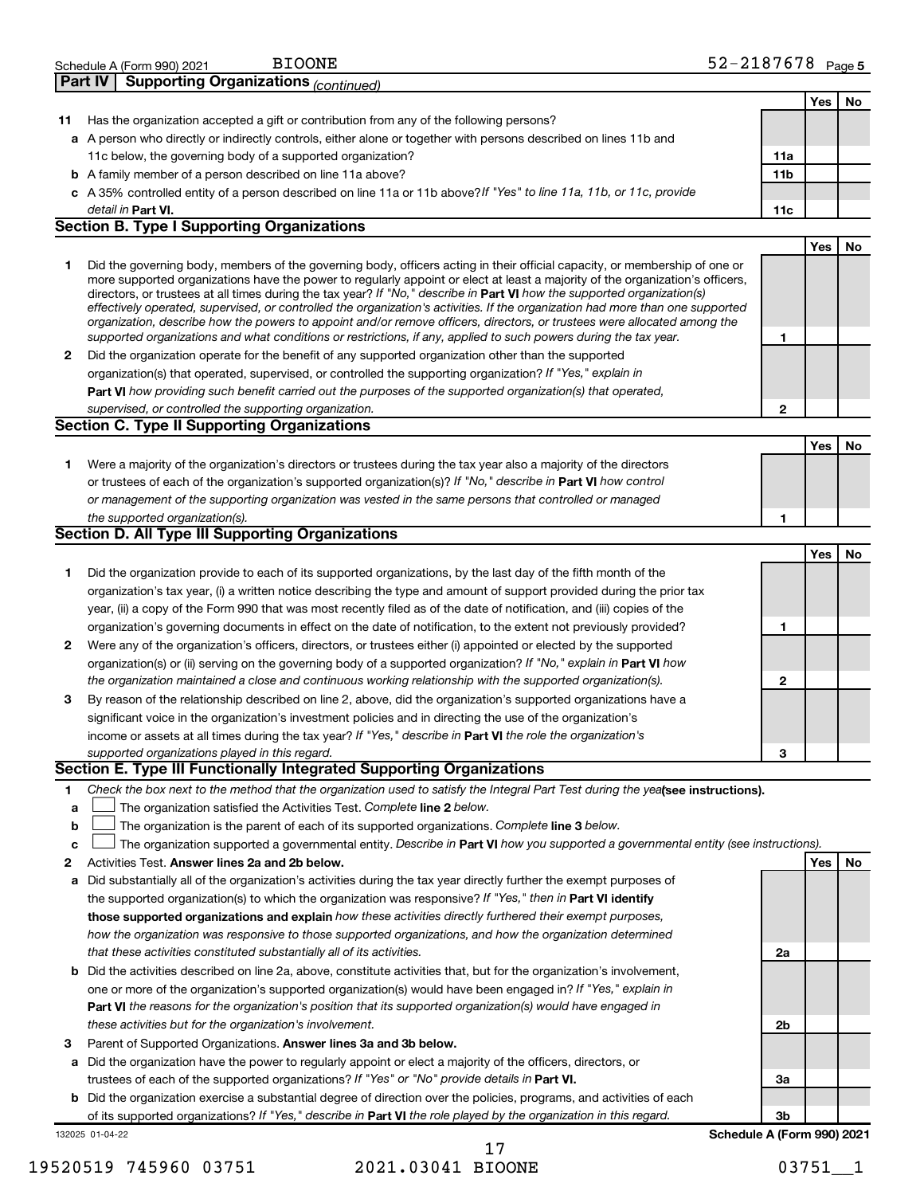Schedule A (Form 990) 2021 BIOONE 52-2187678 Page 5

## Part IV Supporting Organizations *(continued)*

| | | | Yes | No |
|---|---|---|---|---|
| **11** | Has the organization accepted a gift or contribution from any of the following persons? | | | |
| **a** | A person who directly or indirectly controls, either alone or together with persons described on lines 11b and 11c below, the governing body of a supported organization? | 11a | | |
| **b** | A family member of a person described on line 11a above? | 11b | | |
| **c** | A 35% controlled entity of a person described on line 11a or 11b above? *If "Yes" to line 11a, 11b, or 11c, provide detail in* **Part VI.** | 11c | | |

### Section B. Type I Supporting Organizations

| | | | Yes | No |
|---|---|---|---|---|
| **1** | Did the governing body, members of the governing body, officers acting in their official capacity, or membership of one or more supported organizations have the power to regularly appoint or elect at least a majority of the organization's officers, directors, or trustees at all times during the tax year? *If "No," describe in* **Part VI** *how the supported organization(s) effectively operated, supervised, or controlled the organization's activities. If the organization had more than one supported organization, describe how the powers to appoint and/or remove officers, directors, or trustees were allocated among the supported organizations and what conditions or restrictions, if any, applied to such powers during the tax year.* | 1 | | |
| **2** | Did the organization operate for the benefit of any supported organization other than the supported organization(s) that operated, supervised, or controlled the supporting organization? *If "Yes," explain in* **Part VI** *how providing such benefit carried out the purposes of the supported organization(s) that operated, supervised, or controlled the supporting organization.* | 2 | | |

### Section C. Type II Supporting Organizations

| | | | Yes | No |
|---|---|---|---|---|
| **1** | Were a majority of the organization's directors or trustees during the tax year also a majority of the directors or trustees of each of the organization's supported organization(s)? *If "No," describe in* **Part VI** *how control or management of the supporting organization was vested in the same persons that controlled or managed the supported organization(s).* | 1 | | |

### Section D. All Type III Supporting Organizations

| | | | Yes | No |
|---|---|---|---|---|
| **1** | Did the organization provide to each of its supported organizations, by the last day of the fifth month of the organization's tax year, (i) a written notice describing the type and amount of support provided during the prior tax year, (ii) a copy of the Form 990 that was most recently filed as of the date of notification, and (iii) copies of the organization's governing documents in effect on the date of notification, to the extent not previously provided? | 1 | | |
| **2** | Were any of the organization's officers, directors, or trustees either (i) appointed or elected by the supported organization(s) or (ii) serving on the governing body of a supported organization? *If "No," explain in* **Part VI** *how the organization maintained a close and continuous working relationship with the supported organization(s).* | 2 | | |
| **3** | By reason of the relationship described on line 2, above, did the organization's supported organizations have a significant voice in the organization's investment policies and in directing the use of the organization's income or assets at all times during the tax year? *If "Yes," describe in* **Part VI** *the role the organization's supported organizations played in this regard.* | 3 | | |

### Section E. Type III Functionally Integrated Supporting Organizations

**1** *Check the box next to the method that the organization used to satisfy the Integral Part Test during the year* **(see instructions).**

- **a** ☐ The organization satisfied the Activities Test. *Complete* **line 2** *below.*
- **b** ☐ The organization is the parent of each of its supported organizations. *Complete* **line 3** *below.*
- **c** ☐ The organization supported a governmental entity. *Describe in* **Part VI** *how you supported a governmental entity (see instructions).*

| | | | Yes | No |
|---|---|---|---|---|
| **2** | Activities Test. **Answer lines 2a and 2b below.** | | | |
| **a** | Did substantially all of the organization's activities during the tax year directly further the exempt purposes of the supported organization(s) to which the organization was responsive? *If "Yes," then in* **Part VI identify those supported organizations and explain** *how these activities directly furthered their exempt purposes, how the organization was responsive to those supported organizations, and how the organization determined that these activities constituted substantially all of its activities.* | 2a | | |
| **b** | Did the activities described on line 2a, above, constitute activities that, but for the organization's involvement, one or more of the organization's supported organization(s) would have been engaged in? *If "Yes," explain in* **Part VI** *the reasons for the organization's position that its supported organization(s) would have engaged in these activities but for the organization's involvement.* | 2b | | |
| **3** | Parent of Supported Organizations. **Answer lines 3a and 3b below.** | | | |
| **a** | Did the organization have the power to regularly appoint or elect a majority of the officers, directors, or trustees of each of the supported organizations? *If "Yes" or "No" provide details in* **Part VI.** | 3a | | |
| **b** | Did the organization exercise a substantial degree of direction over the policies, programs, and activities of each of its supported organizations? *If "Yes," describe in* **Part VI** *the role played by the organization in this regard.* | 3b | | |

132025 01-04-22 **Schedule A (Form 990) 2021**

19520519 745960 03751 2021.03041 BIOONE 03751__1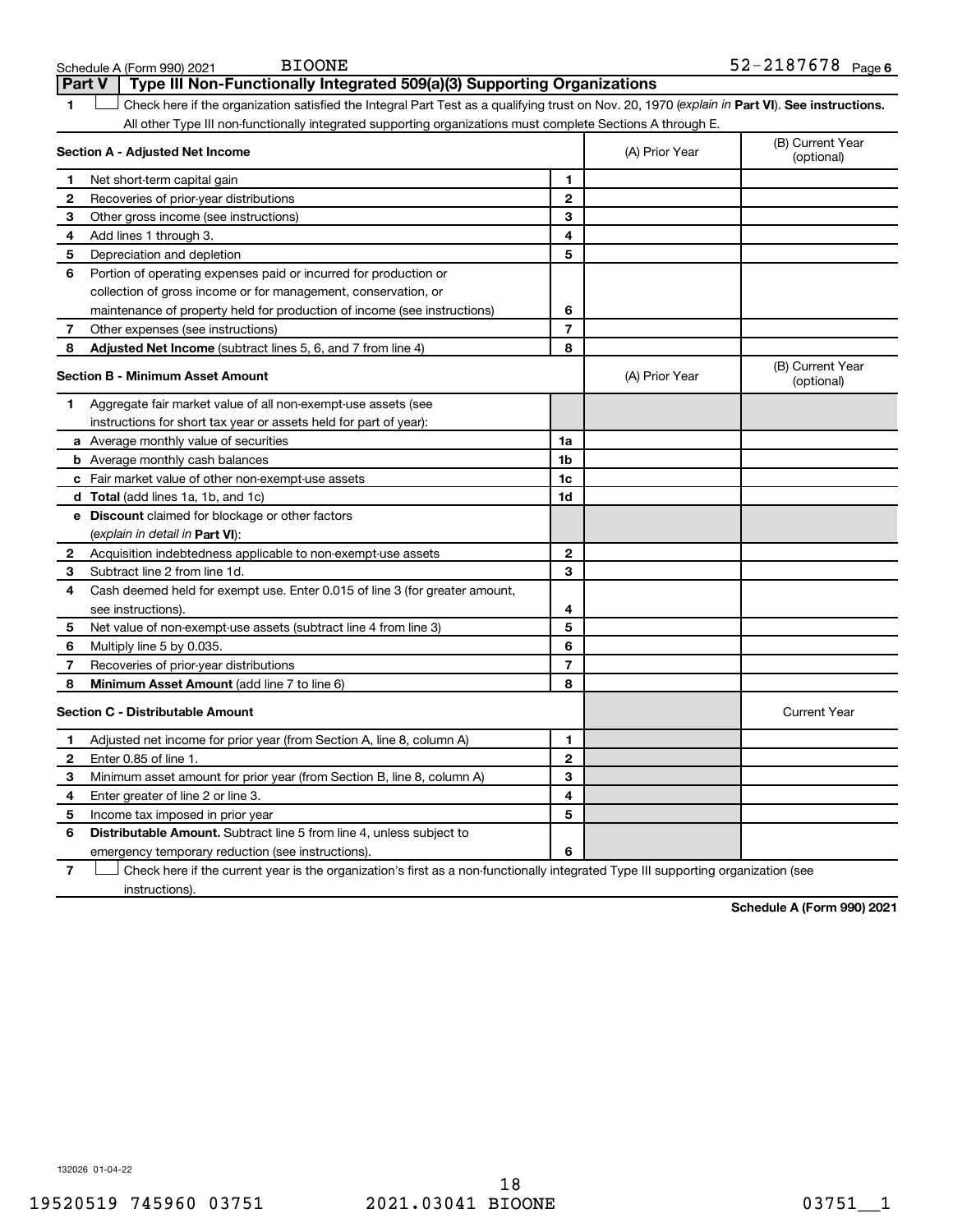Schedule A (Form 990) 2021 BIOONE 52-2187678 Page 6

## Part V Type III Non-Functionally Integrated 509(a)(3) Supporting Organizations

1 ☐ Check here if the organization satisfied the Integral Part Test as a qualifying trust on Nov. 20, 1970 (*explain in* **Part VI**). **See instructions.** All other Type III non-functionally integrated supporting organizations must complete Sections A through E.

| **Section A - Adjusted Net Income** | | | (A) Prior Year | (B) Current Year (optional) |
|---|---|---|---|---|
| 1 | Net short-term capital gain | 1 | | |
| 2 | Recoveries of prior-year distributions | 2 | | |
| 3 | Other gross income (see instructions) | 3 | | |
| 4 | Add lines 1 through 3. | 4 | | |
| 5 | Depreciation and depletion | 5 | | |
| 6 | Portion of operating expenses paid or incurred for production or collection of gross income or for management, conservation, or maintenance of property held for production of income (see instructions) | 6 | | |
| 7 | Other expenses (see instructions) | 7 | | |
| 8 | **Adjusted Net Income** (subtract lines 5, 6, and 7 from line 4) | 8 | | |

| **Section B - Minimum Asset Amount** | | | (A) Prior Year | (B) Current Year (optional) |
|---|---|---|---|---|
| 1 | Aggregate fair market value of all non-exempt-use assets (see instructions for short tax year or assets held for part of year): | | | |
| a | Average monthly value of securities | 1a | | |
| b | Average monthly cash balances | 1b | | |
| c | Fair market value of other non-exempt-use assets | 1c | | |
| d | **Total** (add lines 1a, 1b, and 1c) | 1d | | |
| e | **Discount** claimed for blockage or other factors (*explain in detail in* **Part VI**): | | | |
| 2 | Acquisition indebtedness applicable to non-exempt-use assets | 2 | | |
| 3 | Subtract line 2 from line 1d. | 3 | | |
| 4 | Cash deemed held for exempt use. Enter 0.015 of line 3 (for greater amount, see instructions). | 4 | | |
| 5 | Net value of non-exempt-use assets (subtract line 4 from line 3) | 5 | | |
| 6 | Multiply line 5 by 0.035. | 6 | | |
| 7 | Recoveries of prior-year distributions | 7 | | |
| 8 | **Minimum Asset Amount** (add line 7 to line 6) | 8 | | |

| **Section C - Distributable Amount** | | | | Current Year |
|---|---|---|---|---|
| 1 | Adjusted net income for prior year (from Section A, line 8, column A) | 1 | | |
| 2 | Enter 0.85 of line 1. | 2 | | |
| 3 | Minimum asset amount for prior year (from Section B, line 8, column A) | 3 | | |
| 4 | Enter greater of line 2 or line 3. | 4 | | |
| 5 | Income tax imposed in prior year | 5 | | |
| 6 | **Distributable Amount.** Subtract line 5 from line 4, unless subject to emergency temporary reduction (see instructions). | 6 | | |

7 ☐ Check here if the current year is the organization's first as a non-functionally integrated Type III supporting organization (see instructions).

**Schedule A (Form 990) 2021**

132026 01-04-22

19520519 745960 03751 2021.03041 BIOONE 03751__1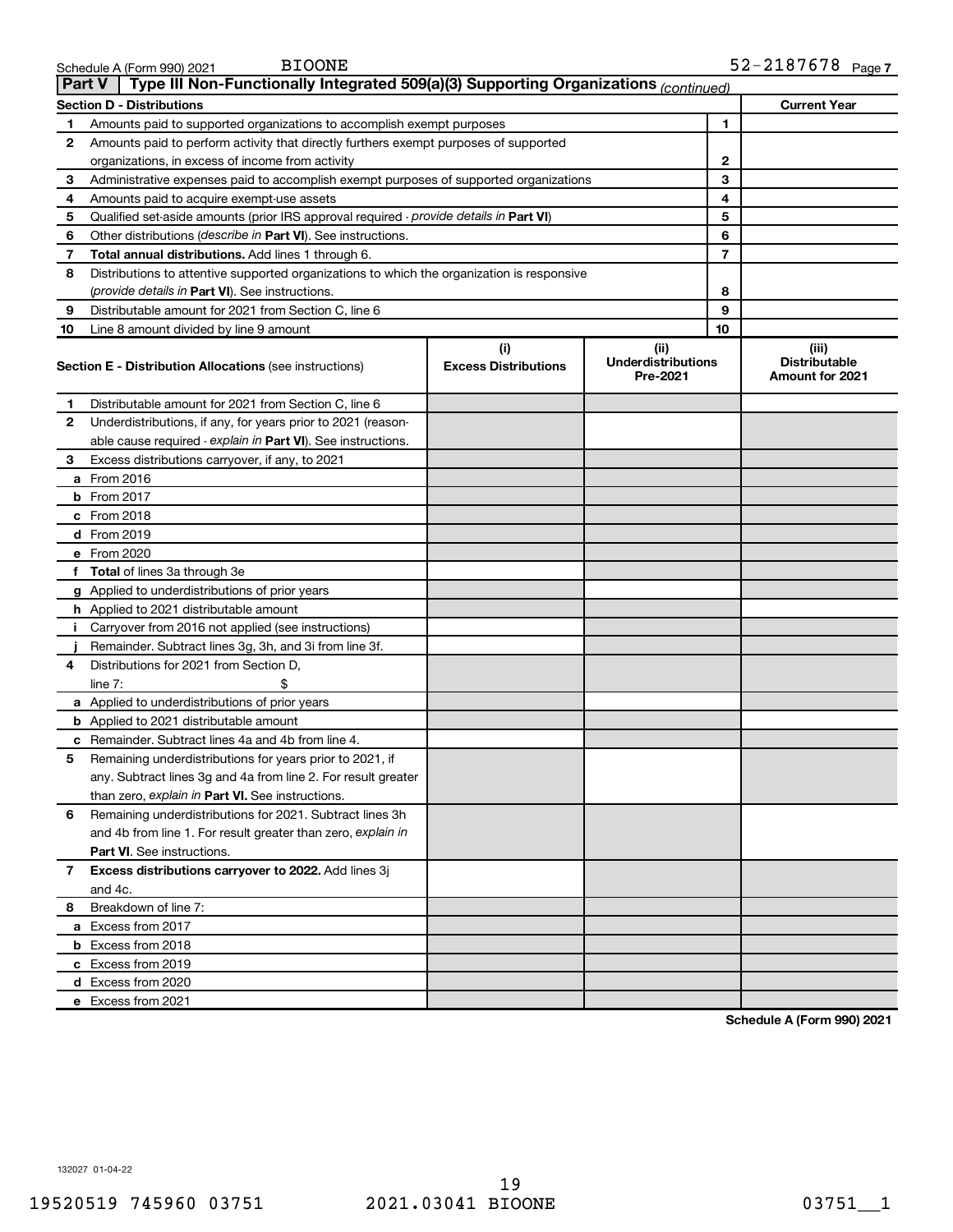Schedule A (Form 990) 2021 BIOONE 52-2187678 Page 7

## Part V Type III Non-Functionally Integrated 509(a)(3) Supporting Organizations *(continued)*

| Section D - Distributions | | | Current Year |
|---|---|---|---|
| 1 | Amounts paid to supported organizations to accomplish exempt purposes | 1 | |
| 2 | Amounts paid to perform activity that directly furthers exempt purposes of supported organizations, in excess of income from activity | 2 | |
| 3 | Administrative expenses paid to accomplish exempt purposes of supported organizations | 3 | |
| 4 | Amounts paid to acquire exempt-use assets | 4 | |
| 5 | Qualified set-aside amounts (prior IRS approval required - *provide details in* **Part VI**) | 5 | |
| 6 | Other distributions (*describe in* **Part VI**). See instructions. | 6 | |
| 7 | **Total annual distributions.** Add lines 1 through 6. | 7 | |
| 8 | Distributions to attentive supported organizations to which the organization is responsive (*provide details in* **Part VI**). See instructions. | 8 | |
| 9 | Distributable amount for 2021 from Section C, line 6 | 9 | |
| 10 | Line 8 amount divided by line 9 amount | 10 | |

| | Section E - Distribution Allocations (see instructions) | (i) Excess Distributions | (ii) Underdistributions Pre-2021 | (iii) Distributable Amount for 2021 |
|---|---|---|---|---|
| 1 | Distributable amount for 2021 from Section C, line 6 | | | |
| 2 | Underdistributions, if any, for years prior to 2021 (reasonable cause required - *explain in* **Part VI**). See instructions. | | | |
| 3 | Excess distributions carryover, if any, to 2021 | | | |
| a | From 2016 | | | |
| b | From 2017 | | | |
| c | From 2018 | | | |
| d | From 2019 | | | |
| e | From 2020 | | | |
| f | **Total** of lines 3a through 3e | | | |
| g | Applied to underdistributions of prior years | | | |
| h | Applied to 2021 distributable amount | | | |
| i | Carryover from 2016 not applied (see instructions) | | | |
| j | Remainder. Subtract lines 3g, 3h, and 3i from line 3f. | | | |
| 4 | Distributions for 2021 from Section D, line 7: $ | | | |
| a | Applied to underdistributions of prior years | | | |
| b | Applied to 2021 distributable amount | | | |
| c | Remainder. Subtract lines 4a and 4b from line 4. | | | |
| 5 | Remaining underdistributions for years prior to 2021, if any. Subtract lines 3g and 4a from line 2. For result greater than zero, *explain in* **Part VI.** See instructions. | | | |
| 6 | Remaining underdistributions for 2021. Subtract lines 3h and 4b from line 1. For result greater than zero, *explain in* **Part VI**. See instructions. | | | |
| 7 | **Excess distributions carryover to 2022.** Add lines 3j and 4c. | | | |
| 8 | Breakdown of line 7: | | | |
| a | Excess from 2017 | | | |
| b | Excess from 2018 | | | |
| c | Excess from 2019 | | | |
| d | Excess from 2020 | | | |
| e | Excess from 2021 | | | |

**Schedule A (Form 990) 2021**

132027 01-04-22

19520519 745960 03751 2021.03041 BIOONE 03751__1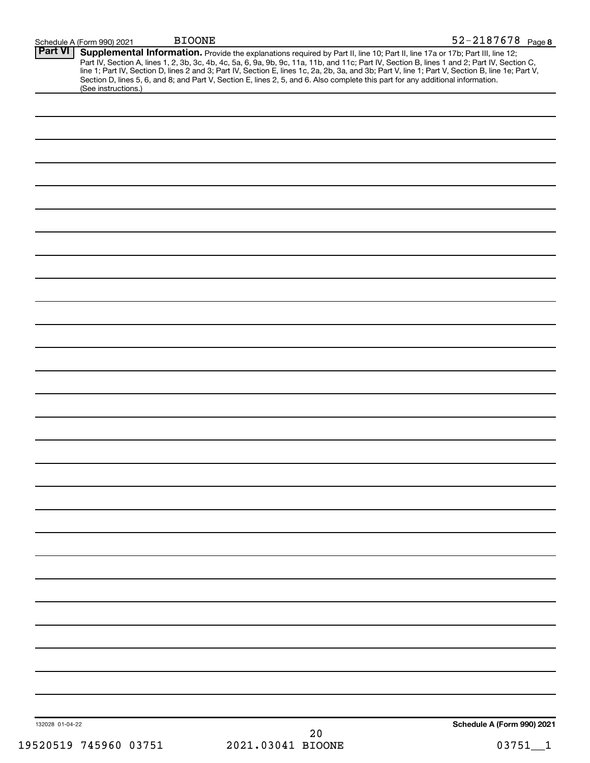Schedule A (Form 990) 2021 BIOONE 52-2187678 Page 8

**Part VI** **Supplemental Information.** Provide the explanations required by Part II, line 10; Part II, line 17a or 17b; Part III, line 12; Part IV, Section A, lines 1, 2, 3b, 3c, 4b, 4c, 5a, 6, 9a, 9b, 9c, 11a, 11b, and 11c; Part IV, Section B, lines 1 and 2; Part IV, Section C, line 1; Part IV, Section D, lines 2 and 3; Part IV, Section E, lines 1c, 2a, 2b, 3a, and 3b; Part V, line 1; Part V, Section B, line 1e; Part V, Section D, lines 5, 6, and 8; and Part V, Section E, lines 2, 5, and 6. Also complete this part for any additional information. (See instructions.)

132028 01-04-22

Schedule A (Form 990) 2021

19520519 745960 03751 2021.03041 BIOONE 03751__1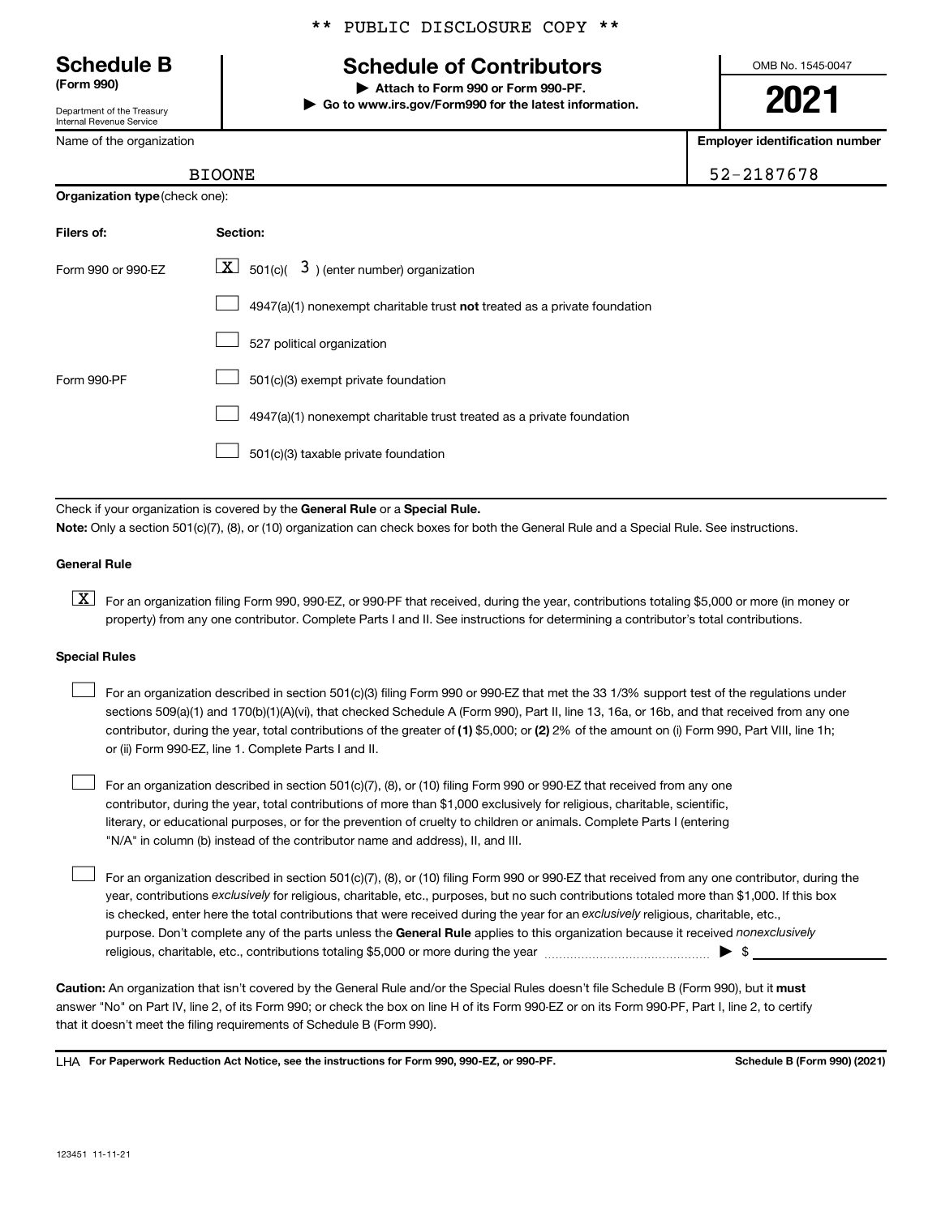\*\* PUBLIC DISCLOSURE COPY \*\*

# Schedule B

**(Form 990)**

Department of the Treasury
Internal Revenue Service

## Schedule of Contributors

▶ **Attach to Form 990 or Form 990-PF.**

▶ **Go to www.irs.gov/Form990 for the latest information.**

OMB No. 1545-0047

**2021**

| Name of the organization | Employer identification number |
|---|---|
| BIOONE | 52-2187678 |

**Organization type** (check one):

| Filers of: | Section: |
|---|---|
| Form 990 or 990-EZ | [X] 501(c)( 3 ) (enter number) organization |
| | [ ] 4947(a)(1) nonexempt charitable trust **not** treated as a private foundation |
| | [ ] 527 political organization |
| Form 990-PF | [ ] 501(c)(3) exempt private foundation |
| | [ ] 4947(a)(1) nonexempt charitable trust treated as a private foundation |
| | [ ] 501(c)(3) taxable private foundation |

Check if your organization is covered by the **General Rule** or a **Special Rule.**

**Note:** Only a section 501(c)(7), (8), or (10) organization can check boxes for both the General Rule and a Special Rule. See instructions.

**General Rule**

[X] For an organization filing Form 990, 990-EZ, or 990-PF that received, during the year, contributions totaling $5,000 or more (in money or property) from any one contributor. Complete Parts I and II. See instructions for determining a contributor's total contributions.

**Special Rules**

[ ] For an organization described in section 501(c)(3) filing Form 990 or 990-EZ that met the 33 1/3% support test of the regulations under sections 509(a)(1) and 170(b)(1)(A)(vi), that checked Schedule A (Form 990), Part II, line 13, 16a, or 16b, and that received from any one contributor, during the year, total contributions of the greater of **(1)** $5,000; or **(2)** 2% of the amount on (i) Form 990, Part VIII, line 1h; or (ii) Form 990-EZ, line 1. Complete Parts I and II.

[ ] For an organization described in section 501(c)(7), (8), or (10) filing Form 990 or 990-EZ that received from any one contributor, during the year, total contributions of more than $1,000 exclusively for religious, charitable, scientific, literary, or educational purposes, or for the prevention of cruelty to children or animals. Complete Parts I (entering "N/A" in column (b) instead of the contributor name and address), II, and III.

[ ] For an organization described in section 501(c)(7), (8), or (10) filing Form 990 or 990-EZ that received from any one contributor, during the year, contributions *exclusively* for religious, charitable, etc., purposes, but no such contributions totaled more than $1,000. If this box is checked, enter here the total contributions that were received during the year for an *exclusively* religious, charitable, etc., purpose. Don't complete any of the parts unless the **General Rule** applies to this organization because it received *nonexclusively* religious, charitable, etc., contributions totaling $5,000 or more during the year ▶ $ ____________

**Caution:** An organization that isn't covered by the General Rule and/or the Special Rules doesn't file Schedule B (Form 990), but it **must** answer "No" on Part IV, line 2, of its Form 990; or check the box on line H of its Form 990-EZ or on its Form 990-PF, Part I, line 2, to certify that it doesn't meet the filing requirements of Schedule B (Form 990).

LHA **For Paperwork Reduction Act Notice, see the instructions for Form 990, 990-EZ, or 990-PF.** **Schedule B (Form 990) (2021)**

123451 11-11-21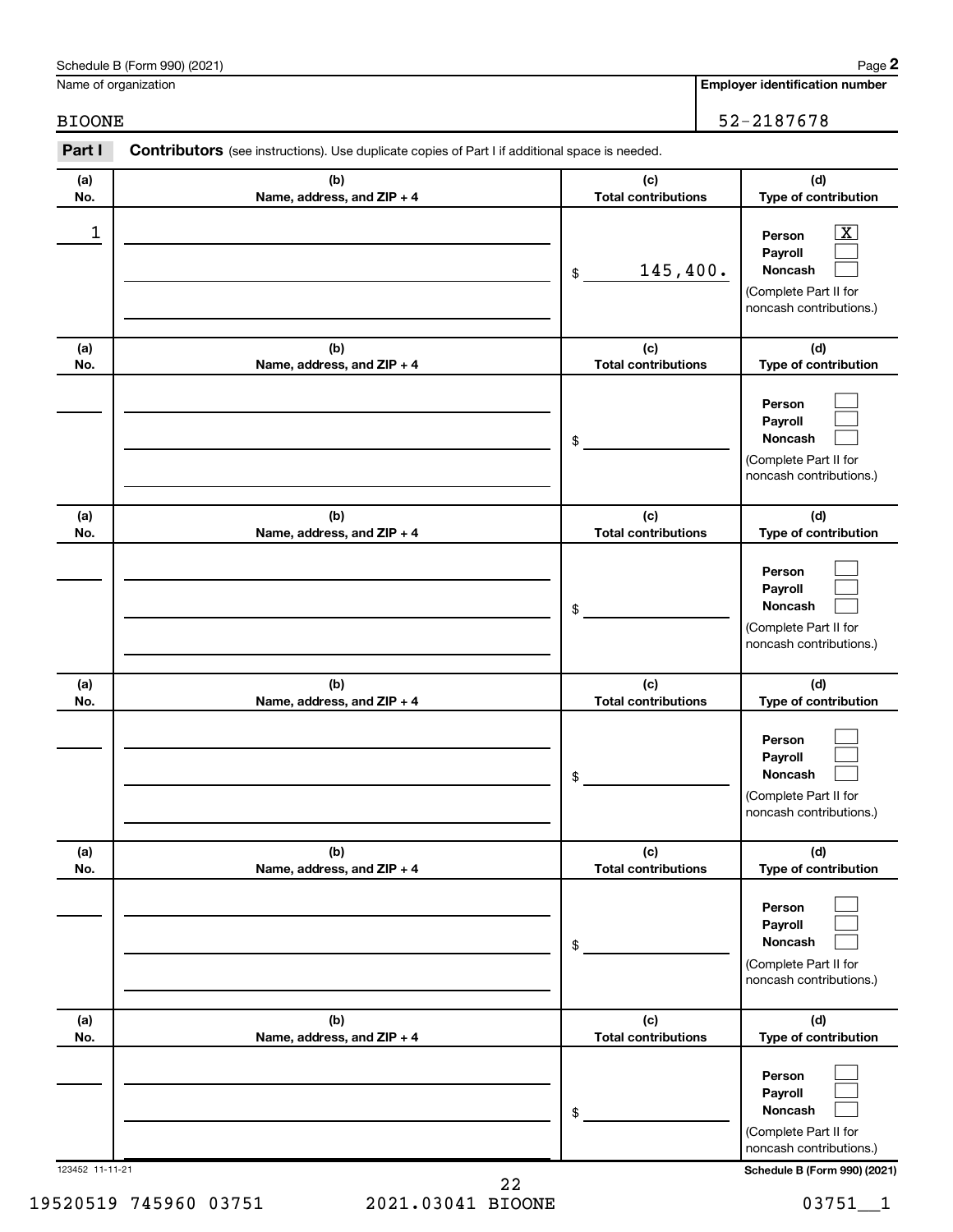Schedule B (Form 990) (2021) Page **2**

Name of organization: BIOONE

**Employer identification number:** 52-2187678

**Part I** **Contributors** (see instructions). Use duplicate copies of Part I if additional space is needed.

| (a) No. | (b) Name, address, and ZIP + 4 | (c) Total contributions | (d) Type of contribution |
|---|---|---|---|
| 1 | | $ 145,400. | Person [X] Payroll [ ] Noncash [ ] (Complete Part II for noncash contributions.) |
| | | $ | Person [ ] Payroll [ ] Noncash [ ] (Complete Part II for noncash contributions.) |
| | | $ | Person [ ] Payroll [ ] Noncash [ ] (Complete Part II for noncash contributions.) |
| | | $ | Person [ ] Payroll [ ] Noncash [ ] (Complete Part II for noncash contributions.) |
| | | $ | Person [ ] Payroll [ ] Noncash [ ] (Complete Part II for noncash contributions.) |
| | | $ | Person [ ] Payroll [ ] Noncash [ ] (Complete Part II for noncash contributions.) |

123452 11-11-21

**Schedule B (Form 990) (2021)**

19520519 745960 03751 2021.03041 BIOONE 03751__1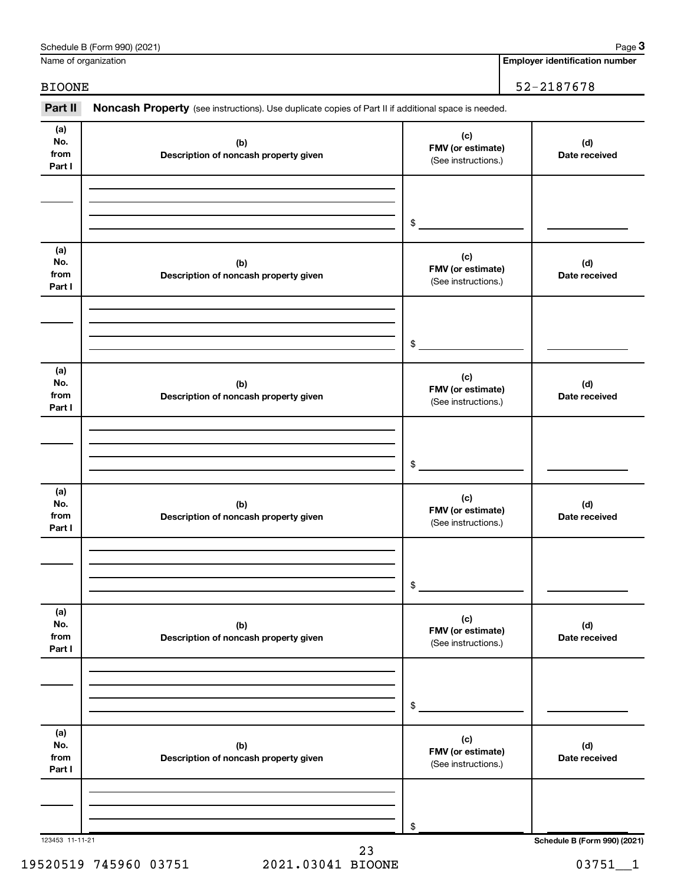Schedule B (Form 990) (2021) Page **3**

Name of organization: BIOONE

**Employer identification number:** 52-2187678

**Part II** **Noncash Property** (see instructions). Use duplicate copies of Part II if additional space is needed.

| (a) No. from Part I | (b) Description of noncash property given | (c) FMV (or estimate) (See instructions.) | (d) Date received |
|---|---|---|---|
| | | $ | |

| (a) No. from Part I | (b) Description of noncash property given | (c) FMV (or estimate) (See instructions.) | (d) Date received |
|---|---|---|---|
| | | $ | |

| (a) No. from Part I | (b) Description of noncash property given | (c) FMV (or estimate) (See instructions.) | (d) Date received |
|---|---|---|---|
| | | $ | |

| (a) No. from Part I | (b) Description of noncash property given | (c) FMV (or estimate) (See instructions.) | (d) Date received |
|---|---|---|---|
| | | $ | |

| (a) No. from Part I | (b) Description of noncash property given | (c) FMV (or estimate) (See instructions.) | (d) Date received |
|---|---|---|---|
| | | $ | |

| (a) No. from Part I | (b) Description of noncash property given | (c) FMV (or estimate) (See instructions.) | (d) Date received |
|---|---|---|---|
| | | $ | |

123453 11-11-21

**Schedule B (Form 990) (2021)**

19520519 745960 03751 2021.03041 BIOONE 03751__1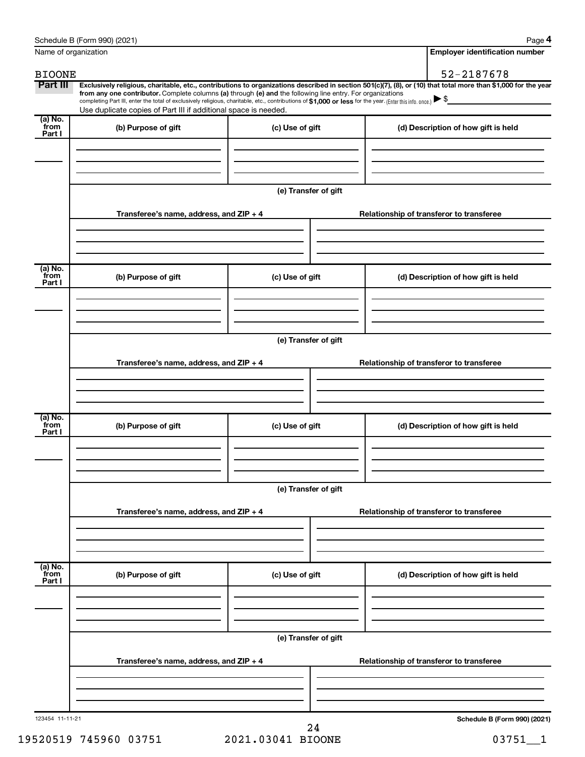Name of organization

BIOONE

**Employer identification number**

52-2187678

**Part III** **Exclusively religious, charitable, etc., contributions to organizations described in section 501(c)(7), (8), or (10) that total more than $1,000 for the year from any one contributor.** Complete columns **(a)** through **(e)** and the following line entry. For organizations completing Part III, enter the total of exclusively religious, charitable, etc., contributions of **$1,000 or less** for the year. (Enter this info. once.) ▶ $

Use duplicate copies of Part III if additional space is needed.

| (a) No. from Part I | (b) Purpose of gift | (c) Use of gift | (d) Description of how gift is held |
|---|---|---|---|
| | | | |

(e) Transfer of gift

| Transferee's name, address, and ZIP + 4 | Relationship of transferor to transferee |
|---|---|
| | |

| (a) No. from Part I | (b) Purpose of gift | (c) Use of gift | (d) Description of how gift is held |
|---|---|---|---|
| | | | |

(e) Transfer of gift

| Transferee's name, address, and ZIP + 4 | Relationship of transferor to transferee |
|---|---|
| | |

| (a) No. from Part I | (b) Purpose of gift | (c) Use of gift | (d) Description of how gift is held |
|---|---|---|---|
| | | | |

(e) Transfer of gift

| Transferee's name, address, and ZIP + 4 | Relationship of transferor to transferee |
|---|---|
| | |

| (a) No. from Part I | (b) Purpose of gift | (c) Use of gift | (d) Description of how gift is held |
|---|---|---|---|
| | | | |

(e) Transfer of gift

| Transferee's name, address, and ZIP + 4 | Relationship of transferor to transferee |
|---|---|
| | |

123454 11-11-21

**Schedule B (Form 990) (2021)**

19520519 745960 03751 2021.03041 BIOONE 03751__1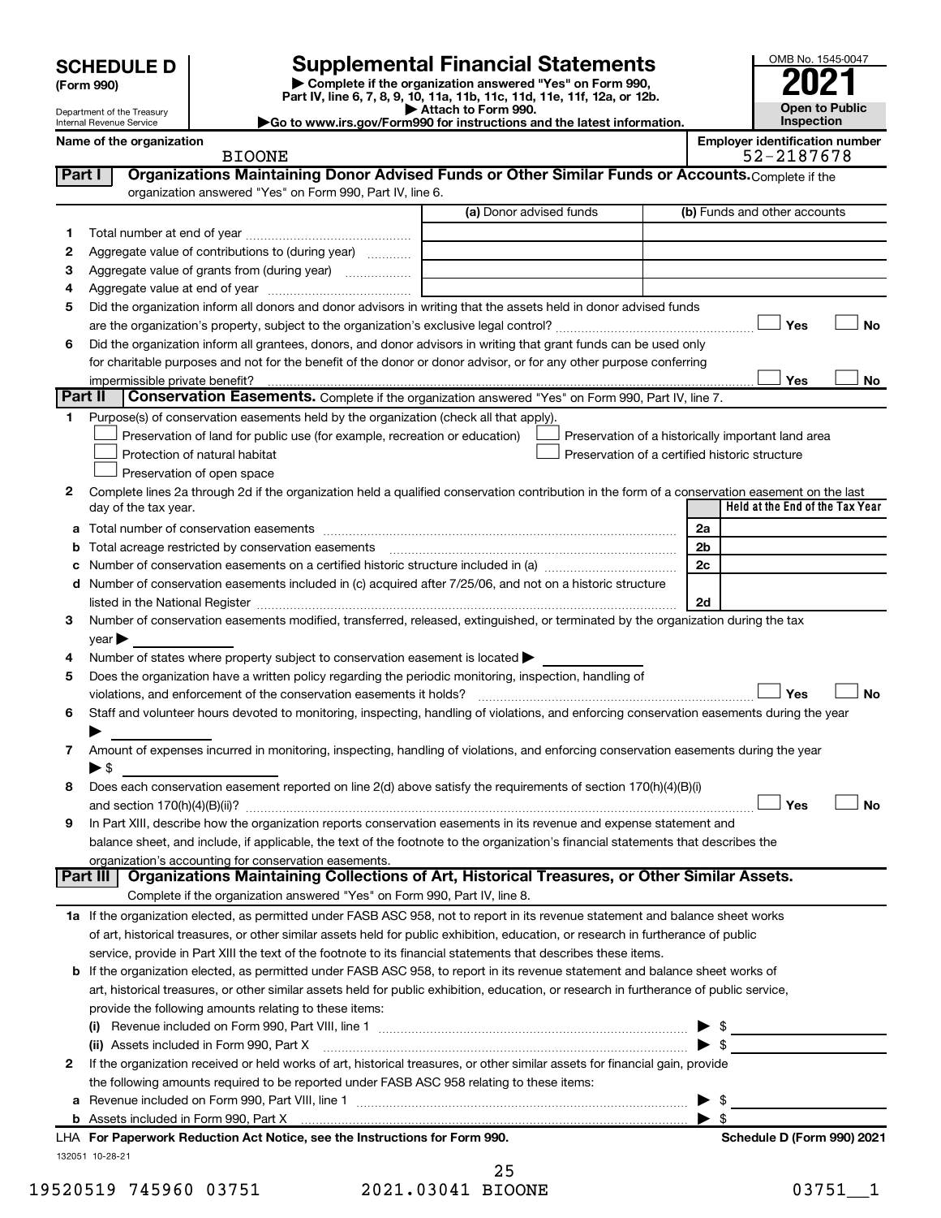**SCHEDULE D**
**(Form 990)**

Department of the Treasury
Internal Revenue Service

# Supplemental Financial Statements

▶ Complete if the organization answered "Yes" on Form 990, Part IV, line 6, 7, 8, 9, 10, 11a, 11b, 11c, 11d, 11e, 11f, 12a, or 12b.
▶ Attach to Form 990.
▶Go to www.irs.gov/Form990 for instructions and the latest information.

OMB No. 1545-0047
**2021**
**Open to Public Inspection**

Name of the organization: BIOONE
Employer identification number: 52-2187678

## Part I — Organizations Maintaining Donor Advised Funds or Other Similar Funds or Accounts.

Complete if the organization answered "Yes" on Form 990, Part IV, line 6.

| | | (a) Donor advised funds | (b) Funds and other accounts |
|---|---|---|---|
| 1 | Total number at end of year | | |
| 2 | Aggregate value of contributions to (during year) | | |
| 3 | Aggregate value of grants from (during year) | | |
| 4 | Aggregate value at end of year | | |

5 Did the organization inform all donors and donor advisors in writing that the assets held in donor advised funds are the organization's property, subject to the organization's exclusive legal control? ☐ Yes ☐ No

6 Did the organization inform all grantees, donors, and donor advisors in writing that grant funds can be used only for charitable purposes and not for the benefit of the donor or donor advisor, or for any other purpose conferring impermissible private benefit? ☐ Yes ☐ No

## Part II — Conservation Easements.

Complete if the organization answered "Yes" on Form 990, Part IV, line 7.

1 Purpose(s) of conservation easements held by the organization (check all that apply).
- ☐ Preservation of land for public use (for example, recreation or education)
- ☐ Protection of natural habitat
- ☐ Preservation of open space
- ☐ Preservation of a historically important land area
- ☐ Preservation of a certified historic structure

2 Complete lines 2a through 2d if the organization held a qualified conservation contribution in the form of a conservation easement on the last day of the tax year.

| | | | Held at the End of the Tax Year |
|---|---|---|---|
| a | Total number of conservation easements | 2a | |
| b | Total acreage restricted by conservation easements | 2b | |
| c | Number of conservation easements on a certified historic structure included in (a) | 2c | |
| d | Number of conservation easements included in (c) acquired after 7/25/06, and not on a historic structure listed in the National Register | 2d | |

3 Number of conservation easements modified, transferred, released, extinguished, or terminated by the organization during the tax year ▶

4 Number of states where property subject to conservation easement is located ▶

5 Does the organization have a written policy regarding the periodic monitoring, inspection, handling of violations, and enforcement of the conservation easements it holds? ☐ Yes ☐ No

6 Staff and volunteer hours devoted to monitoring, inspecting, handling of violations, and enforcing conservation easements during the year ▶

7 Amount of expenses incurred in monitoring, inspecting, handling of violations, and enforcing conservation easements during the year ▶ $

8 Does each conservation easement reported on line 2(d) above satisfy the requirements of section 170(h)(4)(B)(i) and section 170(h)(4)(B)(ii)? ☐ Yes ☐ No

9 In Part XIII, describe how the organization reports conservation easements in its revenue and expense statement and balance sheet, and include, if applicable, the text of the footnote to the organization's financial statements that describes the organization's accounting for conservation easements.

## Part III — Organizations Maintaining Collections of Art, Historical Treasures, or Other Similar Assets.

Complete if the organization answered "Yes" on Form 990, Part IV, line 8.

1a If the organization elected, as permitted under FASB ASC 958, not to report in its revenue statement and balance sheet works of art, historical treasures, or other similar assets held for public exhibition, education, or research in furtherance of public service, provide in Part XIII the text of the footnote to its financial statements that describes these items.

b If the organization elected, as permitted under FASB ASC 958, to report in its revenue statement and balance sheet works of art, historical treasures, or other similar assets held for public exhibition, education, or research in furtherance of public service, provide the following amounts relating to these items:

(i) Revenue included on Form 990, Part VIII, line 1 ▶ $

(ii) Assets included in Form 990, Part X ▶ $

2 If the organization received or held works of art, historical treasures, or other similar assets for financial gain, provide the following amounts required to be reported under FASB ASC 958 relating to these items:

a Revenue included on Form 990, Part VIII, line 1 ▶ $

b Assets included in Form 990, Part X ▶ $

LHA **For Paperwork Reduction Act Notice, see the Instructions for Form 990.** **Schedule D (Form 990) 2021**

132051 10-28-21

19520519 745960 03751 2021.03041 BIOONE 03751__1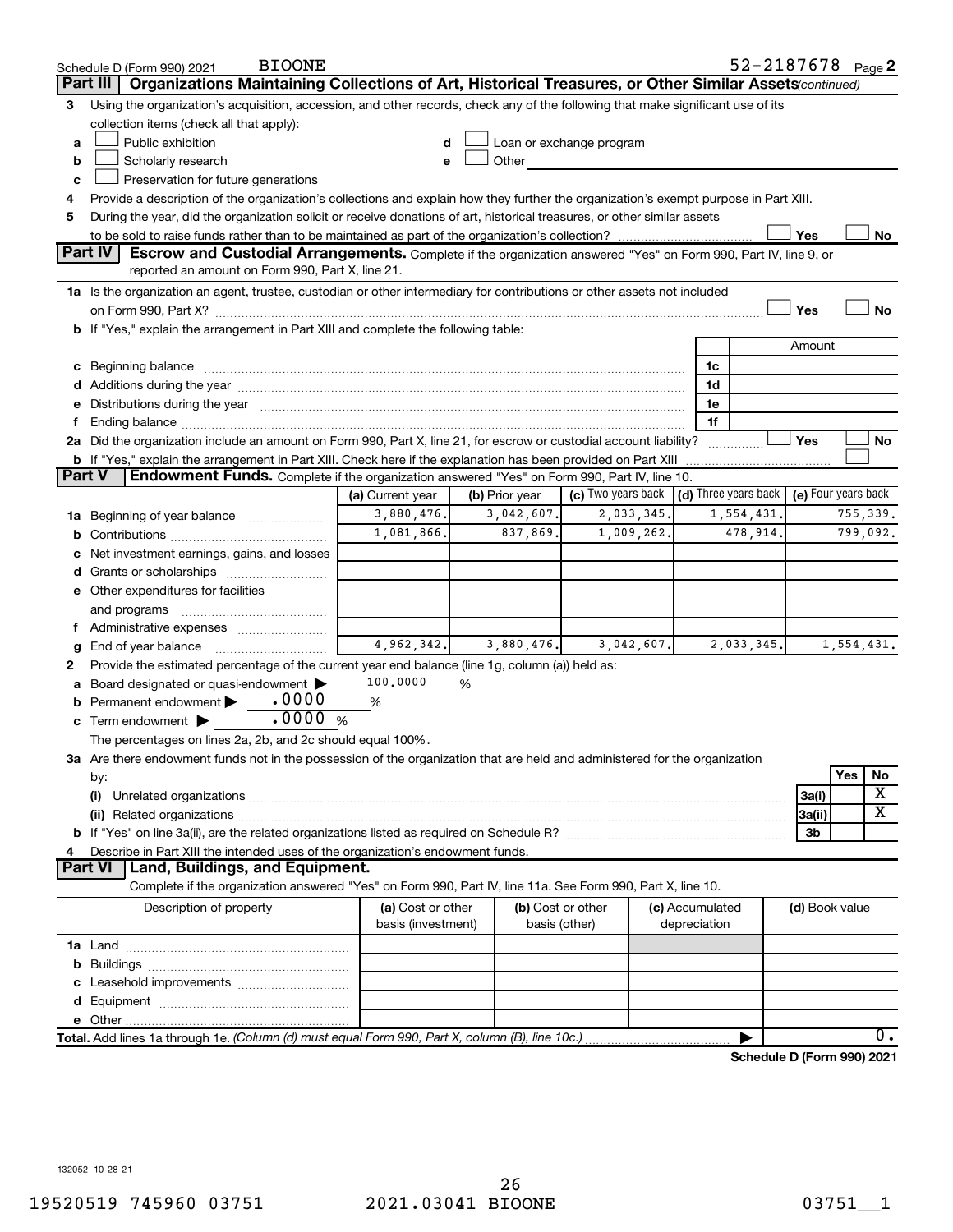Schedule D (Form 990) 2021 BIOONE 52-2187678 Page 2

## Part III Organizations Maintaining Collections of Art, Historical Treasures, or Other Similar Assets *(continued)*

3 Using the organization's acquisition, accession, and other records, check any of the following that make significant use of its collection items (check all that apply):

a ☐ Public exhibition
b ☐ Scholarly research
c ☐ Preservation for future generations
d ☐ Loan or exchange program
e ☐ Other

4 Provide a description of the organization's collections and explain how they further the organization's exempt purpose in Part XIII.

5 During the year, did the organization solicit or receive donations of art, historical treasures, or other similar assets to be sold to raise funds rather than to be maintained as part of the organization's collection? ☐ Yes ☐ No

## Part IV Escrow and Custodial Arrangements.

Complete if the organization answered "Yes" on Form 990, Part IV, line 9, or reported an amount on Form 990, Part X, line 21.

1a Is the organization an agent, trustee, custodian or other intermediary for contributions or other assets not included on Form 990, Part X? ☐ Yes ☐ No

b If "Yes," explain the arrangement in Part XIII and complete the following table:

| | | Amount |
|---|---|---|
| c Beginning balance | 1c | |
| d Additions during the year | 1d | |
| e Distributions during the year | 1e | |
| f Ending balance | 1f | |

2a Did the organization include an amount on Form 990, Part X, line 21, for escrow or custodial account liability? ☐ Yes ☐ No

b If "Yes," explain the arrangement in Part XIII. Check here if the explanation has been provided on Part XIII ☐

## Part V Endowment Funds.

Complete if the organization answered "Yes" on Form 990, Part IV, line 10.

| | (a) Current year | (b) Prior year | (c) Two years back | (d) Three years back | (e) Four years back |
|---|---|---|---|---|---|
| 1a Beginning of year balance | 3,880,476. | 3,042,607. | 2,033,345. | 1,554,431. | 755,339. |
| b Contributions | 1,081,866. | 837,869. | 1,009,262. | 478,914. | 799,092. |
| c Net investment earnings, gains, and losses | | | | | |
| d Grants or scholarships | | | | | |
| e Other expenditures for facilities and programs | | | | | |
| f Administrative expenses | | | | | |
| g End of year balance | 4,962,342. | 3,880,476. | 3,042,607. | 2,033,345. | 1,554,431. |

2 Provide the estimated percentage of the current year end balance (line 1g, column (a)) held as:

a Board designated or quasi-endowment ▶ 100.0000 %
b Permanent endowment ▶ .0000 %
c Term endowment ▶ .0000 %

The percentages on lines 2a, 2b, and 2c should equal 100%.

3a Are there endowment funds not in the possession of the organization that are held and administered for the organization by:

| | | Yes | No |
|---|---|---|---|
| (i) Unrelated organizations | 3a(i) | | X |
| (ii) Related organizations | 3a(ii) | | X |
| b If "Yes" on line 3a(ii), are the related organizations listed as required on Schedule R? | 3b | | |

4 Describe in Part XIII the intended uses of the organization's endowment funds.

## Part VI Land, Buildings, and Equipment.

Complete if the organization answered "Yes" on Form 990, Part IV, line 11a. See Form 990, Part X, line 10.

| Description of property | (a) Cost or other basis (investment) | (b) Cost or other basis (other) | (c) Accumulated depreciation | (d) Book value |
|---|---|---|---|---|
| 1a Land | | | | |
| b Buildings | | | | |
| c Leasehold improvements | | | | |
| d Equipment | | | | |
| e Other | | | | |
| Total. Add lines 1a through 1e. *(Column (d) must equal Form 990, Part X, column (B), line 10c.)* | | | | 0. |

Schedule D (Form 990) 2021

132052 10-28-21

19520519 745960 03751 2021.03041 BIOONE 03751__1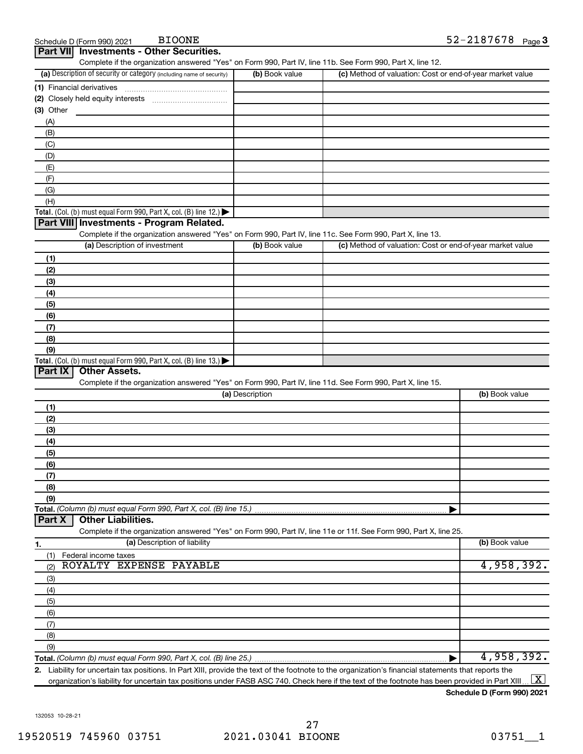Schedule D (Form 990) 2021 BIOONE 52-2187678 Page 3

## Part VII Investments - Other Securities.

Complete if the organization answered "Yes" on Form 990, Part IV, line 11b. See Form 990, Part X, line 12.

| (a) Description of security or category (including name of security) | (b) Book value | (c) Method of valuation: Cost or end-of-year market value |
|---|---|---|
| (1) Financial derivatives | | |
| (2) Closely held equity interests | | |
| (3) Other | | |
| (A) | | |
| (B) | | |
| (C) | | |
| (D) | | |
| (E) | | |
| (F) | | |
| (G) | | |
| (H) | | |
| **Total.** (Col. (b) must equal Form 990, Part X, col. (B) line 12.) | | |

## Part VIII Investments - Program Related.

Complete if the organization answered "Yes" on Form 990, Part IV, line 11c. See Form 990, Part X, line 13.

| (a) Description of investment | (b) Book value | (c) Method of valuation: Cost or end-of-year market value |
|---|---|---|
| (1) | | |
| (2) | | |
| (3) | | |
| (4) | | |
| (5) | | |
| (6) | | |
| (7) | | |
| (8) | | |
| (9) | | |
| **Total.** (Col. (b) must equal Form 990, Part X, col. (B) line 13.) | | |

## Part IX Other Assets.

Complete if the organization answered "Yes" on Form 990, Part IV, line 11d. See Form 990, Part X, line 15.

| (a) Description | (b) Book value |
|---|---|
| (1) | |
| (2) | |
| (3) | |
| (4) | |
| (5) | |
| (6) | |
| (7) | |
| (8) | |
| (9) | |
| **Total.** *(Column (b) must equal Form 990, Part X, col. (B) line 15.)* | |

## Part X Other Liabilities.

Complete if the organization answered "Yes" on Form 990, Part IV, line 11e or 11f. See Form 990, Part X, line 25.

| 1. (a) Description of liability | (b) Book value |
|---|---|
| (1) Federal income taxes | |
| (2) ROYALTY EXPENSE PAYABLE | 4,958,392. |
| (3) | |
| (4) | |
| (5) | |
| (6) | |
| (7) | |
| (8) | |
| (9) | |
| **Total.** *(Column (b) must equal Form 990, Part X, col. (B) line 25.)* | 4,958,392. |

2. Liability for uncertain tax positions. In Part XIII, provide the text of the footnote to the organization's financial statements that reports the organization's liability for uncertain tax positions under FASB ASC 740. Check here if the text of the footnote has been provided in Part XIII [X]

**Schedule D (Form 990) 2021**

132053 10-28-21

19520519 745960 03751 2021.03041 BIOONE 03751__1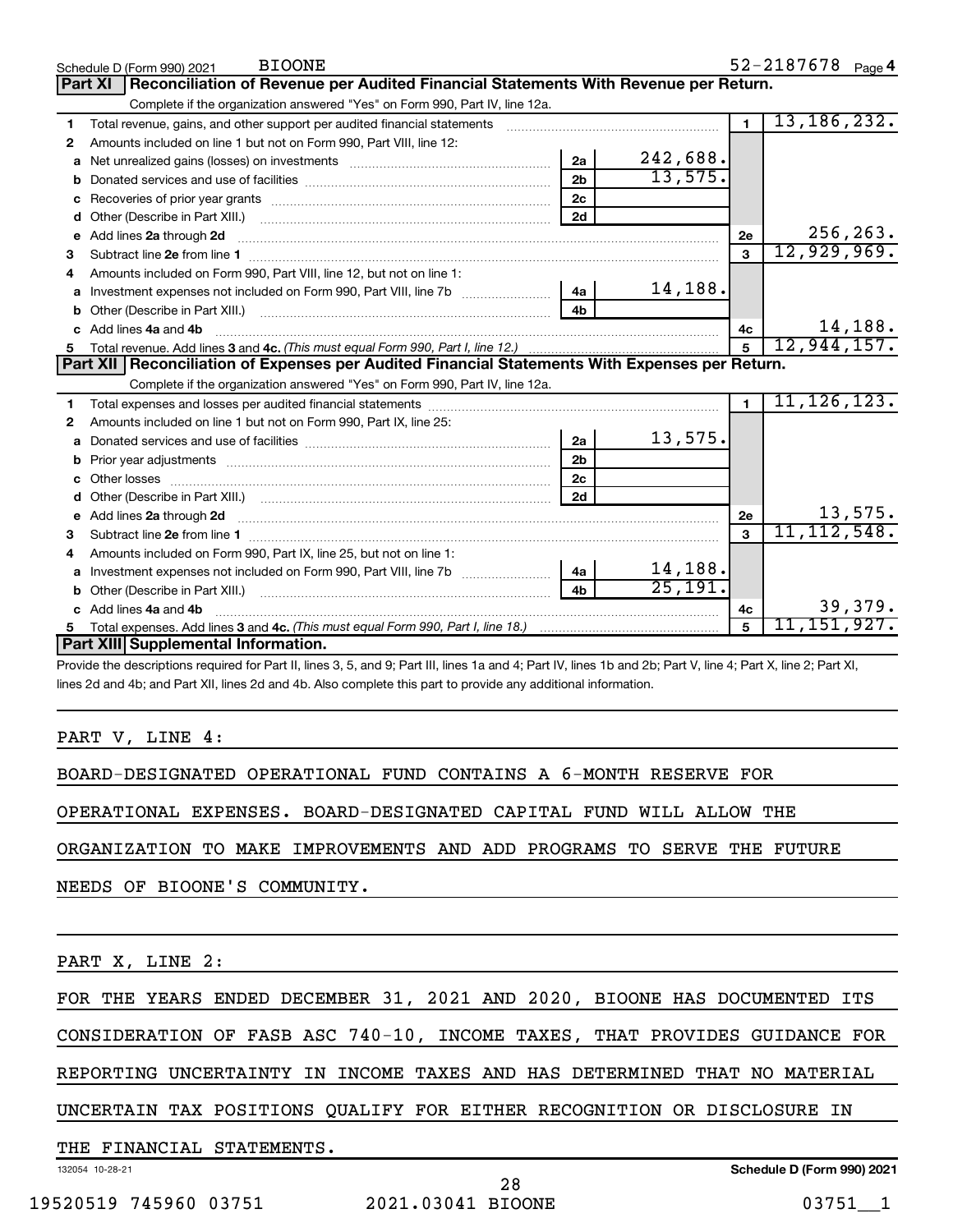Schedule D (Form 990) 2021 BIOONE 52-2187678 Page 4

## Part XI Reconciliation of Revenue per Audited Financial Statements With Revenue per Return.

Complete if the organization answered "Yes" on Form 990, Part IV, line 12a.

| | | | | | |
|---|---|---|---|---|---|
| 1 | Total revenue, gains, and other support per audited financial statements | | | 1 | 13,186,232. |
| 2 | Amounts included on line 1 but not on Form 990, Part VIII, line 12: | | | | |
| a | Net unrealized gains (losses) on investments | 2a | 242,688. | | |
| b | Donated services and use of facilities | 2b | 13,575. | | |
| c | Recoveries of prior year grants | 2c | | | |
| d | Other (Describe in Part XIII.) | 2d | | | |
| e | Add lines 2a through 2d | | | 2e | 256,263. |
| 3 | Subtract line 2e from line 1 | | | 3 | 12,929,969. |
| 4 | Amounts included on Form 990, Part VIII, line 12, but not on line 1: | | | | |
| a | Investment expenses not included on Form 990, Part VIII, line 7b | 4a | 14,188. | | |
| b | Other (Describe in Part XIII.) | 4b | | | |
| c | Add lines 4a and 4b | | | 4c | 14,188. |
| 5 | Total revenue. Add lines 3 and 4c. *(This must equal Form 990, Part I, line 12.)* | | | 5 | 12,944,157. |

## Part XII Reconciliation of Expenses per Audited Financial Statements With Expenses per Return.

Complete if the organization answered "Yes" on Form 990, Part IV, line 12a.

| | | | | | |
|---|---|---|---|---|---|
| 1 | Total expenses and losses per audited financial statements | | | 1 | 11,126,123. |
| 2 | Amounts included on line 1 but not on Form 990, Part IX, line 25: | | | | |
| a | Donated services and use of facilities | 2a | 13,575. | | |
| b | Prior year adjustments | 2b | | | |
| c | Other losses | 2c | | | |
| d | Other (Describe in Part XIII.) | 2d | | | |
| e | Add lines 2a through 2d | | | 2e | 13,575. |
| 3 | Subtract line 2e from line 1 | | | 3 | 11,112,548. |
| 4 | Amounts included on Form 990, Part IX, line 25, but not on line 1: | | | | |
| a | Investment expenses not included on Form 990, Part VIII, line 7b | 4a | 14,188. | | |
| b | Other (Describe in Part XIII.) | 4b | 25,191. | | |
| c | Add lines 4a and 4b | | | 4c | 39,379. |
| 5 | Total expenses. Add lines 3 and 4c. *(This must equal Form 990, Part I, line 18.)* | | | 5 | 11,151,927. |

## Part XIII Supplemental Information.

Provide the descriptions required for Part II, lines 3, 5, and 9; Part III, lines 1a and 4; Part IV, lines 1b and 2b; Part V, line 4; Part X, line 2; Part XI, lines 2d and 4b; and Part XII, lines 2d and 4b. Also complete this part to provide any additional information.

PART V, LINE 4:

BOARD-DESIGNATED OPERATIONAL FUND CONTAINS A 6-MONTH RESERVE FOR OPERATIONAL EXPENSES. BOARD-DESIGNATED CAPITAL FUND WILL ALLOW THE ORGANIZATION TO MAKE IMPROVEMENTS AND ADD PROGRAMS TO SERVE THE FUTURE NEEDS OF BIOONE'S COMMUNITY.

PART X, LINE 2:

FOR THE YEARS ENDED DECEMBER 31, 2021 AND 2020, BIOONE HAS DOCUMENTED ITS CONSIDERATION OF FASB ASC 740-10, INCOME TAXES, THAT PROVIDES GUIDANCE FOR REPORTING UNCERTAINTY IN INCOME TAXES AND HAS DETERMINED THAT NO MATERIAL UNCERTAIN TAX POSITIONS QUALIFY FOR EITHER RECOGNITION OR DISCLOSURE IN THE FINANCIAL STATEMENTS.

132054 10-28-21 **Schedule D (Form 990) 2021**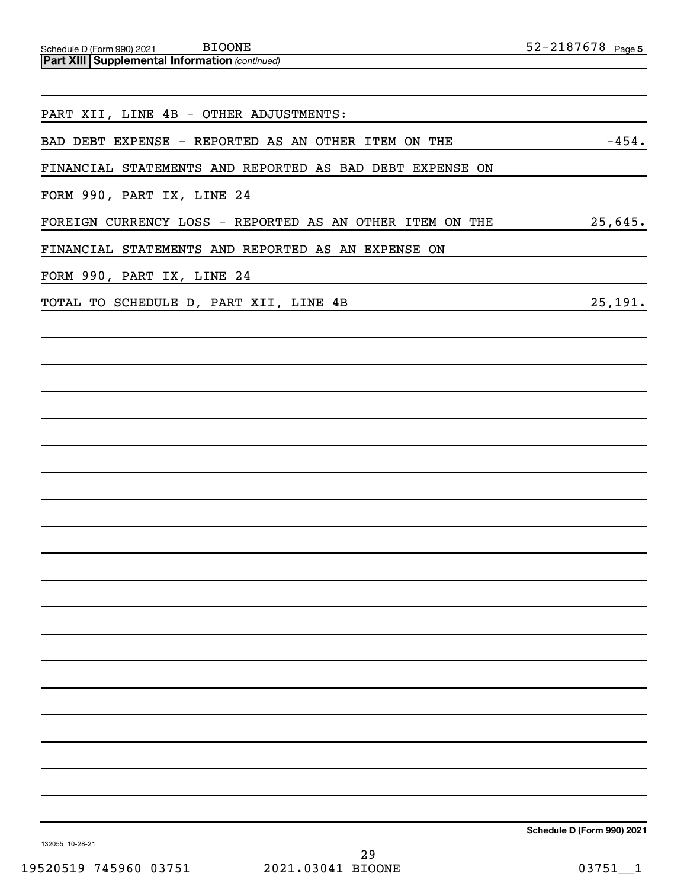**Part XIII Supplemental Information** *(continued)*

PART XII, LINE 4B - OTHER ADJUSTMENTS:

| | |
|---|---|
| BAD DEBT EXPENSE - REPORTED AS AN OTHER ITEM ON THE FINANCIAL STATEMENTS AND REPORTED AS BAD DEBT EXPENSE ON FORM 990, PART IX, LINE 24 | -454. |
| FOREIGN CURRENCY LOSS - REPORTED AS AN OTHER ITEM ON THE FINANCIAL STATEMENTS AND REPORTED AS AN EXPENSE ON FORM 990, PART IX, LINE 24 | 25,645. |
| TOTAL TO SCHEDULE D, PART XII, LINE 4B | 25,191. |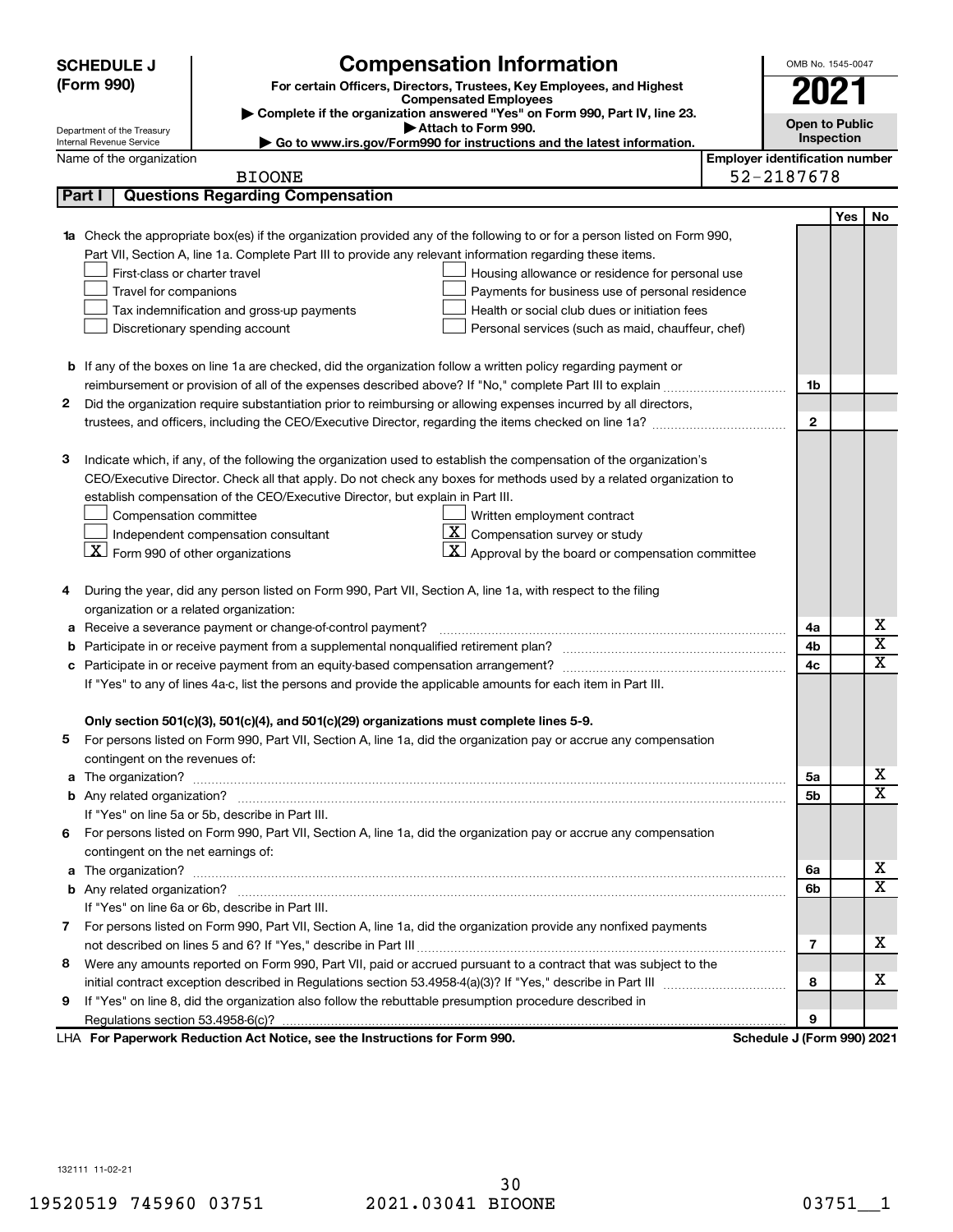**SCHEDULE J (Form 990)**

Department of the Treasury
Internal Revenue Service

# Compensation Information

**For certain Officers, Directors, Trustees, Key Employees, and Highest Compensated Employees**

▶ Complete if the organization answered "Yes" on Form 990, Part IV, line 23.

▶ Attach to Form 990.

▶ Go to www.irs.gov/Form990 for instructions and the latest information.

OMB No. 1545-0047

**2021**

**Open to Public Inspection**

| Name of the organization | Employer identification number |
|---|---|
| BIOONE | 52-2187678 |

## Part I — Questions Regarding Compensation

| | | | Yes | No |
|---|---|---|---|---|
| **1a** | Check the appropriate box(es) if the organization provided any of the following to or for a person listed on Form 990, Part VII, Section A, line 1a. Complete Part III to provide any relevant information regarding these items.<br>☐ First-class or charter travel ☐ Housing allowance or residence for personal use<br>☐ Travel for companions ☐ Payments for business use of personal residence<br>☐ Tax indemnification and gross-up payments ☐ Health or social club dues or initiation fees<br>☐ Discretionary spending account ☐ Personal services (such as maid, chauffeur, chef) | | | |
| **b** | If any of the boxes on line 1a are checked, did the organization follow a written policy regarding payment or reimbursement or provision of all of the expenses described above? If "No," complete Part III to explain | 1b | | |
| **2** | Did the organization require substantiation prior to reimbursing or allowing expenses incurred by all directors, trustees, and officers, including the CEO/Executive Director, regarding the items checked on line 1a? | 2 | | |
| **3** | Indicate which, if any, of the following the organization used to establish the compensation of the organization's CEO/Executive Director. Check all that apply. Do not check any boxes for methods used by a related organization to establish compensation of the CEO/Executive Director, but explain in Part III.<br>☐ Compensation committee ☐ Written employment contract<br>☐ Independent compensation consultant ☒ Compensation survey or study<br>☒ Form 990 of other organizations ☒ Approval by the board or compensation committee | | | |
| **4** | During the year, did any person listed on Form 990, Part VII, Section A, line 1a, with respect to the filing organization or a related organization: | | | |
| **a** | Receive a severance payment or change-of-control payment? | 4a | | X |
| **b** | Participate in or receive payment from a supplemental nonqualified retirement plan? | 4b | | X |
| **c** | Participate in or receive payment from an equity-based compensation arrangement? | 4c | | X |
| | If "Yes" to any of lines 4a-c, list the persons and provide the applicable amounts for each item in Part III. | | | |
| | **Only section 501(c)(3), 501(c)(4), and 501(c)(29) organizations must complete lines 5-9.** | | | |
| **5** | For persons listed on Form 990, Part VII, Section A, line 1a, did the organization pay or accrue any compensation contingent on the revenues of: | | | |
| **a** | The organization? | 5a | | X |
| **b** | Any related organization? | 5b | | X |
| | If "Yes" on line 5a or 5b, describe in Part III. | | | |
| **6** | For persons listed on Form 990, Part VII, Section A, line 1a, did the organization pay or accrue any compensation contingent on the net earnings of: | | | |
| **a** | The organization? | 6a | | X |
| **b** | Any related organization? | 6b | | X |
| | If "Yes" on line 6a or 6b, describe in Part III. | | | |
| **7** | For persons listed on Form 990, Part VII, Section A, line 1a, did the organization provide any nonfixed payments not described on lines 5 and 6? If "Yes," describe in Part III | 7 | | X |
| **8** | Were any amounts reported on Form 990, Part VII, paid or accrued pursuant to a contract that was subject to the initial contract exception described in Regulations section 53.4958-4(a)(3)? If "Yes," describe in Part III | 8 | | X |
| **9** | If "Yes" on line 8, did the organization also follow the rebuttable presumption procedure described in Regulations section 53.4958-6(c)? | 9 | | |

LHA **For Paperwork Reduction Act Notice, see the Instructions for Form 990.** **Schedule J (Form 990) 2021**

132111 11-02-21

19520519 745960 03751 2021.03041 BIOONE 03751__1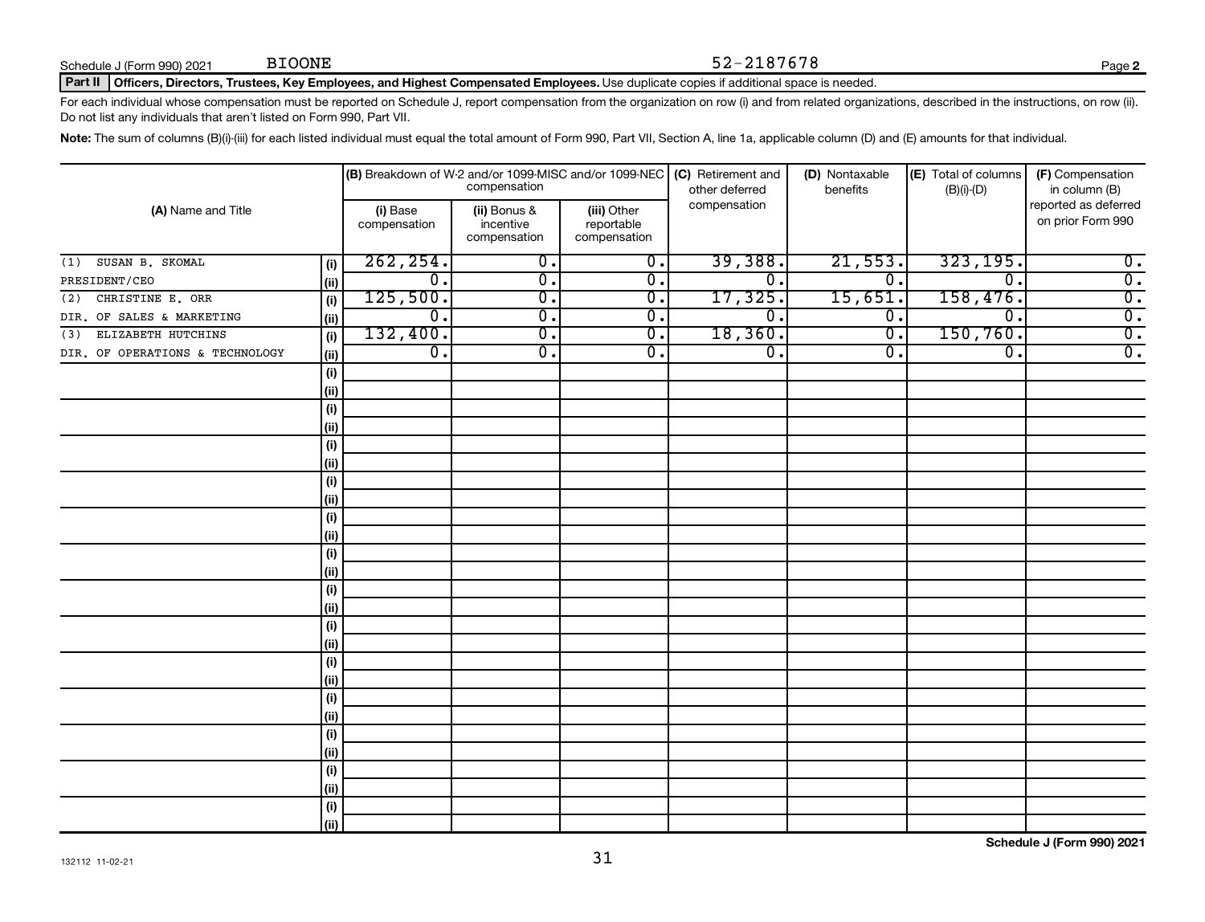Schedule J (Form 990) 2021 BIOONE 52-2187678 Page **2**

**Part II** **Officers, Directors, Trustees, Key Employees, and Highest Compensated Employees.** Use duplicate copies if additional space is needed.

For each individual whose compensation must be reported on Schedule J, report compensation from the organization on row (i) and from related organizations, described in the instructions, on row (ii). Do not list any individuals that aren't listed on Form 990, Part VII.

**Note:** The sum of columns (B)(i)-(iii) for each listed individual must equal the total amount of Form 990, Part VII, Section A, line 1a, applicable column (D) and (E) amounts for that individual.

| (A) Name and Title | | (B) Breakdown of W-2 and/or 1099-MISC and/or 1099-NEC compensation | | | (C) Retirement and other deferred compensation | (D) Nontaxable benefits | (E) Total of columns (B)(i)-(D) | (F) Compensation in column (B) reported as deferred on prior Form 990 |
|---|---|---|---|---|---|---|---|---|
| | | (i) Base compensation | (ii) Bonus & incentive compensation | (iii) Other reportable compensation | | | | |
| (1) SUSAN B. SKOMAL | (i) | 262,254. | 0. | 0. | 39,388. | 21,553. | 323,195. | 0. |
| PRESIDENT/CEO | (ii) | 0. | 0. | 0. | 0. | 0. | 0. | 0. |
| (2) CHRISTINE E. ORR | (i) | 125,500. | 0. | 0. | 17,325. | 15,651. | 158,476. | 0. |
| DIR. OF SALES & MARKETING | (ii) | 0. | 0. | 0. | 0. | 0. | 0. | 0. |
| (3) ELIZABETH HUTCHINS | (i) | 132,400. | 0. | 0. | 18,360. | 0. | 150,760. | 0. |
| DIR. OF OPERATIONS & TECHNOLOGY | (ii) | 0. | 0. | 0. | 0. | 0. | 0. | 0. |
| | (i) | | | | | | | |
| | (ii) | | | | | | | |
| | (i) | | | | | | | |
| | (ii) | | | | | | | |
| | (i) | | | | | | | |
| | (ii) | | | | | | | |
| | (i) | | | | | | | |
| | (ii) | | | | | | | |
| | (i) | | | | | | | |
| | (ii) | | | | | | | |
| | (i) | | | | | | | |
| | (ii) | | | | | | | |
| | (i) | | | | | | | |
| | (ii) | | | | | | | |
| | (i) | | | | | | | |
| | (ii) | | | | | | | |
| | (i) | | | | | | | |
| | (ii) | | | | | | | |
| | (i) | | | | | | | |
| | (ii) | | | | | | | |
| | (i) | | | | | | | |
| | (ii) | | | | | | | |
| | (i) | | | | | | | |
| | (ii) | | | | | | | |
| | (i) | | | | | | | |
| | (ii) | | | | | | | |

132112 11-02-21

**Schedule J (Form 990) 2021**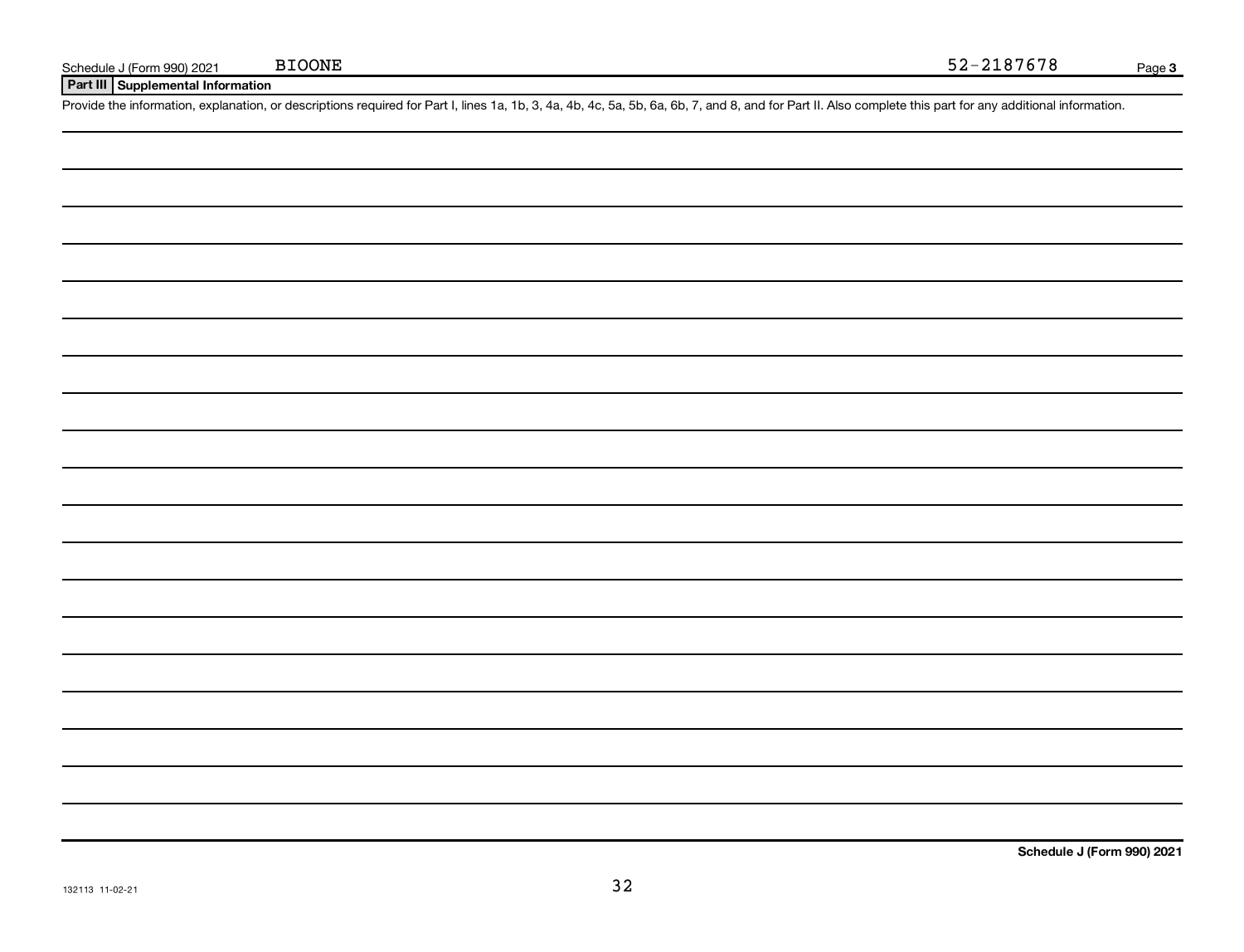## Part III Supplemental Information

Provide the information, explanation, or descriptions required for Part I, lines 1a, 1b, 3, 4a, 4b, 4c, 5a, 5b, 6a, 6b, 7, and 8, and for Part II. Also complete this part for any additional information.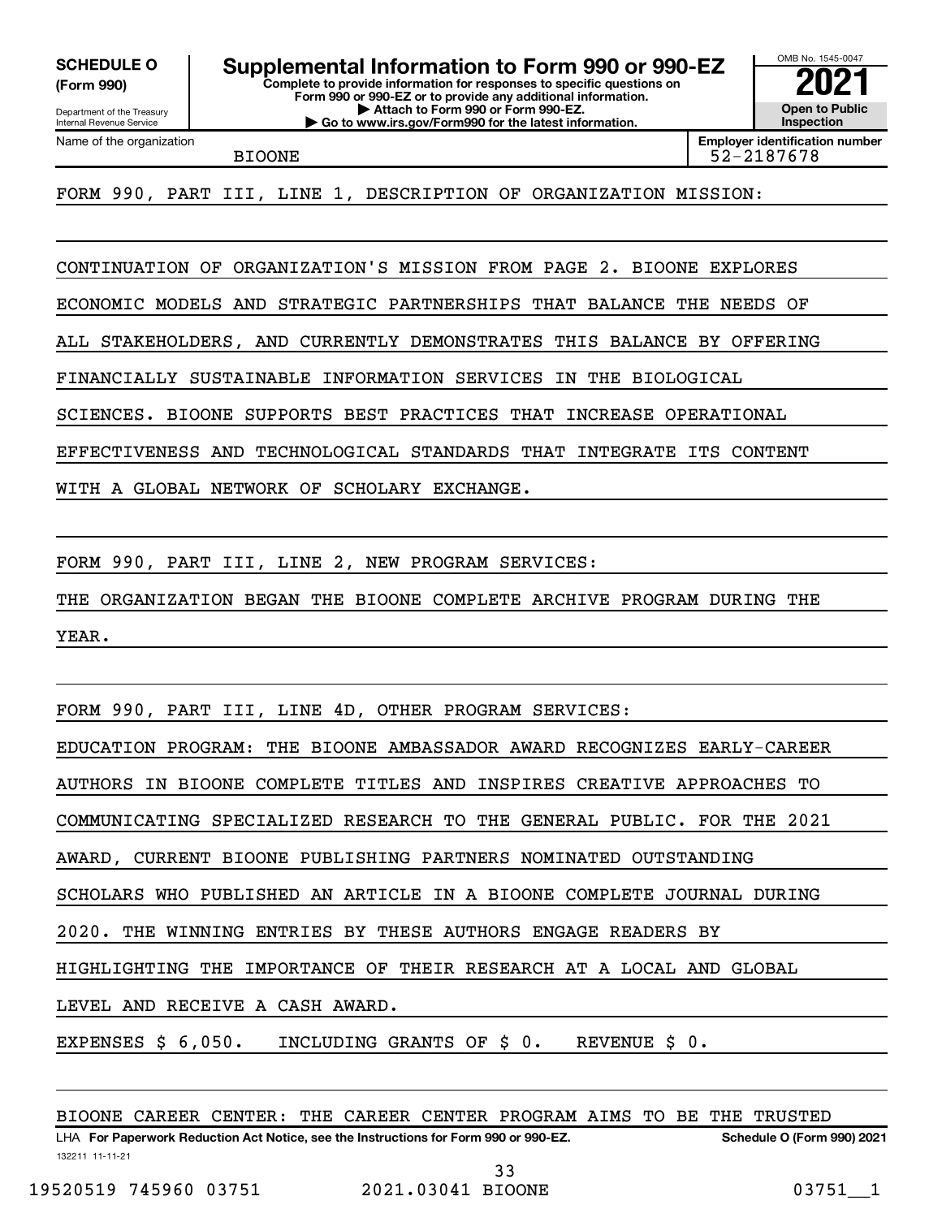**SCHEDULE O (Form 990)**

Department of the Treasury
Internal Revenue Service

# Supplemental Information to Form 990 or 990-EZ

**Complete to provide information for responses to specific questions on Form 990 or 990-EZ or to provide any additional information.**
**▶ Attach to Form 990 or Form 990-EZ.**
**▶ Go to www.irs.gov/Form990 for the latest information.**

OMB No. 1545-0047

**2021**

**Open to Public Inspection**

| Name of the organization | Employer identification number |
|---|---|
| BIOONE | 52-2187678 |

FORM 990, PART III, LINE 1, DESCRIPTION OF ORGANIZATION MISSION:

CONTINUATION OF ORGANIZATION'S MISSION FROM PAGE 2. BIOONE EXPLORES ECONOMIC MODELS AND STRATEGIC PARTNERSHIPS THAT BALANCE THE NEEDS OF ALL STAKEHOLDERS, AND CURRENTLY DEMONSTRATES THIS BALANCE BY OFFERING FINANCIALLY SUSTAINABLE INFORMATION SERVICES IN THE BIOLOGICAL SCIENCES. BIOONE SUPPORTS BEST PRACTICES THAT INCREASE OPERATIONAL EFFECTIVENESS AND TECHNOLOGICAL STANDARDS THAT INTEGRATE ITS CONTENT WITH A GLOBAL NETWORK OF SCHOLARY EXCHANGE.

FORM 990, PART III, LINE 2, NEW PROGRAM SERVICES:

THE ORGANIZATION BEGAN THE BIOONE COMPLETE ARCHIVE PROGRAM DURING THE YEAR.

FORM 990, PART III, LINE 4D, OTHER PROGRAM SERVICES:

EDUCATION PROGRAM: THE BIOONE AMBASSADOR AWARD RECOGNIZES EARLY-CAREER AUTHORS IN BIOONE COMPLETE TITLES AND INSPIRES CREATIVE APPROACHES TO COMMUNICATING SPECIALIZED RESEARCH TO THE GENERAL PUBLIC. FOR THE 2021 AWARD, CURRENT BIOONE PUBLISHING PARTNERS NOMINATED OUTSTANDING SCHOLARS WHO PUBLISHED AN ARTICLE IN A BIOONE COMPLETE JOURNAL DURING 2020. THE WINNING ENTRIES BY THESE AUTHORS ENGAGE READERS BY HIGHLIGHTING THE IMPORTANCE OF THEIR RESEARCH AT A LOCAL AND GLOBAL LEVEL AND RECEIVE A CASH AWARD.

EXPENSES $ 6,050. INCLUDING GRANTS OF $ 0. REVENUE $ 0.

BIOONE CAREER CENTER: THE CAREER CENTER PROGRAM AIMS TO BE THE TRUSTED

LHA **For Paperwork Reduction Act Notice, see the Instructions for Form 990 or 990-EZ.** **Schedule O (Form 990) 2021**

132211 11-11-21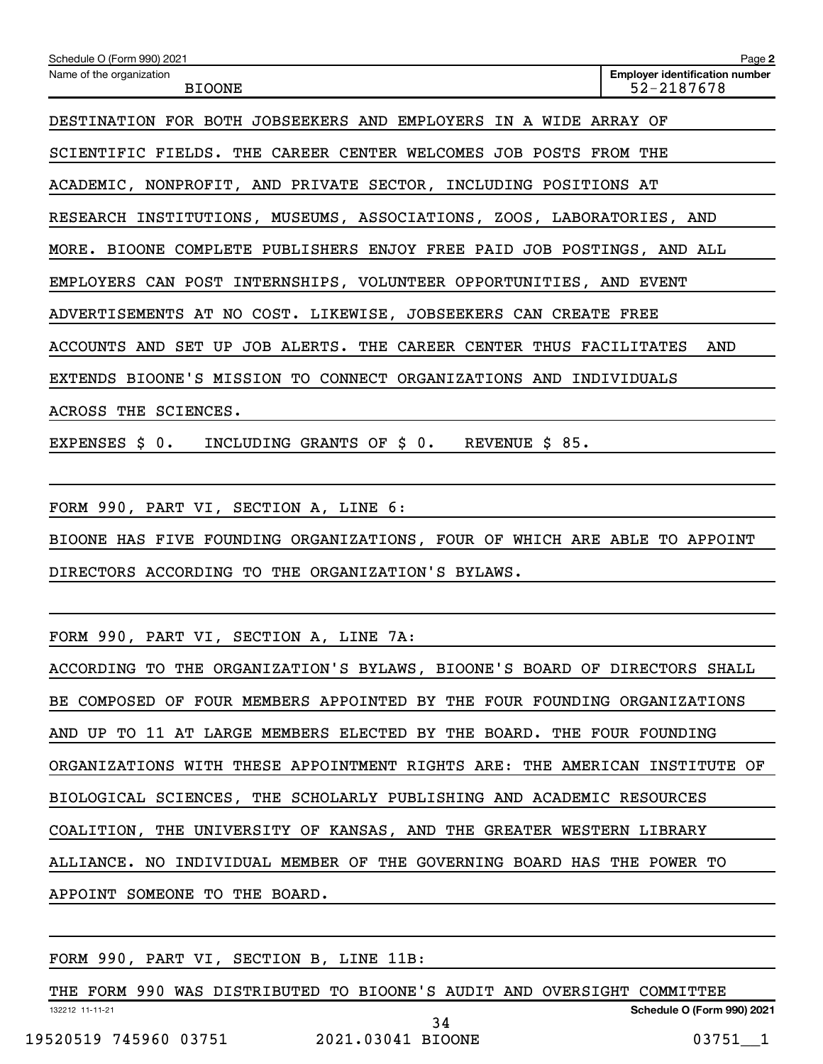Schedule O (Form 990) 2021

Name of the organization: BIOONE

Employer identification number: 52-2187678

DESTINATION FOR BOTH JOBSEEKERS AND EMPLOYERS IN A WIDE ARRAY OF SCIENTIFIC FIELDS. THE CAREER CENTER WELCOMES JOB POSTS FROM THE ACADEMIC, NONPROFIT, AND PRIVATE SECTOR, INCLUDING POSITIONS AT RESEARCH INSTITUTIONS, MUSEUMS, ASSOCIATIONS, ZOOS, LABORATORIES, AND MORE. BIOONE COMPLETE PUBLISHERS ENJOY FREE PAID JOB POSTINGS, AND ALL EMPLOYERS CAN POST INTERNSHIPS, VOLUNTEER OPPORTUNITIES, AND EVENT ADVERTISEMENTS AT NO COST. LIKEWISE, JOBSEEKERS CAN CREATE FREE ACCOUNTS AND SET UP JOB ALERTS. THE CAREER CENTER THUS FACILITATES AND EXTENDS BIOONE'S MISSION TO CONNECT ORGANIZATIONS AND INDIVIDUALS ACROSS THE SCIENCES.

EXPENSES $ 0. INCLUDING GRANTS OF $ 0. REVENUE $ 85.

FORM 990, PART VI, SECTION A, LINE 6:

BIOONE HAS FIVE FOUNDING ORGANIZATIONS, FOUR OF WHICH ARE ABLE TO APPOINT DIRECTORS ACCORDING TO THE ORGANIZATION'S BYLAWS.

FORM 990, PART VI, SECTION A, LINE 7A:

ACCORDING TO THE ORGANIZATION'S BYLAWS, BIOONE'S BOARD OF DIRECTORS SHALL BE COMPOSED OF FOUR MEMBERS APPOINTED BY THE FOUR FOUNDING ORGANIZATIONS AND UP TO 11 AT LARGE MEMBERS ELECTED BY THE BOARD. THE FOUR FOUNDING ORGANIZATIONS WITH THESE APPOINTMENT RIGHTS ARE: THE AMERICAN INSTITUTE OF BIOLOGICAL SCIENCES, THE SCHOLARLY PUBLISHING AND ACADEMIC RESOURCES COALITION, THE UNIVERSITY OF KANSAS, AND THE GREATER WESTERN LIBRARY ALLIANCE. NO INDIVIDUAL MEMBER OF THE GOVERNING BOARD HAS THE POWER TO APPOINT SOMEONE TO THE BOARD.

FORM 990, PART VI, SECTION B, LINE 11B:

THE FORM 990 WAS DISTRIBUTED TO BIOONE'S AUDIT AND OVERSIGHT COMMITTEE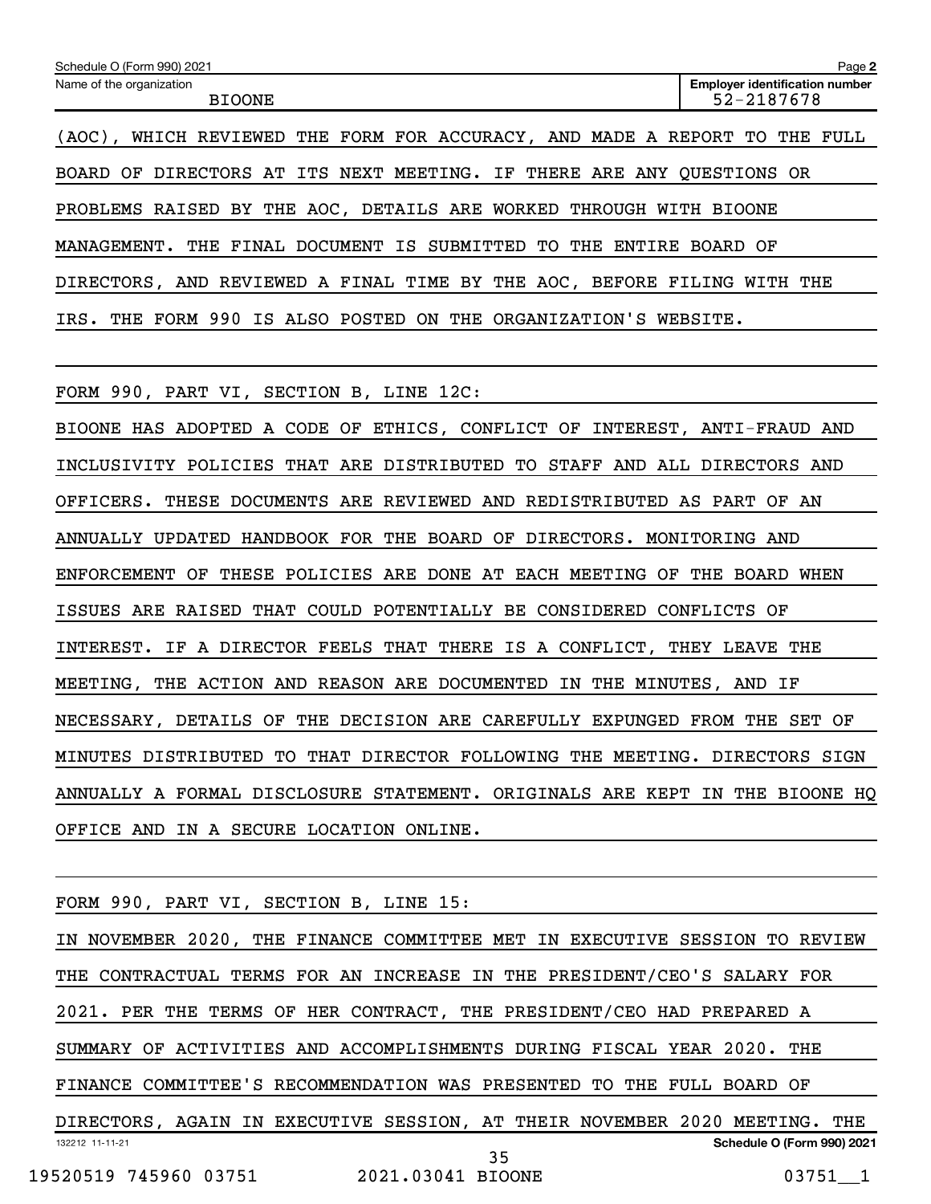Schedule O (Form 990) 2021

Name of the organization: BIOONE

Employer identification number: 52-2187678

(AOC), WHICH REVIEWED THE FORM FOR ACCURACY, AND MADE A REPORT TO THE FULL BOARD OF DIRECTORS AT ITS NEXT MEETING. IF THERE ARE ANY QUESTIONS OR PROBLEMS RAISED BY THE AOC, DETAILS ARE WORKED THROUGH WITH BIOONE MANAGEMENT. THE FINAL DOCUMENT IS SUBMITTED TO THE ENTIRE BOARD OF DIRECTORS, AND REVIEWED A FINAL TIME BY THE AOC, BEFORE FILING WITH THE IRS. THE FORM 990 IS ALSO POSTED ON THE ORGANIZATION'S WEBSITE.

FORM 990, PART VI, SECTION B, LINE 12C:

BIOONE HAS ADOPTED A CODE OF ETHICS, CONFLICT OF INTEREST, ANTI-FRAUD AND INCLUSIVITY POLICIES THAT ARE DISTRIBUTED TO STAFF AND ALL DIRECTORS AND OFFICERS. THESE DOCUMENTS ARE REVIEWED AND REDISTRIBUTED AS PART OF AN ANNUALLY UPDATED HANDBOOK FOR THE BOARD OF DIRECTORS. MONITORING AND ENFORCEMENT OF THESE POLICIES ARE DONE AT EACH MEETING OF THE BOARD WHEN ISSUES ARE RAISED THAT COULD POTENTIALLY BE CONSIDERED CONFLICTS OF INTEREST. IF A DIRECTOR FEELS THAT THERE IS A CONFLICT, THEY LEAVE THE MEETING, THE ACTION AND REASON ARE DOCUMENTED IN THE MINUTES, AND IF NECESSARY, DETAILS OF THE DECISION ARE CAREFULLY EXPUNGED FROM THE SET OF MINUTES DISTRIBUTED TO THAT DIRECTOR FOLLOWING THE MEETING. DIRECTORS SIGN ANNUALLY A FORMAL DISCLOSURE STATEMENT. ORIGINALS ARE KEPT IN THE BIOONE HQ OFFICE AND IN A SECURE LOCATION ONLINE.

FORM 990, PART VI, SECTION B, LINE 15:

IN NOVEMBER 2020, THE FINANCE COMMITTEE MET IN EXECUTIVE SESSION TO REVIEW THE CONTRACTUAL TERMS FOR AN INCREASE IN THE PRESIDENT/CEO'S SALARY FOR 2021. PER THE TERMS OF HER CONTRACT, THE PRESIDENT/CEO HAD PREPARED A SUMMARY OF ACTIVITIES AND ACCOMPLISHMENTS DURING FISCAL YEAR 2020. THE FINANCE COMMITTEE'S RECOMMENDATION WAS PRESENTED TO THE FULL BOARD OF DIRECTORS, AGAIN IN EXECUTIVE SESSION, AT THEIR NOVEMBER 2020 MEETING. THE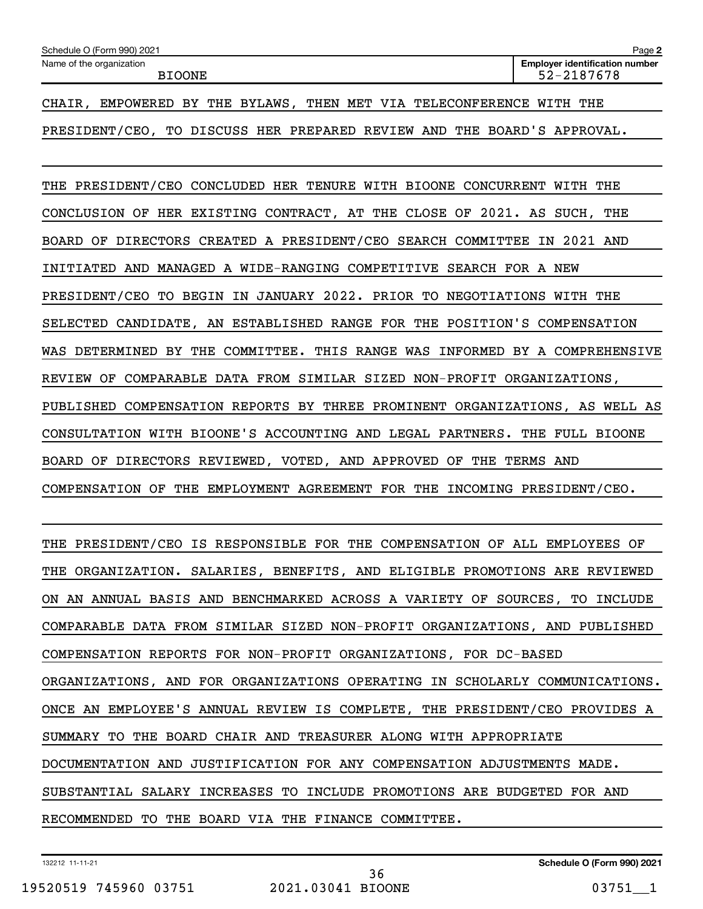Schedule O (Form 990) 2021

Name of the organization: BIOONE

Employer identification number: 52-2187678

CHAIR, EMPOWERED BY THE BYLAWS, THEN MET VIA TELECONFERENCE WITH THE PRESIDENT/CEO, TO DISCUSS HER PREPARED REVIEW AND THE BOARD'S APPROVAL.

THE PRESIDENT/CEO CONCLUDED HER TENURE WITH BIOONE CONCURRENT WITH THE CONCLUSION OF HER EXISTING CONTRACT, AT THE CLOSE OF 2021. AS SUCH, THE BOARD OF DIRECTORS CREATED A PRESIDENT/CEO SEARCH COMMITTEE IN 2021 AND INITIATED AND MANAGED A WIDE-RANGING COMPETITIVE SEARCH FOR A NEW PRESIDENT/CEO TO BEGIN IN JANUARY 2022. PRIOR TO NEGOTIATIONS WITH THE SELECTED CANDIDATE, AN ESTABLISHED RANGE FOR THE POSITION'S COMPENSATION WAS DETERMINED BY THE COMMITTEE. THIS RANGE WAS INFORMED BY A COMPREHENSIVE REVIEW OF COMPARABLE DATA FROM SIMILAR SIZED NON-PROFIT ORGANIZATIONS, PUBLISHED COMPENSATION REPORTS BY THREE PROMINENT ORGANIZATIONS, AS WELL AS CONSULTATION WITH BIOONE'S ACCOUNTING AND LEGAL PARTNERS. THE FULL BIOONE BOARD OF DIRECTORS REVIEWED, VOTED, AND APPROVED OF THE TERMS AND COMPENSATION OF THE EMPLOYMENT AGREEMENT FOR THE INCOMING PRESIDENT/CEO.

THE PRESIDENT/CEO IS RESPONSIBLE FOR THE COMPENSATION OF ALL EMPLOYEES OF THE ORGANIZATION. SALARIES, BENEFITS, AND ELIGIBLE PROMOTIONS ARE REVIEWED ON AN ANNUAL BASIS AND BENCHMARKED ACROSS A VARIETY OF SOURCES, TO INCLUDE COMPARABLE DATA FROM SIMILAR SIZED NON-PROFIT ORGANIZATIONS, AND PUBLISHED COMPENSATION REPORTS FOR NON-PROFIT ORGANIZATIONS, FOR DC-BASED ORGANIZATIONS, AND FOR ORGANIZATIONS OPERATING IN SCHOLARLY COMMUNICATIONS. ONCE AN EMPLOYEE'S ANNUAL REVIEW IS COMPLETE, THE PRESIDENT/CEO PROVIDES A SUMMARY TO THE BOARD CHAIR AND TREASURER ALONG WITH APPROPRIATE DOCUMENTATION AND JUSTIFICATION FOR ANY COMPENSATION ADJUSTMENTS MADE. SUBSTANTIAL SALARY INCREASES TO INCLUDE PROMOTIONS ARE BUDGETED FOR AND RECOMMENDED TO THE BOARD VIA THE FINANCE COMMITTEE.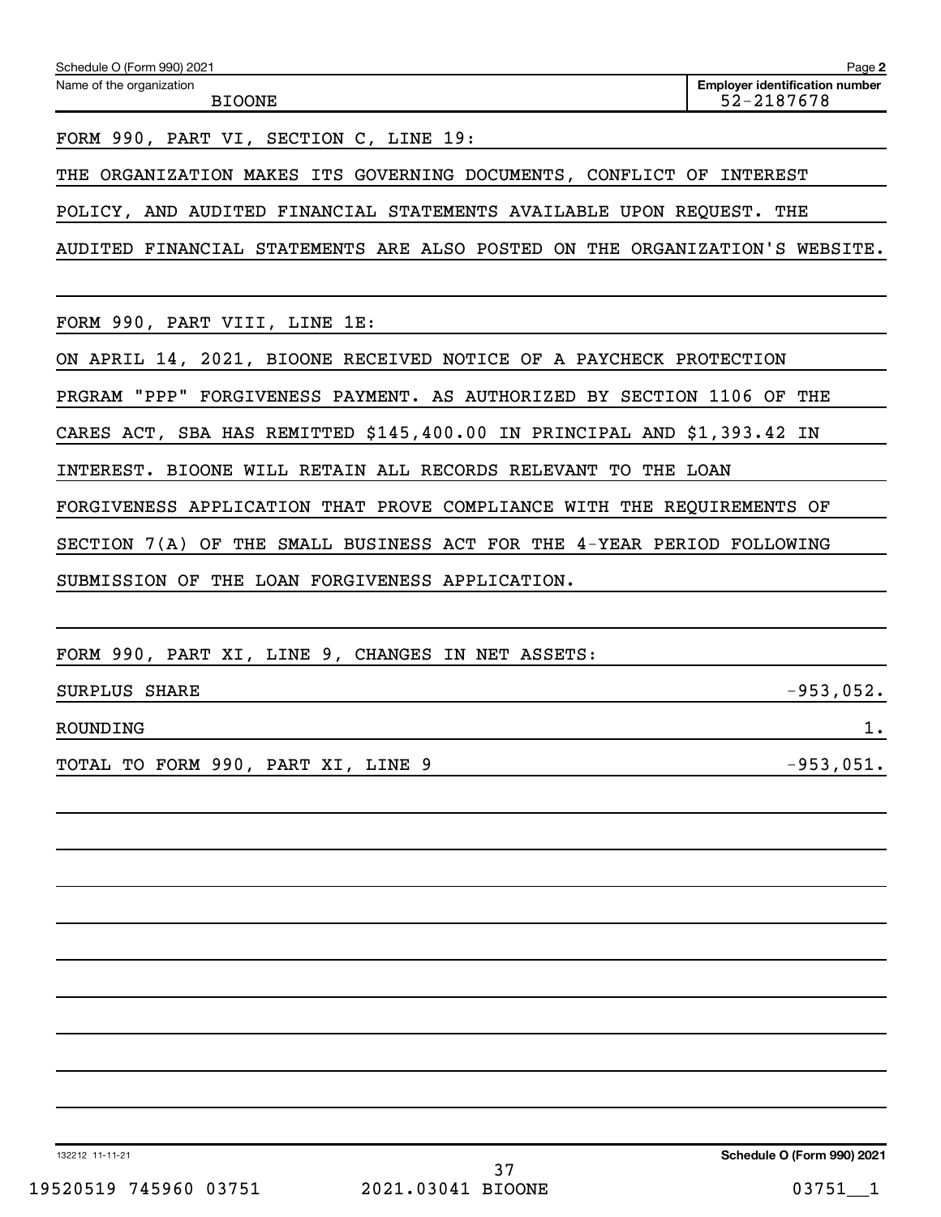Schedule O (Form 990) 2021 Page **2**

Name of the organization: BIOONE

**Employer identification number** 52-2187678

FORM 990, PART VI, SECTION C, LINE 19:

THE ORGANIZATION MAKES ITS GOVERNING DOCUMENTS, CONFLICT OF INTEREST POLICY, AND AUDITED FINANCIAL STATEMENTS AVAILABLE UPON REQUEST. THE AUDITED FINANCIAL STATEMENTS ARE ALSO POSTED ON THE ORGANIZATION'S WEBSITE.

FORM 990, PART VIII, LINE 1E:

ON APRIL 14, 2021, BIOONE RECEIVED NOTICE OF A PAYCHECK PROTECTION PRGRAM "PPP" FORGIVENESS PAYMENT. AS AUTHORIZED BY SECTION 1106 OF THE CARES ACT, SBA HAS REMITTED $145,400.00 IN PRINCIPAL AND $1,393.42 IN INTEREST. BIOONE WILL RETAIN ALL RECORDS RELEVANT TO THE LOAN FORGIVENESS APPLICATION THAT PROVE COMPLIANCE WITH THE REQUIREMENTS OF SECTION 7(A) OF THE SMALL BUSINESS ACT FOR THE 4-YEAR PERIOD FOLLOWING SUBMISSION OF THE LOAN FORGIVENESS APPLICATION.

FORM 990, PART XI, LINE 9, CHANGES IN NET ASSETS:

| | |
|---|---|
| SURPLUS SHARE | -953,052. |
| ROUNDING | 1. |
| TOTAL TO FORM 990, PART XI, LINE 9 | -953,051. |

132212 11-11-21 **Schedule O (Form 990) 2021**

19520519 745960 03751 2021.03041 BIOONE 03751__1